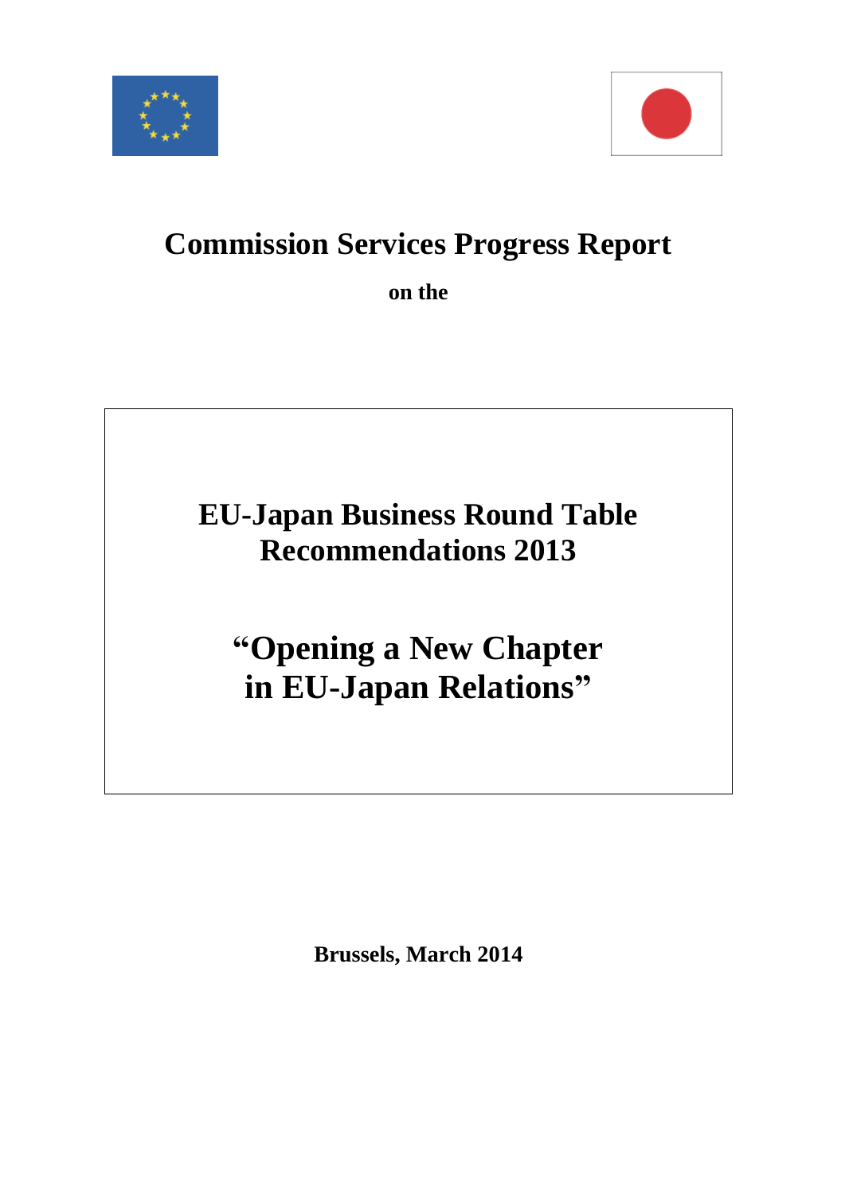# Commission Services Progress Report

**on the**

## EU-Japan Business Round Table Recommendations 2013

## "Opening a New Chapter in EU-Japan Relations"

**Brussels, March 2014**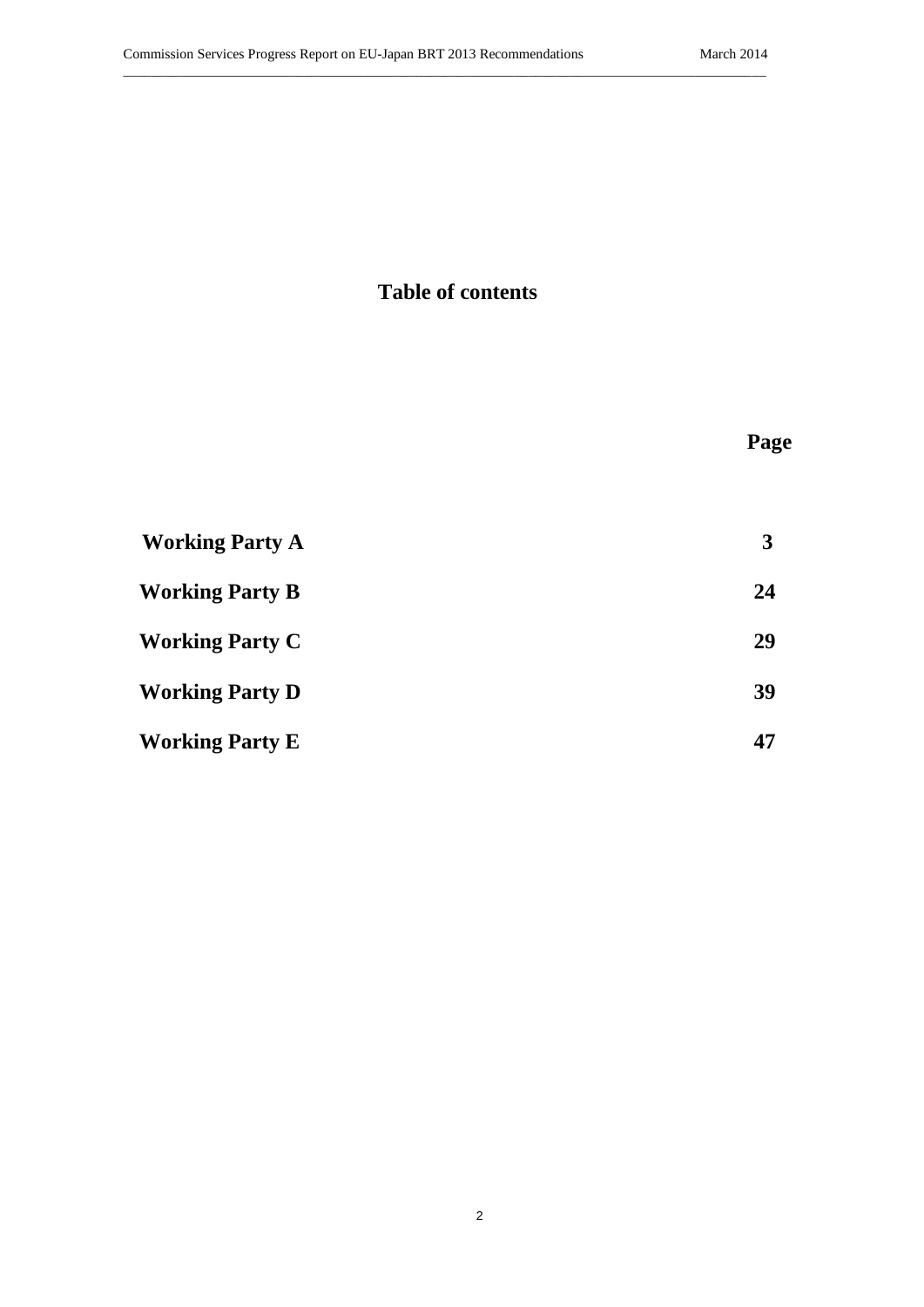# Table of contents

| | Page |
|---|---|
| **Working Party A** | **3** |
| **Working Party B** | **24** |
| **Working Party C** | **29** |
| **Working Party D** | **39** |
| **Working Party E** | **47** |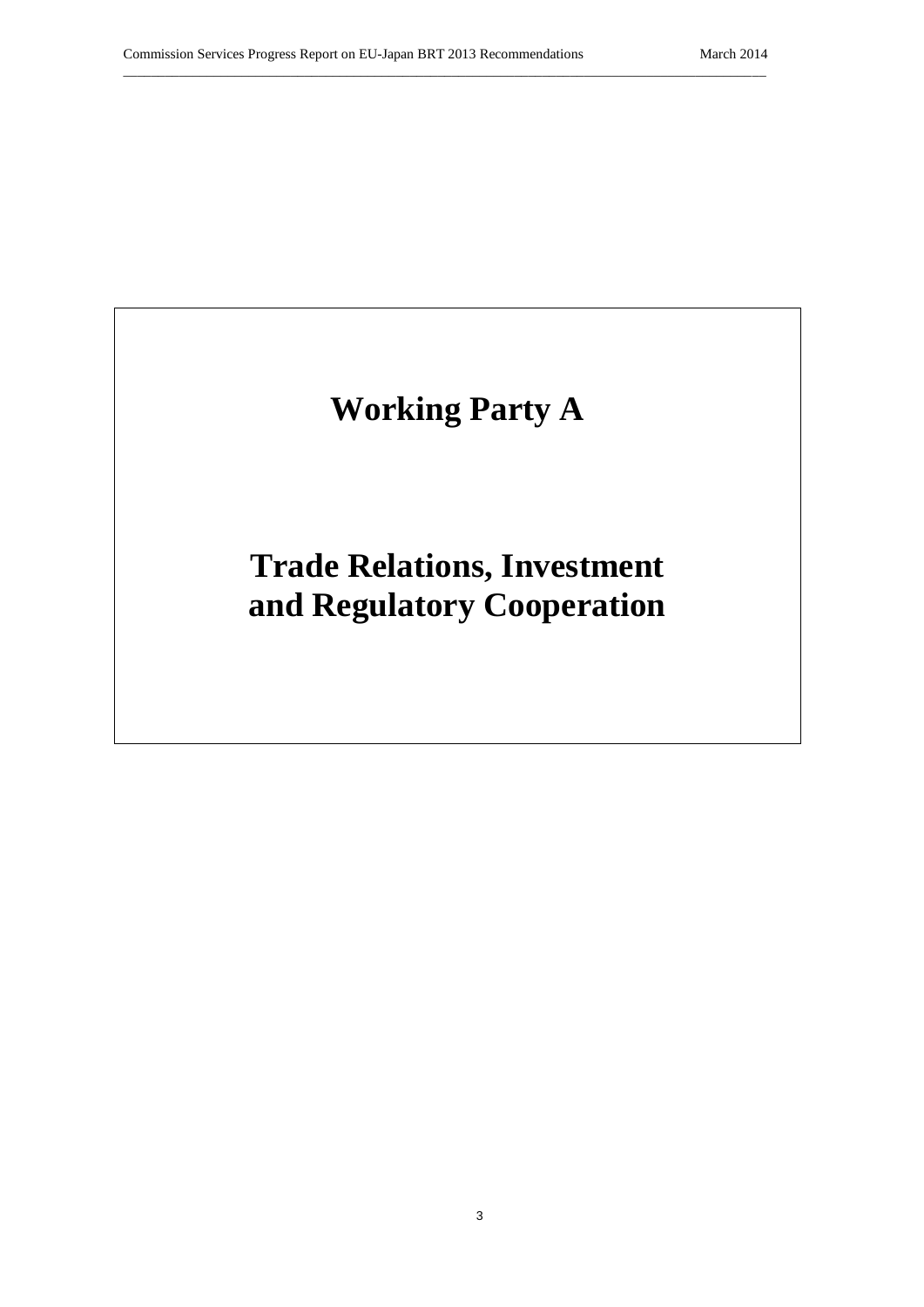# Working Party A

# Trade Relations, Investment and Regulatory Cooperation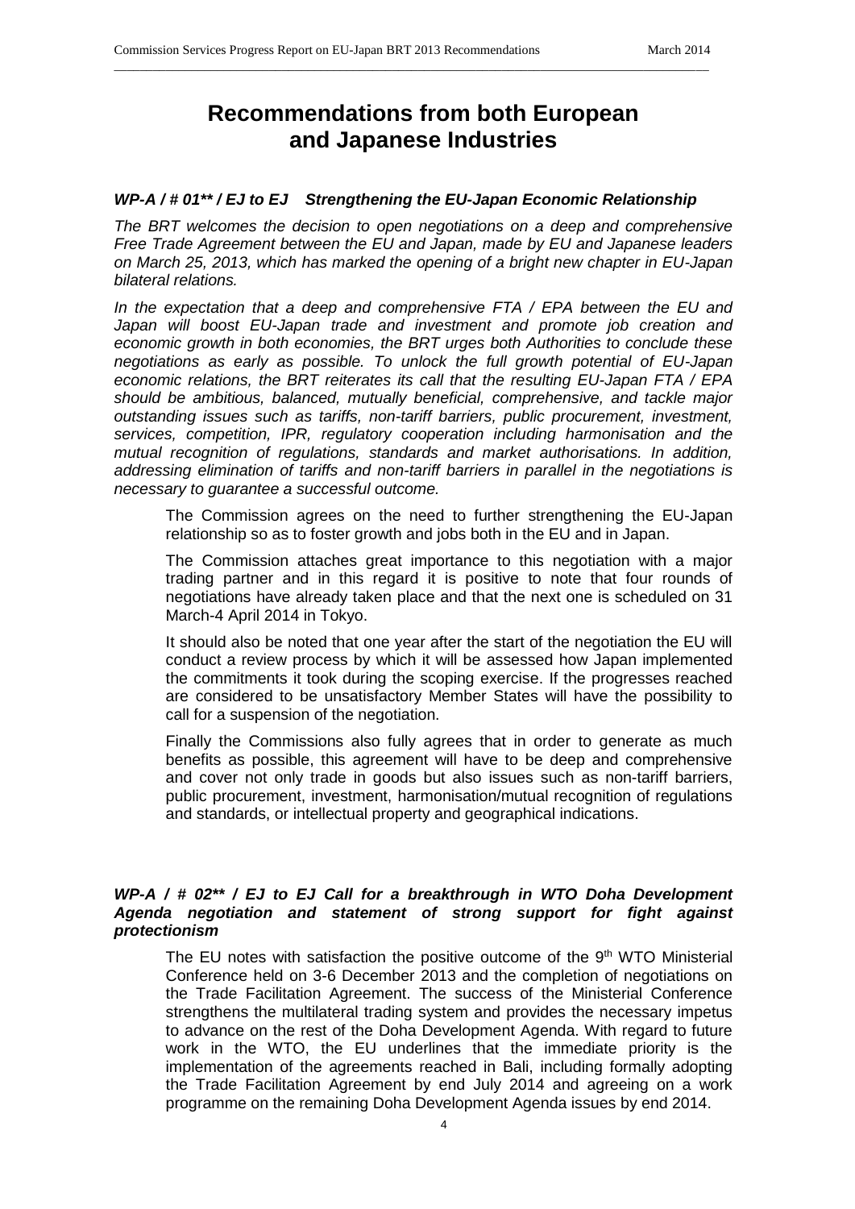# Recommendations from both European and Japanese Industries

### *WP-A / # 01\*\* / EJ to EJ Strengthening the EU-Japan Economic Relationship*

*The BRT welcomes the decision to open negotiations on a deep and comprehensive Free Trade Agreement between the EU and Japan, made by EU and Japanese leaders on March 25, 2013, which has marked the opening of a bright new chapter in EU-Japan bilateral relations.*

*In the expectation that a deep and comprehensive FTA / EPA between the EU and Japan will boost EU-Japan trade and investment and promote job creation and economic growth in both economies, the BRT urges both Authorities to conclude these negotiations as early as possible. To unlock the full growth potential of EU-Japan economic relations, the BRT reiterates its call that the resulting EU-Japan FTA / EPA should be ambitious, balanced, mutually beneficial, comprehensive, and tackle major outstanding issues such as tariffs, non-tariff barriers, public procurement, investment, services, competition, IPR, regulatory cooperation including harmonisation and the mutual recognition of regulations, standards and market authorisations. In addition, addressing elimination of tariffs and non-tariff barriers in parallel in the negotiations is necessary to guarantee a successful outcome.*

The Commission agrees on the need to further strengthening the EU-Japan relationship so as to foster growth and jobs both in the EU and in Japan.

The Commission attaches great importance to this negotiation with a major trading partner and in this regard it is positive to note that four rounds of negotiations have already taken place and that the next one is scheduled on 31 March-4 April 2014 in Tokyo.

It should also be noted that one year after the start of the negotiation the EU will conduct a review process by which it will be assessed how Japan implemented the commitments it took during the scoping exercise. If the progresses reached are considered to be unsatisfactory Member States will have the possibility to call for a suspension of the negotiation.

Finally the Commissions also fully agrees that in order to generate as much benefits as possible, this agreement will have to be deep and comprehensive and cover not only trade in goods but also issues such as non-tariff barriers, public procurement, investment, harmonisation/mutual recognition of regulations and standards, or intellectual property and geographical indications.

### *WP-A / # 02\*\* / EJ to EJ Call for a breakthrough in WTO Doha Development Agenda negotiation and statement of strong support for fight against protectionism*

The EU notes with satisfaction the positive outcome of the 9th WTO Ministerial Conference held on 3-6 December 2013 and the completion of negotiations on the Trade Facilitation Agreement. The success of the Ministerial Conference strengthens the multilateral trading system and provides the necessary impetus to advance on the rest of the Doha Development Agenda. With regard to future work in the WTO, the EU underlines that the immediate priority is the implementation of the agreements reached in Bali, including formally adopting the Trade Facilitation Agreement by end July 2014 and agreeing on a work programme on the remaining Doha Development Agenda issues by end 2014.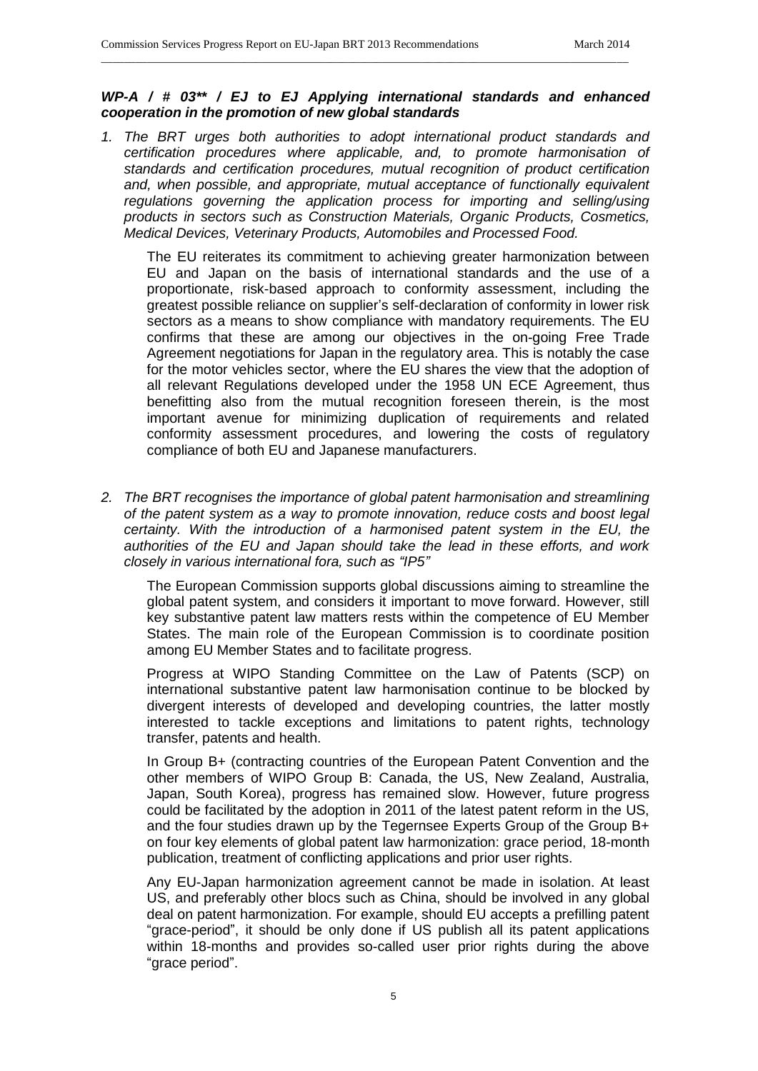***WP-A / # 03\*\* / EJ to EJ Applying international standards and enhanced cooperation in the promotion of new global standards***

*1. The BRT urges both authorities to adopt international product standards and certification procedures where applicable, and, to promote harmonisation of standards and certification procedures, mutual recognition of product certification and, when possible, and appropriate, mutual acceptance of functionally equivalent regulations governing the application process for importing and selling/using products in sectors such as Construction Materials, Organic Products, Cosmetics, Medical Devices, Veterinary Products, Automobiles and Processed Food.*

The EU reiterates its commitment to achieving greater harmonization between EU and Japan on the basis of international standards and the use of a proportionate, risk-based approach to conformity assessment, including the greatest possible reliance on supplier's self-declaration of conformity in lower risk sectors as a means to show compliance with mandatory requirements. The EU confirms that these are among our objectives in the on-going Free Trade Agreement negotiations for Japan in the regulatory area. This is notably the case for the motor vehicles sector, where the EU shares the view that the adoption of all relevant Regulations developed under the 1958 UN ECE Agreement, thus benefitting also from the mutual recognition foreseen therein, is the most important avenue for minimizing duplication of requirements and related conformity assessment procedures, and lowering the costs of regulatory compliance of both EU and Japanese manufacturers.

*2. The BRT recognises the importance of global patent harmonisation and streamlining of the patent system as a way to promote innovation, reduce costs and boost legal certainty. With the introduction of a harmonised patent system in the EU, the authorities of the EU and Japan should take the lead in these efforts, and work closely in various international fora, such as "IP5"*

The European Commission supports global discussions aiming to streamline the global patent system, and considers it important to move forward. However, still key substantive patent law matters rests within the competence of EU Member States. The main role of the European Commission is to coordinate position among EU Member States and to facilitate progress.

Progress at WIPO Standing Committee on the Law of Patents (SCP) on international substantive patent law harmonisation continue to be blocked by divergent interests of developed and developing countries, the latter mostly interested to tackle exceptions and limitations to patent rights, technology transfer, patents and health.

In Group B+ (contracting countries of the European Patent Convention and the other members of WIPO Group B: Canada, the US, New Zealand, Australia, Japan, South Korea), progress has remained slow. However, future progress could be facilitated by the adoption in 2011 of the latest patent reform in the US, and the four studies drawn up by the Tegernsee Experts Group of the Group B+ on four key elements of global patent law harmonization: grace period, 18-month publication, treatment of conflicting applications and prior user rights.

Any EU-Japan harmonization agreement cannot be made in isolation. At least US, and preferably other blocs such as China, should be involved in any global deal on patent harmonization. For example, should EU accepts a prefilling patent "grace-period", it should be only done if US publish all its patent applications within 18-months and provides so-called user prior rights during the above "grace period".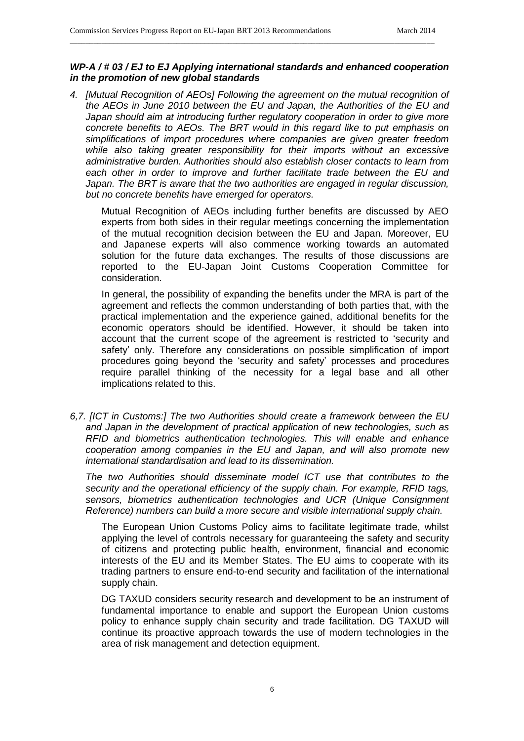***WP-A / # 03 / EJ to EJ Applying international standards and enhanced cooperation in the promotion of new global standards***

*4. [Mutual Recognition of AEOs] Following the agreement on the mutual recognition of the AEOs in June 2010 between the EU and Japan, the Authorities of the EU and Japan should aim at introducing further regulatory cooperation in order to give more concrete benefits to AEOs. The BRT would in this regard like to put emphasis on simplifications of import procedures where companies are given greater freedom while also taking greater responsibility for their imports without an excessive administrative burden. Authorities should also establish closer contacts to learn from each other in order to improve and further facilitate trade between the EU and Japan. The BRT is aware that the two authorities are engaged in regular discussion, but no concrete benefits have emerged for operators.*

Mutual Recognition of AEOs including further benefits are discussed by AEO experts from both sides in their regular meetings concerning the implementation of the mutual recognition decision between the EU and Japan. Moreover, EU and Japanese experts will also commence working towards an automated solution for the future data exchanges. The results of those discussions are reported to the EU-Japan Joint Customs Cooperation Committee for consideration.

In general, the possibility of expanding the benefits under the MRA is part of the agreement and reflects the common understanding of both parties that, with the practical implementation and the experience gained, additional benefits for the economic operators should be identified. However, it should be taken into account that the current scope of the agreement is restricted to 'security and safety' only. Therefore any considerations on possible simplification of import procedures going beyond the 'security and safety' processes and procedures require parallel thinking of the necessity for a legal base and all other implications related to this.

*6,7. [ICT in Customs:] The two Authorities should create a framework between the EU and Japan in the development of practical application of new technologies, such as RFID and biometrics authentication technologies. This will enable and enhance cooperation among companies in the EU and Japan, and will also promote new international standardisation and lead to its dissemination.*

*The two Authorities should disseminate model ICT use that contributes to the security and the operational efficiency of the supply chain. For example, RFID tags, sensors, biometrics authentication technologies and UCR (Unique Consignment Reference) numbers can build a more secure and visible international supply chain.*

The European Union Customs Policy aims to facilitate legitimate trade, whilst applying the level of controls necessary for guaranteeing the safety and security of citizens and protecting public health, environment, financial and economic interests of the EU and its Member States. The EU aims to cooperate with its trading partners to ensure end-to-end security and facilitation of the international supply chain.

DG TAXUD considers security research and development to be an instrument of fundamental importance to enable and support the European Union customs policy to enhance supply chain security and trade facilitation. DG TAXUD will continue its proactive approach towards the use of modern technologies in the area of risk management and detection equipment.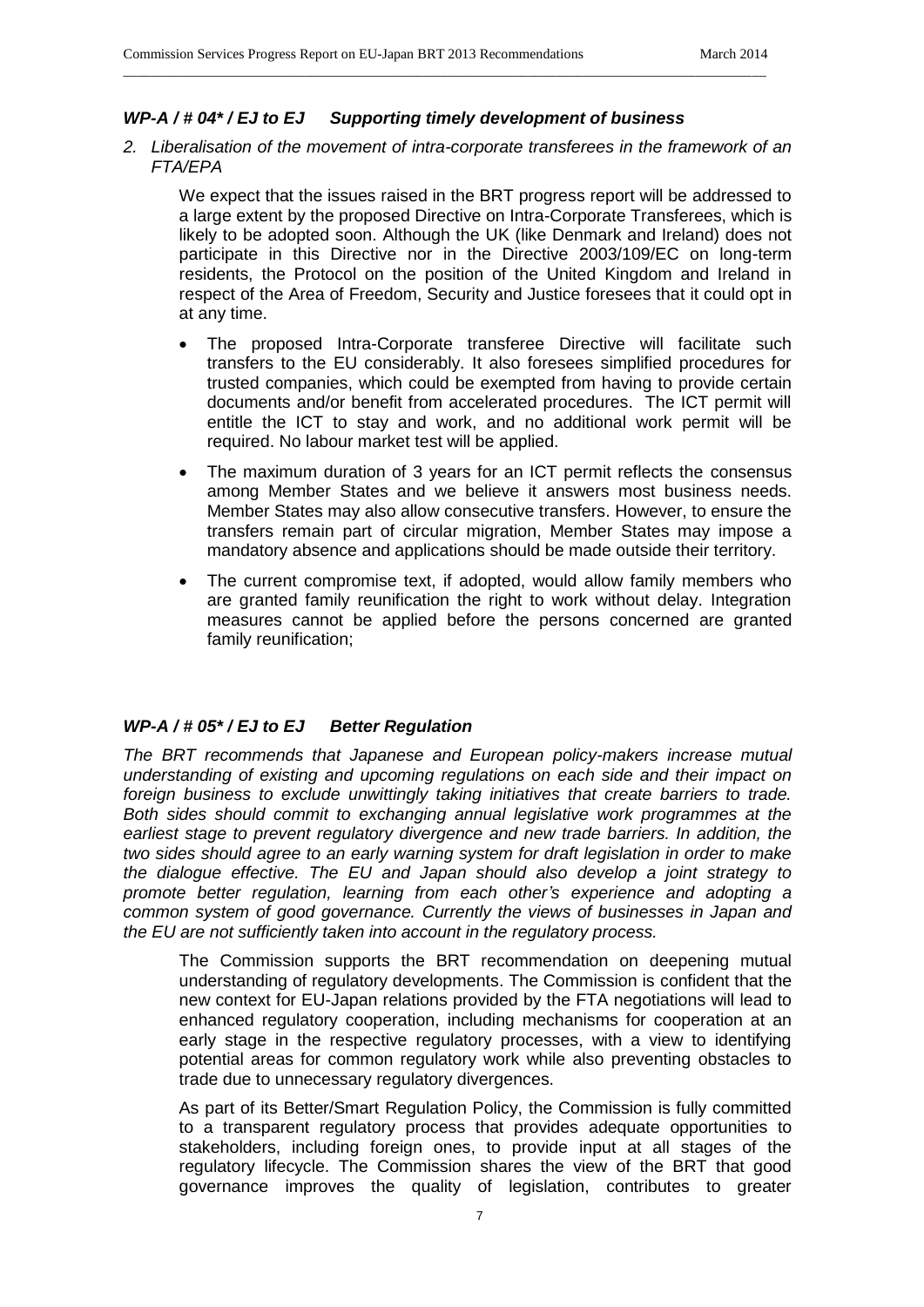### *WP-A / # 04\* / EJ to EJ Supporting timely development of business*

2. *Liberalisation of the movement of intra-corporate transferees in the framework of an FTA/EPA*

   We expect that the issues raised in the BRT progress report will be addressed to a large extent by the proposed Directive on Intra-Corporate Transferees, which is likely to be adopted soon. Although the UK (like Denmark and Ireland) does not participate in this Directive nor in the Directive 2003/109/EC on long-term residents, the Protocol on the position of the United Kingdom and Ireland in respect of the Area of Freedom, Security and Justice foresees that it could opt in at any time.

   - The proposed Intra-Corporate transferee Directive will facilitate such transfers to the EU considerably. It also foresees simplified procedures for trusted companies, which could be exempted from having to provide certain documents and/or benefit from accelerated procedures. The ICT permit will entitle the ICT to stay and work, and no additional work permit will be required. No labour market test will be applied.
   - The maximum duration of 3 years for an ICT permit reflects the consensus among Member States and we believe it answers most business needs. Member States may also allow consecutive transfers. However, to ensure the transfers remain part of circular migration, Member States may impose a mandatory absence and applications should be made outside their territory.
   - The current compromise text, if adopted, would allow family members who are granted family reunification the right to work without delay. Integration measures cannot be applied before the persons concerned are granted family reunification;

### *WP-A / # 05\* / EJ to EJ Better Regulation*

*The BRT recommends that Japanese and European policy-makers increase mutual understanding of existing and upcoming regulations on each side and their impact on foreign business to exclude unwittingly taking initiatives that create barriers to trade. Both sides should commit to exchanging annual legislative work programmes at the earliest stage to prevent regulatory divergence and new trade barriers. In addition, the two sides should agree to an early warning system for draft legislation in order to make the dialogue effective. The EU and Japan should also develop a joint strategy to promote better regulation, learning from each other's experience and adopting a common system of good governance. Currently the views of businesses in Japan and the EU are not sufficiently taken into account in the regulatory process.*

The Commission supports the BRT recommendation on deepening mutual understanding of regulatory developments. The Commission is confident that the new context for EU-Japan relations provided by the FTA negotiations will lead to enhanced regulatory cooperation, including mechanisms for cooperation at an early stage in the respective regulatory processes, with a view to identifying potential areas for common regulatory work while also preventing obstacles to trade due to unnecessary regulatory divergences.

As part of its Better/Smart Regulation Policy, the Commission is fully committed to a transparent regulatory process that provides adequate opportunities to stakeholders, including foreign ones, to provide input at all stages of the regulatory lifecycle. The Commission shares the view of the BRT that good governance improves the quality of legislation, contributes to greater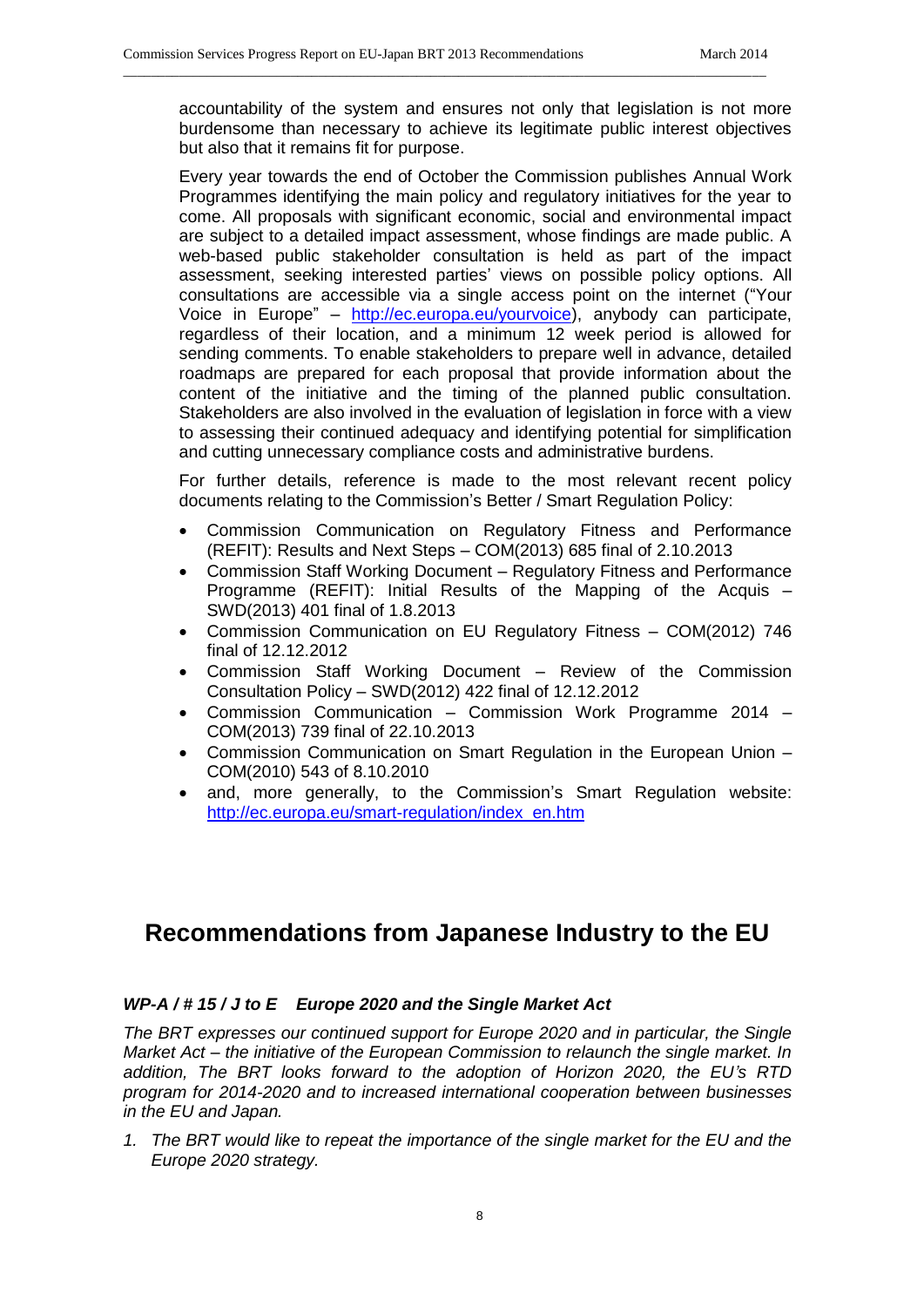accountability of the system and ensures not only that legislation is not more burdensome than necessary to achieve its legitimate public interest objectives but also that it remains fit for purpose.

Every year towards the end of October the Commission publishes Annual Work Programmes identifying the main policy and regulatory initiatives for the year to come. All proposals with significant economic, social and environmental impact are subject to a detailed impact assessment, whose findings are made public. A web-based public stakeholder consultation is held as part of the impact assessment, seeking interested parties' views on possible policy options. All consultations are accessible via a single access point on the internet ("Your Voice in Europe" – http://ec.europa.eu/yourvoice), anybody can participate, regardless of their location, and a minimum 12 week period is allowed for sending comments. To enable stakeholders to prepare well in advance, detailed roadmaps are prepared for each proposal that provide information about the content of the initiative and the timing of the planned public consultation. Stakeholders are also involved in the evaluation of legislation in force with a view to assessing their continued adequacy and identifying potential for simplification and cutting unnecessary compliance costs and administrative burdens.

For further details, reference is made to the most relevant recent policy documents relating to the Commission's Better / Smart Regulation Policy:

- Commission Communication on Regulatory Fitness and Performance (REFIT): Results and Next Steps – COM(2013) 685 final of 2.10.2013
- Commission Staff Working Document – Regulatory Fitness and Performance Programme (REFIT): Initial Results of the Mapping of the Acquis – SWD(2013) 401 final of 1.8.2013
- Commission Communication on EU Regulatory Fitness – COM(2012) 746 final of 12.12.2012
- Commission Staff Working Document – Review of the Commission Consultation Policy – SWD(2012) 422 final of 12.12.2012
- Commission Communication – Commission Work Programme 2014 – COM(2013) 739 final of 22.10.2013
- Commission Communication on Smart Regulation in the European Union – COM(2010) 543 of 8.10.2010
- and, more generally, to the Commission's Smart Regulation website: http://ec.europa.eu/smart-regulation/index_en.htm

# Recommendations from Japanese Industry to the EU

### *WP-A / # 15 / J to E Europe 2020 and the Single Market Act*

*The BRT expresses our continued support for Europe 2020 and in particular, the Single Market Act – the initiative of the European Commission to relaunch the single market. In addition, The BRT looks forward to the adoption of Horizon 2020, the EU's RTD program for 2014-2020 and to increased international cooperation between businesses in the EU and Japan.*

1. *The BRT would like to repeat the importance of the single market for the EU and the Europe 2020 strategy.*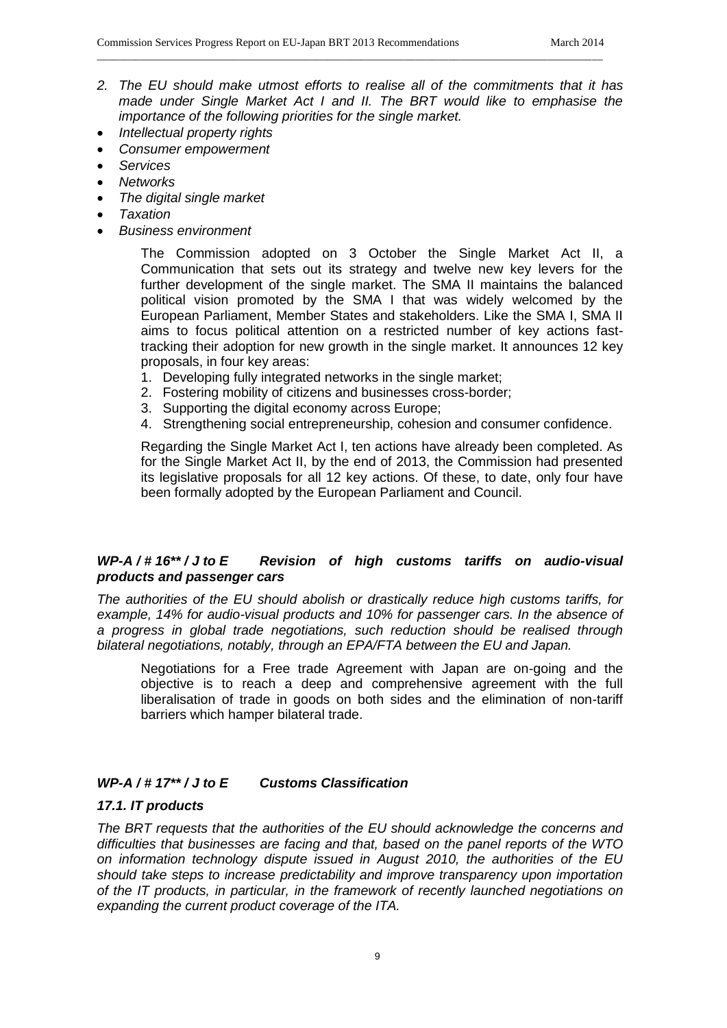*2. The EU should make utmost efforts to realise all of the commitments that it has made under Single Market Act I and II. The BRT would like to emphasise the importance of the following priorities for the single market.*

- *Intellectual property rights*
- *Consumer empowerment*
- *Services*
- *Networks*
- *The digital single market*
- *Taxation*
- *Business environment*

The Commission adopted on 3 October the Single Market Act II, a Communication that sets out its strategy and twelve new key levers for the further development of the single market. The SMA II maintains the balanced political vision promoted by the SMA I that was widely welcomed by the European Parliament, Member States and stakeholders. Like the SMA I, SMA II aims to focus political attention on a restricted number of key actions fast-tracking their adoption for new growth in the single market. It announces 12 key proposals, in four key areas:

1. Developing fully integrated networks in the single market;
2. Fostering mobility of citizens and businesses cross-border;
3. Supporting the digital economy across Europe;
4. Strengthening social entrepreneurship, cohesion and consumer confidence.

Regarding the Single Market Act I, ten actions have already been completed. As for the Single Market Act II, by the end of 2013, the Commission had presented its legislative proposals for all 12 key actions. Of these, to date, only four have been formally adopted by the European Parliament and Council.

### *WP-A / # 16** / J to E Revision of high customs tariffs on audio-visual products and passenger cars*

*The authorities of the EU should abolish or drastically reduce high customs tariffs, for example, 14% for audio-visual products and 10% for passenger cars. In the absence of a progress in global trade negotiations, such reduction should be realised through bilateral negotiations, notably, through an EPA/FTA between the EU and Japan.*

Negotiations for a Free trade Agreement with Japan are on-going and the objective is to reach a deep and comprehensive agreement with the full liberalisation of trade in goods on both sides and the elimination of non-tariff barriers which hamper bilateral trade.

### *WP-A / # 17** / J to E Customs Classification*

#### *17.1. IT products*

*The BRT requests that the authorities of the EU should acknowledge the concerns and difficulties that businesses are facing and that, based on the panel reports of the WTO on information technology dispute issued in August 2010, the authorities of the EU should take steps to increase predictability and improve transparency upon importation of the IT products, in particular, in the framework of recently launched negotiations on expanding the current product coverage of the ITA.*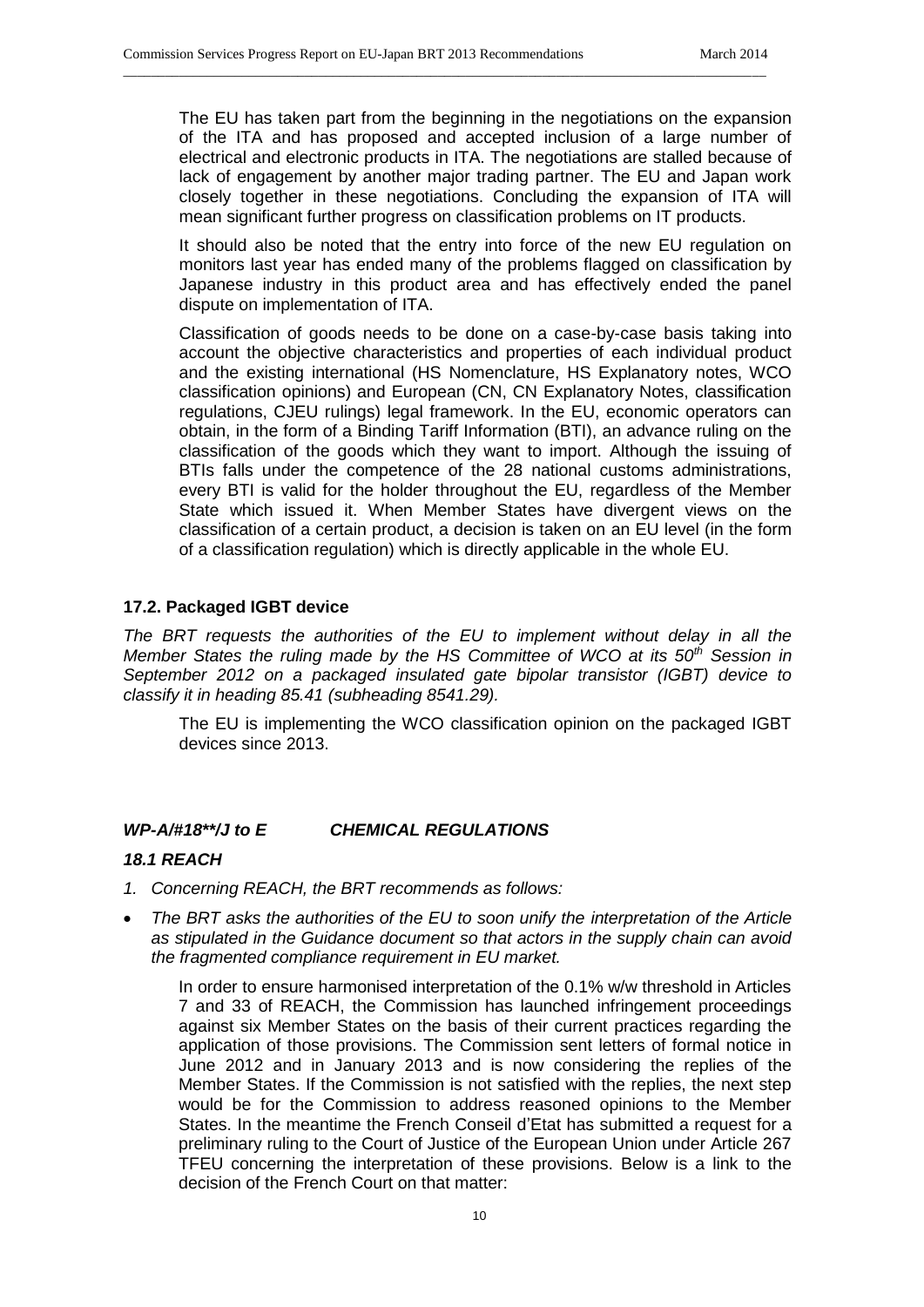The EU has taken part from the beginning in the negotiations on the expansion of the ITA and has proposed and accepted inclusion of a large number of electrical and electronic products in ITA. The negotiations are stalled because of lack of engagement by another major trading partner. The EU and Japan work closely together in these negotiations. Concluding the expansion of ITA will mean significant further progress on classification problems on IT products.

It should also be noted that the entry into force of the new EU regulation on monitors last year has ended many of the problems flagged on classification by Japanese industry in this product area and has effectively ended the panel dispute on implementation of ITA.

Classification of goods needs to be done on a case-by-case basis taking into account the objective characteristics and properties of each individual product and the existing international (HS Nomenclature, HS Explanatory notes, WCO classification opinions) and European (CN, CN Explanatory Notes, classification regulations, CJEU rulings) legal framework. In the EU, economic operators can obtain, in the form of a Binding Tariff Information (BTI), an advance ruling on the classification of the goods which they want to import. Although the issuing of BTIs falls under the competence of the 28 national customs administrations, every BTI is valid for the holder throughout the EU, regardless of the Member State which issued it. When Member States have divergent views on the classification of a certain product, a decision is taken on an EU level (in the form of a classification regulation) which is directly applicable in the whole EU.

### 17.2. Packaged IGBT device

*The BRT requests the authorities of the EU to implement without delay in all the Member States the ruling made by the HS Committee of WCO at its 50th Session in September 2012 on a packaged insulated gate bipolar transistor (IGBT) device to classify it in heading 85.41 (subheading 8541.29).*

The EU is implementing the WCO classification opinion on the packaged IGBT devices since 2013.

## *WP-A/#18**/J to E CHEMICAL REGULATIONS*

### *18.1 REACH*

1. *Concerning REACH, the BRT recommends as follows:*

- *The BRT asks the authorities of the EU to soon unify the interpretation of the Article as stipulated in the Guidance document so that actors in the supply chain can avoid the fragmented compliance requirement in EU market.*

In order to ensure harmonised interpretation of the 0.1% w/w threshold in Articles 7 and 33 of REACH, the Commission has launched infringement proceedings against six Member States on the basis of their current practices regarding the application of those provisions. The Commission sent letters of formal notice in June 2012 and in January 2013 and is now considering the replies of the Member States. If the Commission is not satisfied with the replies, the next step would be for the Commission to address reasoned opinions to the Member States. In the meantime the French Conseil d'Etat has submitted a request for a preliminary ruling to the Court of Justice of the European Union under Article 267 TFEU concerning the interpretation of these provisions. Below is a link to the decision of the French Court on that matter: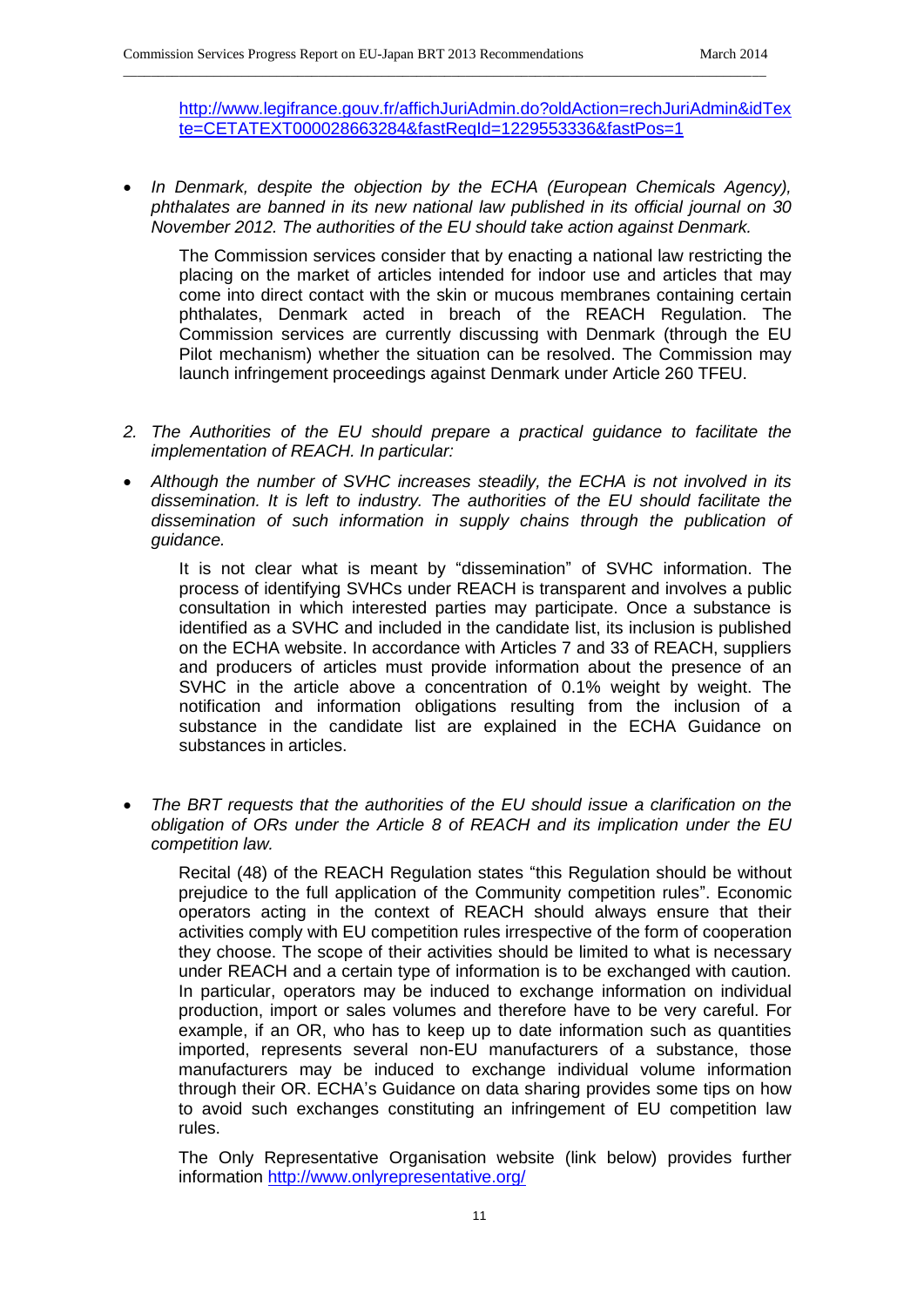http://www.legifrance.gouv.fr/affichJuriAdmin.do?oldAction=rechJuriAdmin&idTexte=CETATEXT000028663284&fastReqId=1229553336&fastPos=1

- *In Denmark, despite the objection by the ECHA (European Chemicals Agency), phthalates are banned in its new national law published in its official journal on 30 November 2012. The authorities of the EU should take action against Denmark.*

  The Commission services consider that by enacting a national law restricting the placing on the market of articles intended for indoor use and articles that may come into direct contact with the skin or mucous membranes containing certain phthalates, Denmark acted in breach of the REACH Regulation. The Commission services are currently discussing with Denmark (through the EU Pilot mechanism) whether the situation can be resolved. The Commission may launch infringement proceedings against Denmark under Article 260 TFEU.

2. *The Authorities of the EU should prepare a practical guidance to facilitate the implementation of REACH. In particular:*

- *Although the number of SVHC increases steadily, the ECHA is not involved in its dissemination. It is left to industry. The authorities of the EU should facilitate the dissemination of such information in supply chains through the publication of guidance.*

  It is not clear what is meant by "dissemination" of SVHC information. The process of identifying SVHCs under REACH is transparent and involves a public consultation in which interested parties may participate. Once a substance is identified as a SVHC and included in the candidate list, its inclusion is published on the ECHA website. In accordance with Articles 7 and 33 of REACH, suppliers and producers of articles must provide information about the presence of an SVHC in the article above a concentration of 0.1% weight by weight. The notification and information obligations resulting from the inclusion of a substance in the candidate list are explained in the ECHA Guidance on substances in articles.

- *The BRT requests that the authorities of the EU should issue a clarification on the obligation of ORs under the Article 8 of REACH and its implication under the EU competition law.*

  Recital (48) of the REACH Regulation states "this Regulation should be without prejudice to the full application of the Community competition rules". Economic operators acting in the context of REACH should always ensure that their activities comply with EU competition rules irrespective of the form of cooperation they choose. The scope of their activities should be limited to what is necessary under REACH and a certain type of information is to be exchanged with caution. In particular, operators may be induced to exchange information on individual production, import or sales volumes and therefore have to be very careful. For example, if an OR, who has to keep up to date information such as quantities imported, represents several non-EU manufacturers of a substance, those manufacturers may be induced to exchange individual volume information through their OR. ECHA's Guidance on data sharing provides some tips on how to avoid such exchanges constituting an infringement of EU competition law rules.

  The Only Representative Organisation website (link below) provides further information http://www.onlyrepresentative.org/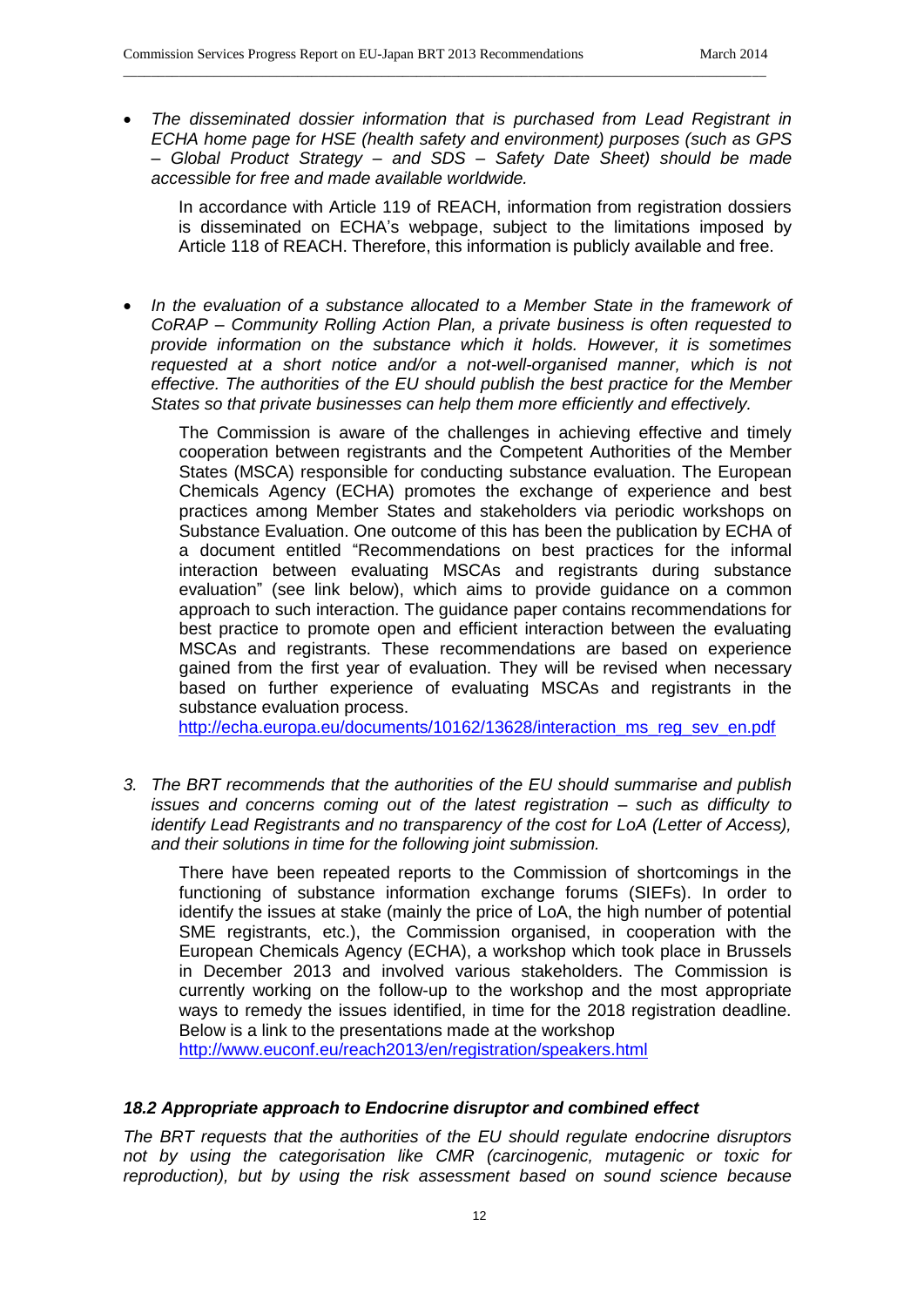- *The disseminated dossier information that is purchased from Lead Registrant in ECHA home page for HSE (health safety and environment) purposes (such as GPS – Global Product Strategy – and SDS – Safety Date Sheet) should be made accessible for free and made available worldwide.*

  In accordance with Article 119 of REACH, information from registration dossiers is disseminated on ECHA's webpage, subject to the limitations imposed by Article 118 of REACH. Therefore, this information is publicly available and free.

- *In the evaluation of a substance allocated to a Member State in the framework of CoRAP – Community Rolling Action Plan, a private business is often requested to provide information on the substance which it holds. However, it is sometimes requested at a short notice and/or a not-well-organised manner, which is not effective. The authorities of the EU should publish the best practice for the Member States so that private businesses can help them more efficiently and effectively.*

  The Commission is aware of the challenges in achieving effective and timely cooperation between registrants and the Competent Authorities of the Member States (MSCA) responsible for conducting substance evaluation. The European Chemicals Agency (ECHA) promotes the exchange of experience and best practices among Member States and stakeholders via periodic workshops on Substance Evaluation. One outcome of this has been the publication by ECHA of a document entitled "Recommendations on best practices for the informal interaction between evaluating MSCAs and registrants during substance evaluation" (see link below), which aims to provide guidance on a common approach to such interaction. The guidance paper contains recommendations for best practice to promote open and efficient interaction between the evaluating MSCAs and registrants. These recommendations are based on experience gained from the first year of evaluation. They will be revised when necessary based on further experience of evaluating MSCAs and registrants in the substance evaluation process.
  http://echa.europa.eu/documents/10162/13628/interaction_ms_reg_sev_en.pdf

3. *The BRT recommends that the authorities of the EU should summarise and publish issues and concerns coming out of the latest registration – such as difficulty to identify Lead Registrants and no transparency of the cost for LoA (Letter of Access), and their solutions in time for the following joint submission.*

   There have been repeated reports to the Commission of shortcomings in the functioning of substance information exchange forums (SIEFs). In order to identify the issues at stake (mainly the price of LoA, the high number of potential SME registrants, etc.), the Commission organised, in cooperation with the European Chemicals Agency (ECHA), a workshop which took place in Brussels in December 2013 and involved various stakeholders. The Commission is currently working on the follow-up to the workshop and the most appropriate ways to remedy the issues identified, in time for the 2018 registration deadline. Below is a link to the presentations made at the workshop
   http://www.euconf.eu/reach2013/en/registration/speakers.html

### *18.2 Appropriate approach to Endocrine disruptor and combined effect*

*The BRT requests that the authorities of the EU should regulate endocrine disruptors not by using the categorisation like CMR (carcinogenic, mutagenic or toxic for reproduction), but by using the risk assessment based on sound science because*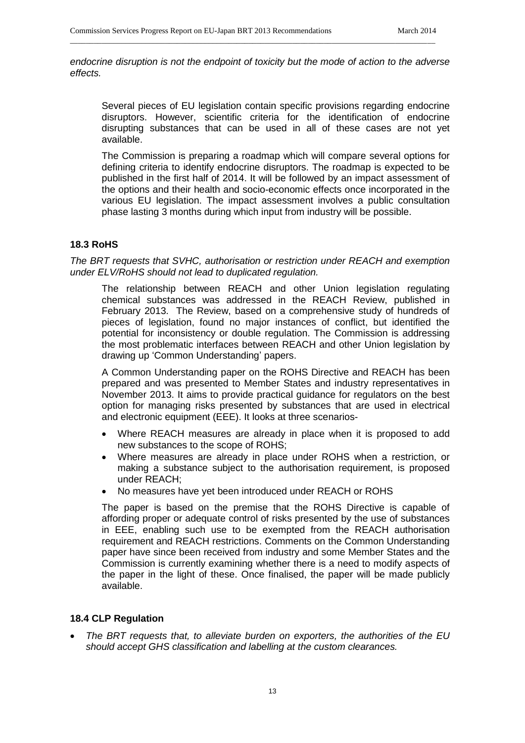*endocrine disruption is not the endpoint of toxicity but the mode of action to the adverse effects.*

Several pieces of EU legislation contain specific provisions regarding endocrine disruptors. However, scientific criteria for the identification of endocrine disrupting substances that can be used in all of these cases are not yet available.

The Commission is preparing a roadmap which will compare several options for defining criteria to identify endocrine disruptors. The roadmap is expected to be published in the first half of 2014. It will be followed by an impact assessment of the options and their health and socio-economic effects once incorporated in the various EU legislation. The impact assessment involves a public consultation phase lasting 3 months during which input from industry will be possible.

### 18.3 RoHS

*The BRT requests that SVHC, authorisation or restriction under REACH and exemption under ELV/RoHS should not lead to duplicated regulation.*

The relationship between REACH and other Union legislation regulating chemical substances was addressed in the REACH Review, published in February 2013. The Review, based on a comprehensive study of hundreds of pieces of legislation, found no major instances of conflict, but identified the potential for inconsistency or double regulation. The Commission is addressing the most problematic interfaces between REACH and other Union legislation by drawing up 'Common Understanding' papers.

A Common Understanding paper on the ROHS Directive and REACH has been prepared and was presented to Member States and industry representatives in November 2013. It aims to provide practical guidance for regulators on the best option for managing risks presented by substances that are used in electrical and electronic equipment (EEE). It looks at three scenarios-

- Where REACH measures are already in place when it is proposed to add new substances to the scope of ROHS;
- Where measures are already in place under ROHS when a restriction, or making a substance subject to the authorisation requirement, is proposed under REACH;
- No measures have yet been introduced under REACH or ROHS

The paper is based on the premise that the ROHS Directive is capable of affording proper or adequate control of risks presented by the use of substances in EEE, enabling such use to be exempted from the REACH authorisation requirement and REACH restrictions. Comments on the Common Understanding paper have since been received from industry and some Member States and the Commission is currently examining whether there is a need to modify aspects of the paper in the light of these. Once finalised, the paper will be made publicly available.

### 18.4 CLP Regulation

- *The BRT requests that, to alleviate burden on exporters, the authorities of the EU should accept GHS classification and labelling at the custom clearances.*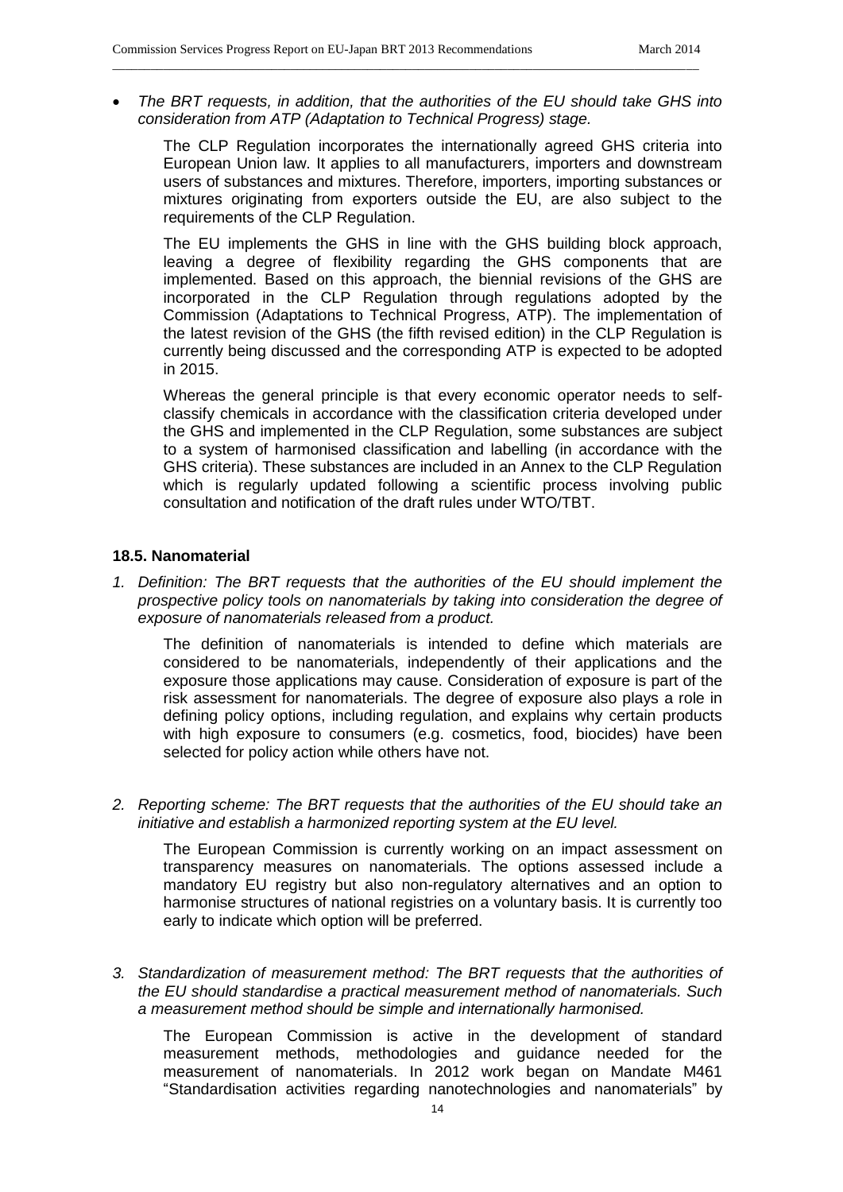- *The BRT requests, in addition, that the authorities of the EU should take GHS into consideration from ATP (Adaptation to Technical Progress) stage.*

  The CLP Regulation incorporates the internationally agreed GHS criteria into European Union law. It applies to all manufacturers, importers and downstream users of substances and mixtures. Therefore, importers, importing substances or mixtures originating from exporters outside the EU, are also subject to the requirements of the CLP Regulation.

  The EU implements the GHS in line with the GHS building block approach, leaving a degree of flexibility regarding the GHS components that are implemented. Based on this approach, the biennial revisions of the GHS are incorporated in the CLP Regulation through regulations adopted by the Commission (Adaptations to Technical Progress, ATP). The implementation of the latest revision of the GHS (the fifth revised edition) in the CLP Regulation is currently being discussed and the corresponding ATP is expected to be adopted in 2015.

  Whereas the general principle is that every economic operator needs to self-classify chemicals in accordance with the classification criteria developed under the GHS and implemented in the CLP Regulation, some substances are subject to a system of harmonised classification and labelling (in accordance with the GHS criteria). These substances are included in an Annex to the CLP Regulation which is regularly updated following a scientific process involving public consultation and notification of the draft rules under WTO/TBT.

### 18.5. Nanomaterial

1. *Definition: The BRT requests that the authorities of the EU should implement the prospective policy tools on nanomaterials by taking into consideration the degree of exposure of nanomaterials released from a product.*

   The definition of nanomaterials is intended to define which materials are considered to be nanomaterials, independently of their applications and the exposure those applications may cause. Consideration of exposure is part of the risk assessment for nanomaterials. The degree of exposure also plays a role in defining policy options, including regulation, and explains why certain products with high exposure to consumers (e.g. cosmetics, food, biocides) have been selected for policy action while others have not.

2. *Reporting scheme: The BRT requests that the authorities of the EU should take an initiative and establish a harmonized reporting system at the EU level.*

   The European Commission is currently working on an impact assessment on transparency measures on nanomaterials. The options assessed include a mandatory EU registry but also non-regulatory alternatives and an option to harmonise structures of national registries on a voluntary basis. It is currently too early to indicate which option will be preferred.

3. *Standardization of measurement method: The BRT requests that the authorities of the EU should standardise a practical measurement method of nanomaterials. Such a measurement method should be simple and internationally harmonised.*

   The European Commission is active in the development of standard measurement methods, methodologies and guidance needed for the measurement of nanomaterials. In 2012 work began on Mandate M461 "Standardisation activities regarding nanotechnologies and nanomaterials" by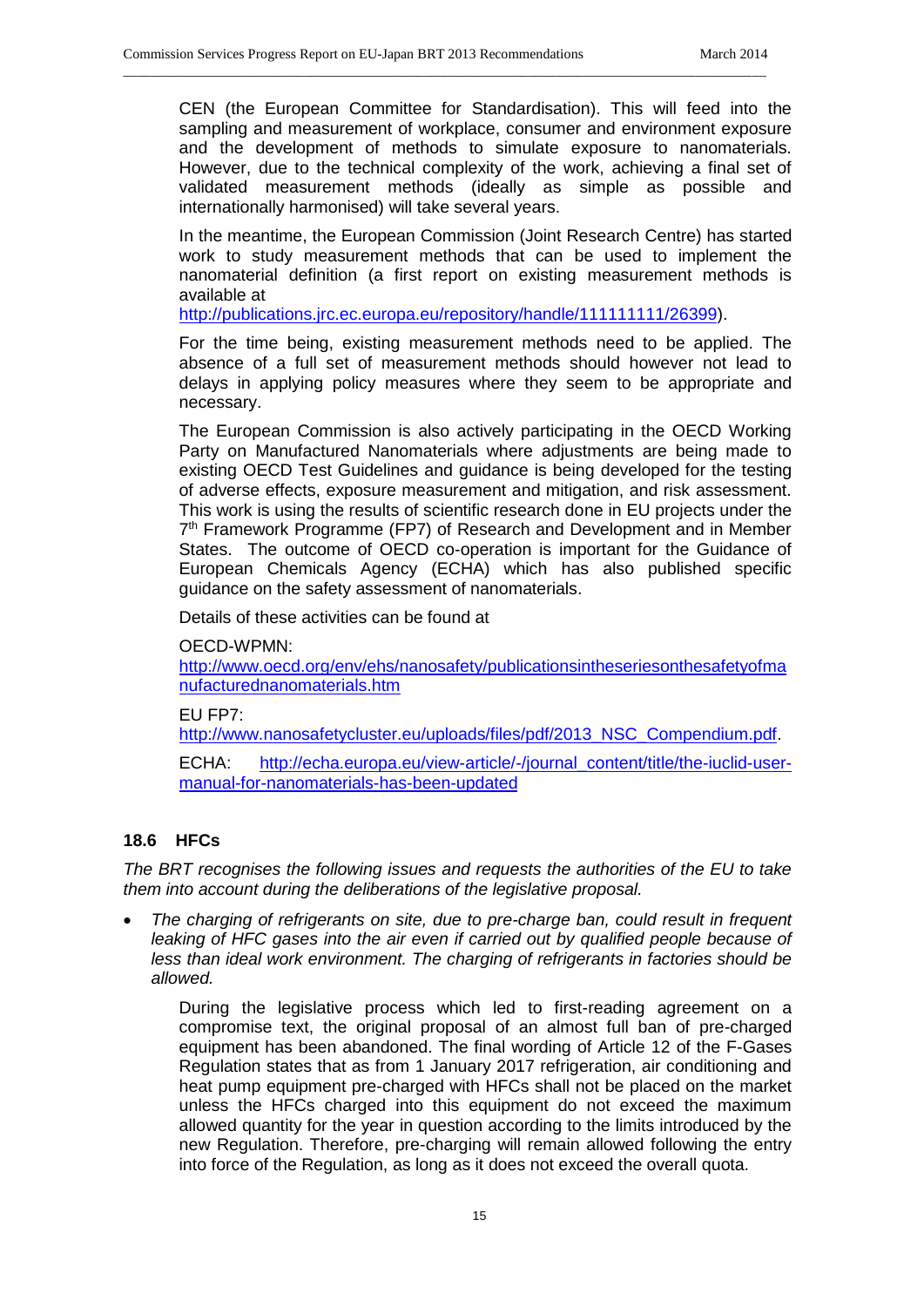CEN (the European Committee for Standardisation). This will feed into the sampling and measurement of workplace, consumer and environment exposure and the development of methods to simulate exposure to nanomaterials. However, due to the technical complexity of the work, achieving a final set of validated measurement methods (ideally as simple as possible and internationally harmonised) will take several years.

In the meantime, the European Commission (Joint Research Centre) has started work to study measurement methods that can be used to implement the nanomaterial definition (a first report on existing measurement methods is available at http://publications.jrc.ec.europa.eu/repository/handle/111111111/26399).

For the time being, existing measurement methods need to be applied. The absence of a full set of measurement methods should however not lead to delays in applying policy measures where they seem to be appropriate and necessary.

The European Commission is also actively participating in the OECD Working Party on Manufactured Nanomaterials where adjustments are being made to existing OECD Test Guidelines and guidance is being developed for the testing of adverse effects, exposure measurement and mitigation, and risk assessment. This work is using the results of scientific research done in EU projects under the 7th Framework Programme (FP7) of Research and Development and in Member States. The outcome of OECD co-operation is important for the Guidance of European Chemicals Agency (ECHA) which has also published specific guidance on the safety assessment of nanomaterials.

Details of these activities can be found at

OECD-WPMN: http://www.oecd.org/env/ehs/nanosafety/publicationsintheseriesonthesafetyofmanufacturednanomaterials.htm

EU FP7: http://www.nanosafetycluster.eu/uploads/files/pdf/2013_NSC_Compendium.pdf.

ECHA: http://echa.europa.eu/view-article/-/journal_content/title/the-iuclid-user-manual-for-nanomaterials-has-been-updated

### 18.6 HFCs

*The BRT recognises the following issues and requests the authorities of the EU to take them into account during the deliberations of the legislative proposal.*

- *The charging of refrigerants on site, due to pre-charge ban, could result in frequent leaking of HFC gases into the air even if carried out by qualified people because of less than ideal work environment. The charging of refrigerants in factories should be allowed.*

  During the legislative process which led to first-reading agreement on a compromise text, the original proposal of an almost full ban of pre-charged equipment has been abandoned. The final wording of Article 12 of the F-Gases Regulation states that as from 1 January 2017 refrigeration, air conditioning and heat pump equipment pre-charged with HFCs shall not be placed on the market unless the HFCs charged into this equipment do not exceed the maximum allowed quantity for the year in question according to the limits introduced by the new Regulation. Therefore, pre-charging will remain allowed following the entry into force of the Regulation, as long as it does not exceed the overall quota.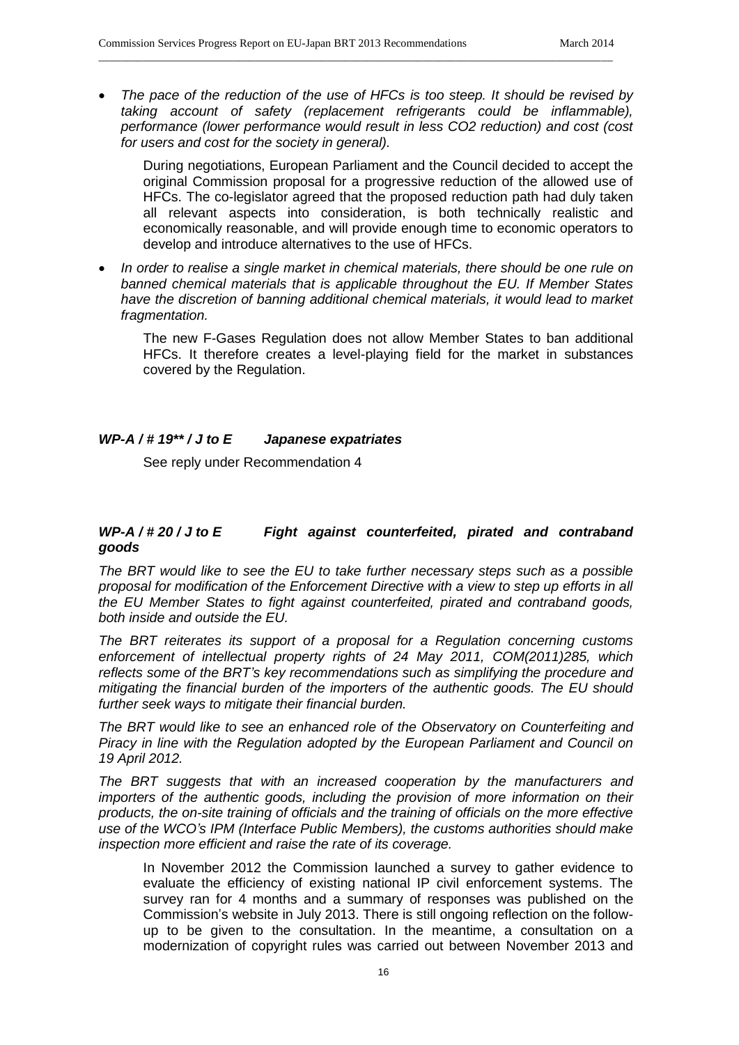- *The pace of the reduction of the use of HFCs is too steep. It should be revised by taking account of safety (replacement refrigerants could be inflammable), performance (lower performance would result in less CO2 reduction) and cost (cost for users and cost for the society in general).*

  During negotiations, European Parliament and the Council decided to accept the original Commission proposal for a progressive reduction of the allowed use of HFCs. The co-legislator agreed that the proposed reduction path had duly taken all relevant aspects into consideration, is both technically realistic and economically reasonable, and will provide enough time to economic operators to develop and introduce alternatives to the use of HFCs.

- *In order to realise a single market in chemical materials, there should be one rule on banned chemical materials that is applicable throughout the EU. If Member States have the discretion of banning additional chemical materials, it would lead to market fragmentation.*

  The new F-Gases Regulation does not allow Member States to ban additional HFCs. It therefore creates a level-playing field for the market in substances covered by the Regulation.

### *WP-A / # 19** / J to E Japanese expatriates*

See reply under Recommendation 4

### *WP-A / # 20 / J to E Fight against counterfeited, pirated and contraband goods*

*The BRT would like to see the EU to take further necessary steps such as a possible proposal for modification of the Enforcement Directive with a view to step up efforts in all the EU Member States to fight against counterfeited, pirated and contraband goods, both inside and outside the EU.*

*The BRT reiterates its support of a proposal for a Regulation concerning customs enforcement of intellectual property rights of 24 May 2011, COM(2011)285, which reflects some of the BRT's key recommendations such as simplifying the procedure and mitigating the financial burden of the importers of the authentic goods. The EU should further seek ways to mitigate their financial burden.*

*The BRT would like to see an enhanced role of the Observatory on Counterfeiting and Piracy in line with the Regulation adopted by the European Parliament and Council on 19 April 2012.*

*The BRT suggests that with an increased cooperation by the manufacturers and importers of the authentic goods, including the provision of more information on their products, the on-site training of officials and the training of officials on the more effective use of the WCO's IPM (Interface Public Members), the customs authorities should make inspection more efficient and raise the rate of its coverage.*

In November 2012 the Commission launched a survey to gather evidence to evaluate the efficiency of existing national IP civil enforcement systems. The survey ran for 4 months and a summary of responses was published on the Commission's website in July 2013. There is still ongoing reflection on the follow-up to be given to the consultation. In the meantime, a consultation on a modernization of copyright rules was carried out between November 2013 and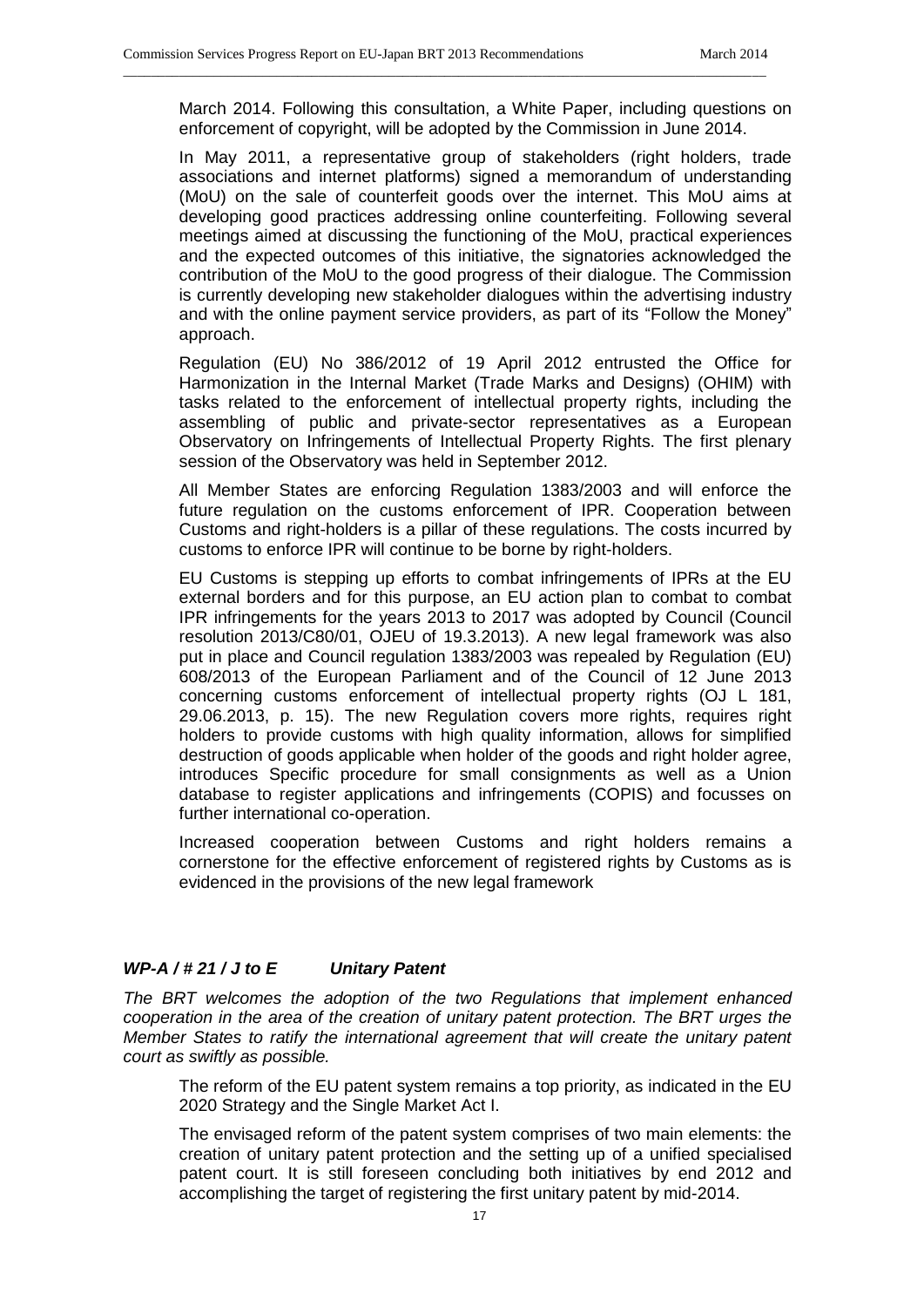March 2014. Following this consultation, a White Paper, including questions on enforcement of copyright, will be adopted by the Commission in June 2014.

In May 2011, a representative group of stakeholders (right holders, trade associations and internet platforms) signed a memorandum of understanding (MoU) on the sale of counterfeit goods over the internet. This MoU aims at developing good practices addressing online counterfeiting. Following several meetings aimed at discussing the functioning of the MoU, practical experiences and the expected outcomes of this initiative, the signatories acknowledged the contribution of the MoU to the good progress of their dialogue. The Commission is currently developing new stakeholder dialogues within the advertising industry and with the online payment service providers, as part of its "Follow the Money" approach.

Regulation (EU) No 386/2012 of 19 April 2012 entrusted the Office for Harmonization in the Internal Market (Trade Marks and Designs) (OHIM) with tasks related to the enforcement of intellectual property rights, including the assembling of public and private-sector representatives as a European Observatory on Infringements of Intellectual Property Rights. The first plenary session of the Observatory was held in September 2012.

All Member States are enforcing Regulation 1383/2003 and will enforce the future regulation on the customs enforcement of IPR. Cooperation between Customs and right-holders is a pillar of these regulations. The costs incurred by customs to enforce IPR will continue to be borne by right-holders.

EU Customs is stepping up efforts to combat infringements of IPRs at the EU external borders and for this purpose, an EU action plan to combat to combat IPR infringements for the years 2013 to 2017 was adopted by Council (Council resolution 2013/C80/01, OJEU of 19.3.2013). A new legal framework was also put in place and Council regulation 1383/2003 was repealed by Regulation (EU) 608/2013 of the European Parliament and of the Council of 12 June 2013 concerning customs enforcement of intellectual property rights (OJ L 181, 29.06.2013, p. 15). The new Regulation covers more rights, requires right holders to provide customs with high quality information, allows for simplified destruction of goods applicable when holder of the goods and right holder agree, introduces Specific procedure for small consignments as well as a Union database to register applications and infringements (COPIS) and focusses on further international co-operation.

Increased cooperation between Customs and right holders remains a cornerstone for the effective enforcement of registered rights by Customs as is evidenced in the provisions of the new legal framework

### *WP-A / # 21 / J to E Unitary Patent*

*The BRT welcomes the adoption of the two Regulations that implement enhanced cooperation in the area of the creation of unitary patent protection. The BRT urges the Member States to ratify the international agreement that will create the unitary patent court as swiftly as possible.*

The reform of the EU patent system remains a top priority, as indicated in the EU 2020 Strategy and the Single Market Act I.

The envisaged reform of the patent system comprises of two main elements: the creation of unitary patent protection and the setting up of a unified specialised patent court. It is still foreseen concluding both initiatives by end 2012 and accomplishing the target of registering the first unitary patent by mid-2014.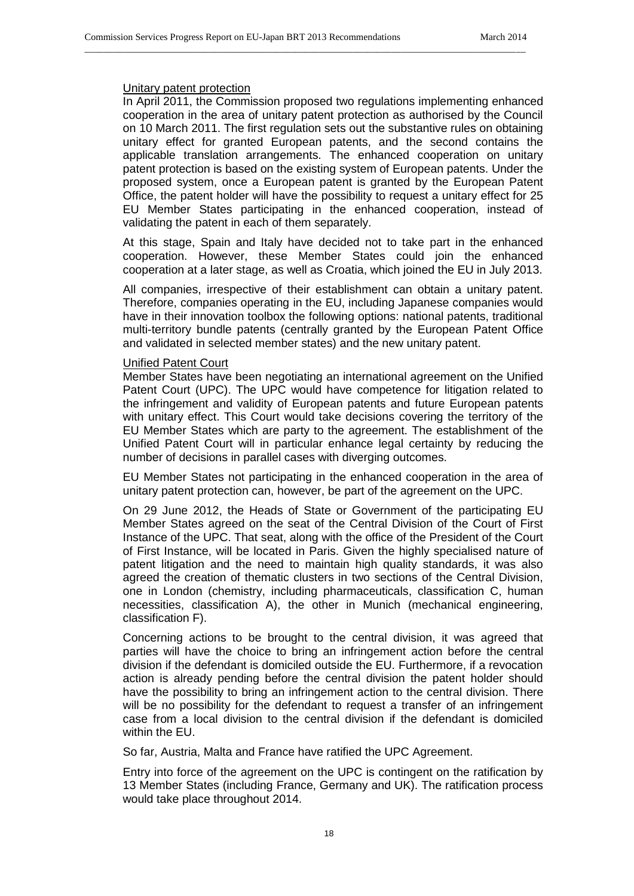<u>Unitary patent protection</u>

In April 2011, the Commission proposed two regulations implementing enhanced cooperation in the area of unitary patent protection as authorised by the Council on 10 March 2011. The first regulation sets out the substantive rules on obtaining unitary effect for granted European patents, and the second contains the applicable translation arrangements. The enhanced cooperation on unitary patent protection is based on the existing system of European patents. Under the proposed system, once a European patent is granted by the European Patent Office, the patent holder will have the possibility to request a unitary effect for 25 EU Member States participating in the enhanced cooperation, instead of validating the patent in each of them separately.

At this stage, Spain and Italy have decided not to take part in the enhanced cooperation. However, these Member States could join the enhanced cooperation at a later stage, as well as Croatia, which joined the EU in July 2013.

All companies, irrespective of their establishment can obtain a unitary patent. Therefore, companies operating in the EU, including Japanese companies would have in their innovation toolbox the following options: national patents, traditional multi-territory bundle patents (centrally granted by the European Patent Office and validated in selected member states) and the new unitary patent.

<u>Unified Patent Court</u>

Member States have been negotiating an international agreement on the Unified Patent Court (UPC). The UPC would have competence for litigation related to the infringement and validity of European patents and future European patents with unitary effect. This Court would take decisions covering the territory of the EU Member States which are party to the agreement. The establishment of the Unified Patent Court will in particular enhance legal certainty by reducing the number of decisions in parallel cases with diverging outcomes.

EU Member States not participating in the enhanced cooperation in the area of unitary patent protection can, however, be part of the agreement on the UPC.

On 29 June 2012, the Heads of State or Government of the participating EU Member States agreed on the seat of the Central Division of the Court of First Instance of the UPC. That seat, along with the office of the President of the Court of First Instance, will be located in Paris. Given the highly specialised nature of patent litigation and the need to maintain high quality standards, it was also agreed the creation of thematic clusters in two sections of the Central Division, one in London (chemistry, including pharmaceuticals, classification C, human necessities, classification A), the other in Munich (mechanical engineering, classification F).

Concerning actions to be brought to the central division, it was agreed that parties will have the choice to bring an infringement action before the central division if the defendant is domiciled outside the EU. Furthermore, if a revocation action is already pending before the central division the patent holder should have the possibility to bring an infringement action to the central division. There will be no possibility for the defendant to request a transfer of an infringement case from a local division to the central division if the defendant is domiciled within the EU.

So far, Austria, Malta and France have ratified the UPC Agreement.

Entry into force of the agreement on the UPC is contingent on the ratification by 13 Member States (including France, Germany and UK). The ratification process would take place throughout 2014.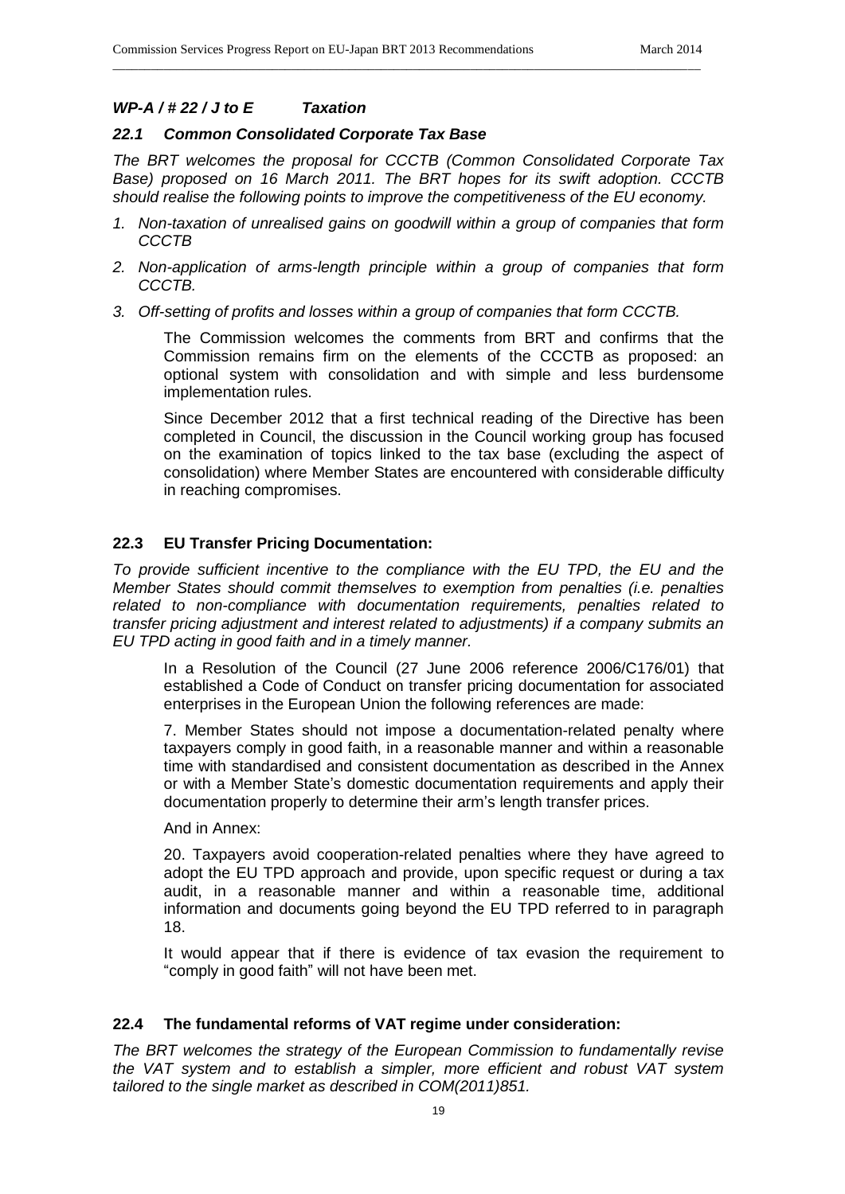### *WP-A / # 22 / J to E Taxation*

#### *22.1 Common Consolidated Corporate Tax Base*

*The BRT welcomes the proposal for CCCTB (Common Consolidated Corporate Tax Base) proposed on 16 March 2011. The BRT hopes for its swift adoption. CCCTB should realise the following points to improve the competitiveness of the EU economy.*

1. *Non-taxation of unrealised gains on goodwill within a group of companies that form CCCTB*
2. *Non-application of arms-length principle within a group of companies that form CCCTB.*
3. *Off-setting of profits and losses within a group of companies that form CCCTB.*

The Commission welcomes the comments from BRT and confirms that the Commission remains firm on the elements of the CCCTB as proposed: an optional system with consolidation and with simple and less burdensome implementation rules.

Since December 2012 that a first technical reading of the Directive has been completed in Council, the discussion in the Council working group has focused on the examination of topics linked to the tax base (excluding the aspect of consolidation) where Member States are encountered with considerable difficulty in reaching compromises.

#### 22.3 EU Transfer Pricing Documentation:

*To provide sufficient incentive to the compliance with the EU TPD, the EU and the Member States should commit themselves to exemption from penalties (i.e. penalties related to non-compliance with documentation requirements, penalties related to transfer pricing adjustment and interest related to adjustments) if a company submits an EU TPD acting in good faith and in a timely manner.*

In a Resolution of the Council (27 June 2006 reference 2006/C176/01) that established a Code of Conduct on transfer pricing documentation for associated enterprises in the European Union the following references are made:

7. Member States should not impose a documentation-related penalty where taxpayers comply in good faith, in a reasonable manner and within a reasonable time with standardised and consistent documentation as described in the Annex or with a Member State's domestic documentation requirements and apply their documentation properly to determine their arm's length transfer prices.

And in Annex:

20. Taxpayers avoid cooperation-related penalties where they have agreed to adopt the EU TPD approach and provide, upon specific request or during a tax audit, in a reasonable manner and within a reasonable time, additional information and documents going beyond the EU TPD referred to in paragraph 18.

It would appear that if there is evidence of tax evasion the requirement to "comply in good faith" will not have been met.

#### 22.4 The fundamental reforms of VAT regime under consideration:

*The BRT welcomes the strategy of the European Commission to fundamentally revise the VAT system and to establish a simpler, more efficient and robust VAT system tailored to the single market as described in COM(2011)851.*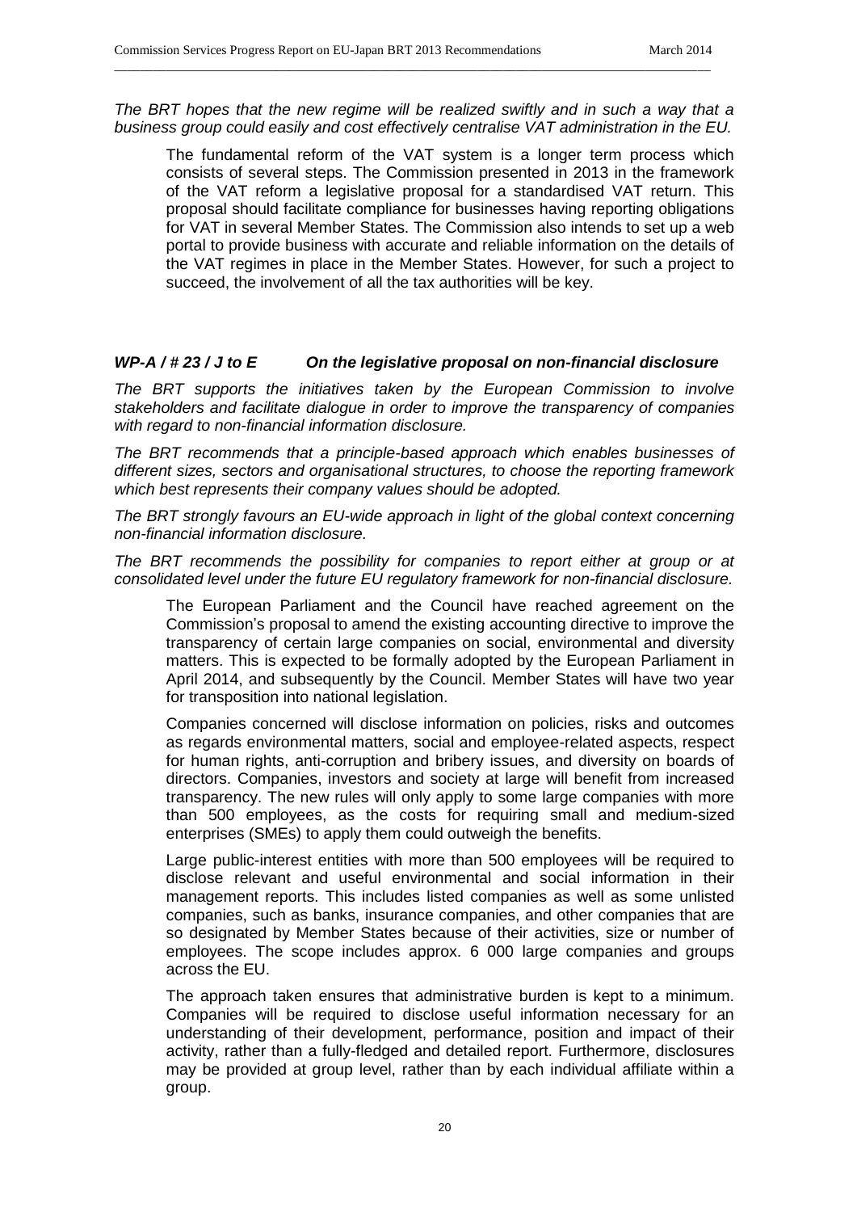*The BRT hopes that the new regime will be realized swiftly and in such a way that a business group could easily and cost effectively centralise VAT administration in the EU.*

The fundamental reform of the VAT system is a longer term process which consists of several steps. The Commission presented in 2013 in the framework of the VAT reform a legislative proposal for a standardised VAT return. This proposal should facilitate compliance for businesses having reporting obligations for VAT in several Member States. The Commission also intends to set up a web portal to provide business with accurate and reliable information on the details of the VAT regimes in place in the Member States. However, for such a project to succeed, the involvement of all the tax authorities will be key.

### *WP-A / # 23 / J to E On the legislative proposal on non-financial disclosure*

*The BRT supports the initiatives taken by the European Commission to involve stakeholders and facilitate dialogue in order to improve the transparency of companies with regard to non-financial information disclosure.*

*The BRT recommends that a principle-based approach which enables businesses of different sizes, sectors and organisational structures, to choose the reporting framework which best represents their company values should be adopted.*

*The BRT strongly favours an EU-wide approach in light of the global context concerning non-financial information disclosure.*

*The BRT recommends the possibility for companies to report either at group or at consolidated level under the future EU regulatory framework for non-financial disclosure.*

The European Parliament and the Council have reached agreement on the Commission's proposal to amend the existing accounting directive to improve the transparency of certain large companies on social, environmental and diversity matters. This is expected to be formally adopted by the European Parliament in April 2014, and subsequently by the Council. Member States will have two year for transposition into national legislation.

Companies concerned will disclose information on policies, risks and outcomes as regards environmental matters, social and employee-related aspects, respect for human rights, anti-corruption and bribery issues, and diversity on boards of directors. Companies, investors and society at large will benefit from increased transparency. The new rules will only apply to some large companies with more than 500 employees, as the costs for requiring small and medium-sized enterprises (SMEs) to apply them could outweigh the benefits.

Large public-interest entities with more than 500 employees will be required to disclose relevant and useful environmental and social information in their management reports. This includes listed companies as well as some unlisted companies, such as banks, insurance companies, and other companies that are so designated by Member States because of their activities, size or number of employees. The scope includes approx. 6 000 large companies and groups across the EU.

The approach taken ensures that administrative burden is kept to a minimum. Companies will be required to disclose useful information necessary for an understanding of their development, performance, position and impact of their activity, rather than a fully-fledged and detailed report. Furthermore, disclosures may be provided at group level, rather than by each individual affiliate within a group.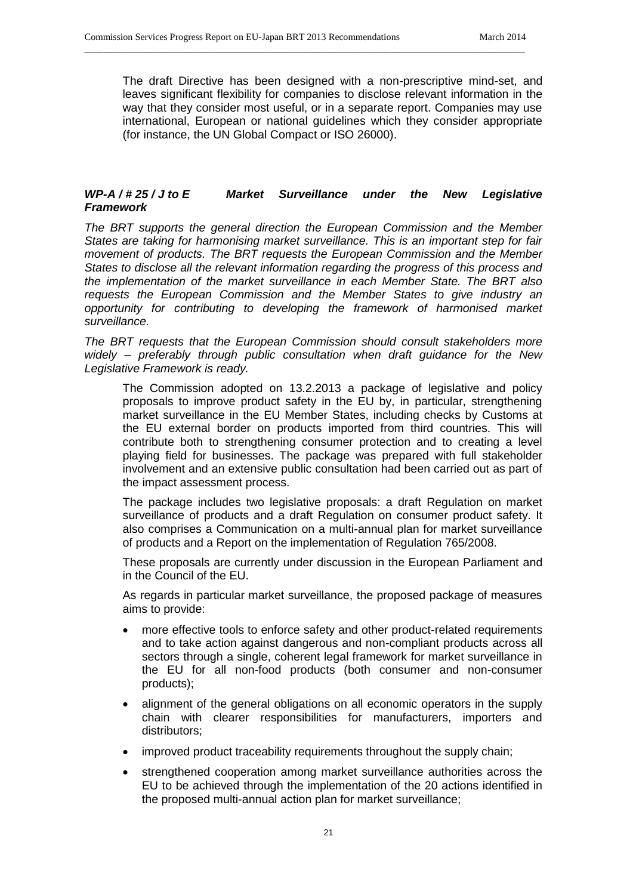The draft Directive has been designed with a non-prescriptive mind-set, and leaves significant flexibility for companies to disclose relevant information in the way that they consider most useful, or in a separate report. Companies may use international, European or national guidelines which they consider appropriate (for instance, the UN Global Compact or ISO 26000).

### *WP-A / # 25 / J to E Market Surveillance under the New Legislative Framework*

*The BRT supports the general direction the European Commission and the Member States are taking for harmonising market surveillance. This is an important step for fair movement of products. The BRT requests the European Commission and the Member States to disclose all the relevant information regarding the progress of this process and the implementation of the market surveillance in each Member State. The BRT also requests the European Commission and the Member States to give industry an opportunity for contributing to developing the framework of harmonised market surveillance.*

*The BRT requests that the European Commission should consult stakeholders more widely – preferably through public consultation when draft guidance for the New Legislative Framework is ready.*

The Commission adopted on 13.2.2013 a package of legislative and policy proposals to improve product safety in the EU by, in particular, strengthening market surveillance in the EU Member States, including checks by Customs at the EU external border on products imported from third countries. This will contribute both to strengthening consumer protection and to creating a level playing field for businesses. The package was prepared with full stakeholder involvement and an extensive public consultation had been carried out as part of the impact assessment process.

The package includes two legislative proposals: a draft Regulation on market surveillance of products and a draft Regulation on consumer product safety. It also comprises a Communication on a multi-annual plan for market surveillance of products and a Report on the implementation of Regulation 765/2008.

These proposals are currently under discussion in the European Parliament and in the Council of the EU.

As regards in particular market surveillance, the proposed package of measures aims to provide:

- more effective tools to enforce safety and other product-related requirements and to take action against dangerous and non-compliant products across all sectors through a single, coherent legal framework for market surveillance in the EU for all non-food products (both consumer and non-consumer products);
- alignment of the general obligations on all economic operators in the supply chain with clearer responsibilities for manufacturers, importers and distributors;
- improved product traceability requirements throughout the supply chain;
- strengthened cooperation among market surveillance authorities across the EU to be achieved through the implementation of the 20 actions identified in the proposed multi-annual action plan for market surveillance;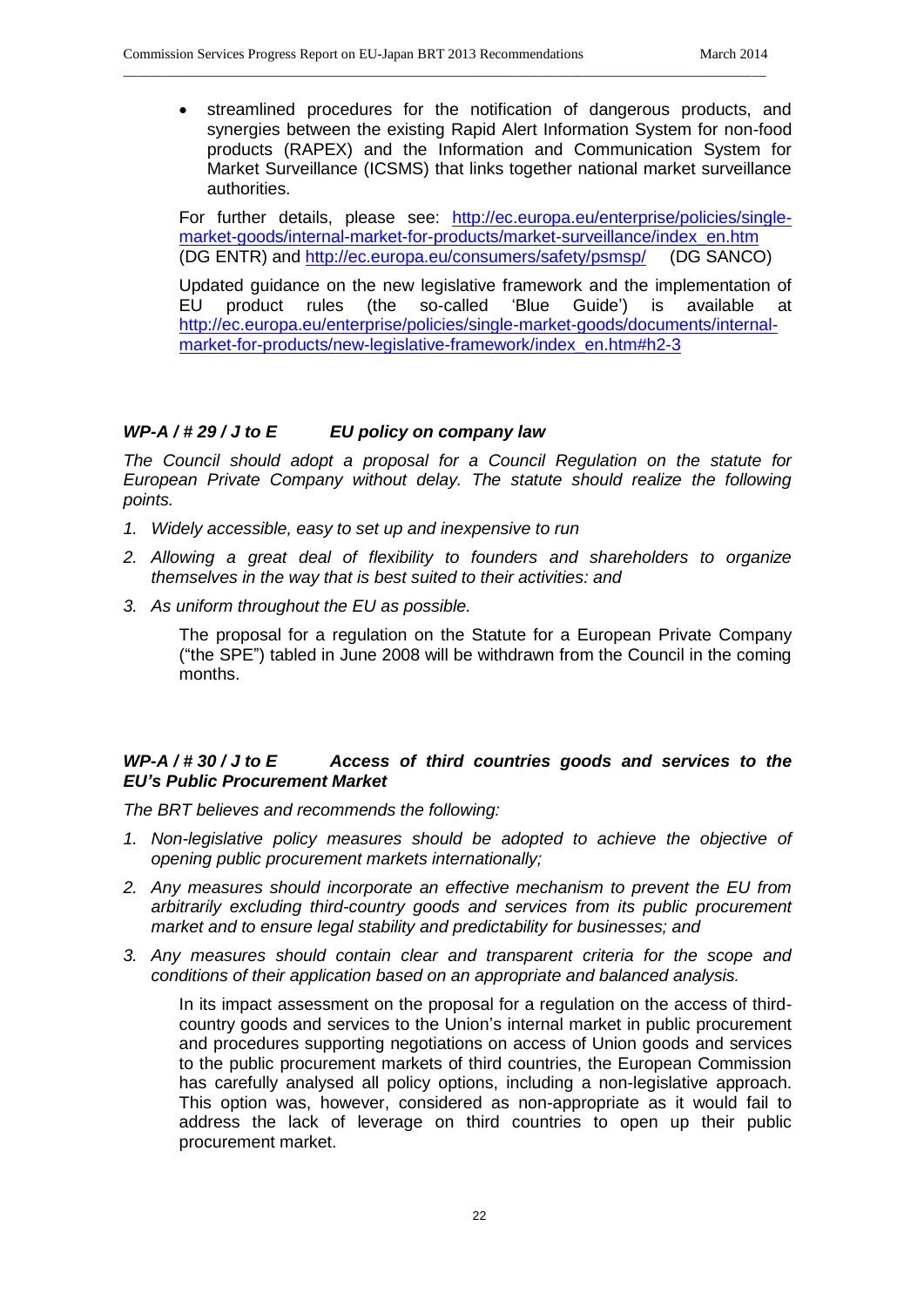- streamlined procedures for the notification of dangerous products, and synergies between the existing Rapid Alert Information System for non-food products (RAPEX) and the Information and Communication System for Market Surveillance (ICSMS) that links together national market surveillance authorities.

For further details, please see: http://ec.europa.eu/enterprise/policies/single-market-goods/internal-market-for-products/market-surveillance/index_en.htm (DG ENTR) and http://ec.europa.eu/consumers/safety/psmsp/ (DG SANCO)

Updated guidance on the new legislative framework and the implementation of EU product rules (the so-called 'Blue Guide') is available at http://ec.europa.eu/enterprise/policies/single-market-goods/documents/internal-market-for-products/new-legislative-framework/index_en.htm#h2-3

### *WP-A / # 29 / J to E EU policy on company law*

*The Council should adopt a proposal for a Council Regulation on the statute for European Private Company without delay. The statute should realize the following points.*

1. *Widely accessible, easy to set up and inexpensive to run*
2. *Allowing a great deal of flexibility to founders and shareholders to organize themselves in the way that is best suited to their activities: and*
3. *As uniform throughout the EU as possible.*

The proposal for a regulation on the Statute for a European Private Company ("the SPE") tabled in June 2008 will be withdrawn from the Council in the coming months.

### *WP-A / # 30 / J to E Access of third countries goods and services to the EU's Public Procurement Market*

*The BRT believes and recommends the following:*

1. *Non-legislative policy measures should be adopted to achieve the objective of opening public procurement markets internationally;*
2. *Any measures should incorporate an effective mechanism to prevent the EU from arbitrarily excluding third-country goods and services from its public procurement market and to ensure legal stability and predictability for businesses; and*
3. *Any measures should contain clear and transparent criteria for the scope and conditions of their application based on an appropriate and balanced analysis.*

In its impact assessment on the proposal for a regulation on the access of third-country goods and services to the Union's internal market in public procurement and procedures supporting negotiations on access of Union goods and services to the public procurement markets of third countries, the European Commission has carefully analysed all policy options, including a non-legislative approach. This option was, however, considered as non-appropriate as it would fail to address the lack of leverage on third countries to open up their public procurement market.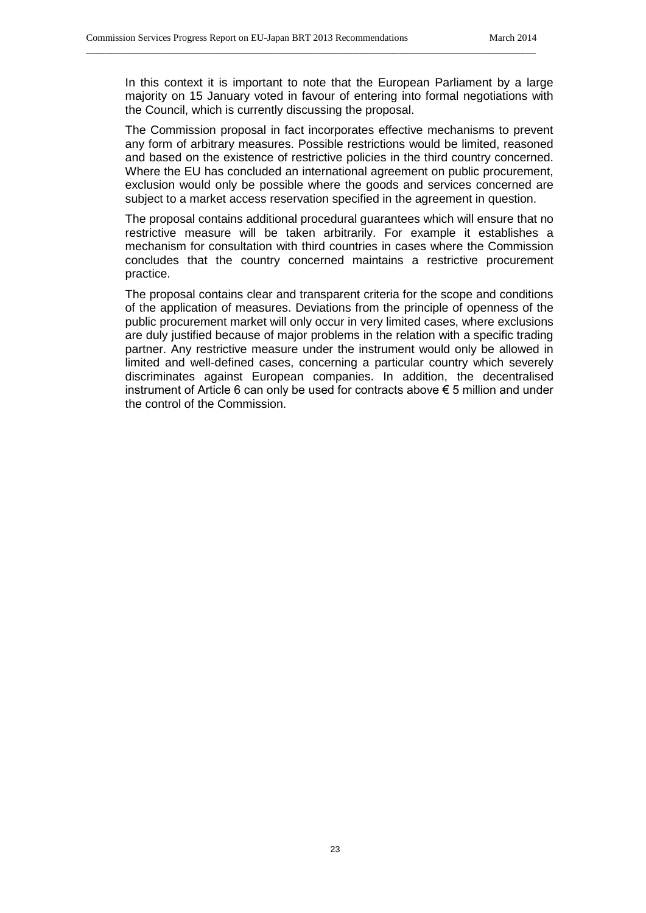In this context it is important to note that the European Parliament by a large majority on 15 January voted in favour of entering into formal negotiations with the Council, which is currently discussing the proposal.

The Commission proposal in fact incorporates effective mechanisms to prevent any form of arbitrary measures. Possible restrictions would be limited, reasoned and based on the existence of restrictive policies in the third country concerned. Where the EU has concluded an international agreement on public procurement, exclusion would only be possible where the goods and services concerned are subject to a market access reservation specified in the agreement in question.

The proposal contains additional procedural guarantees which will ensure that no restrictive measure will be taken arbitrarily. For example it establishes a mechanism for consultation with third countries in cases where the Commission concludes that the country concerned maintains a restrictive procurement practice.

The proposal contains clear and transparent criteria for the scope and conditions of the application of measures. Deviations from the principle of openness of the public procurement market will only occur in very limited cases, where exclusions are duly justified because of major problems in the relation with a specific trading partner. Any restrictive measure under the instrument would only be allowed in limited and well-defined cases, concerning a particular country which severely discriminates against European companies. In addition, the decentralised instrument of Article 6 can only be used for contracts above € 5 million and under the control of the Commission.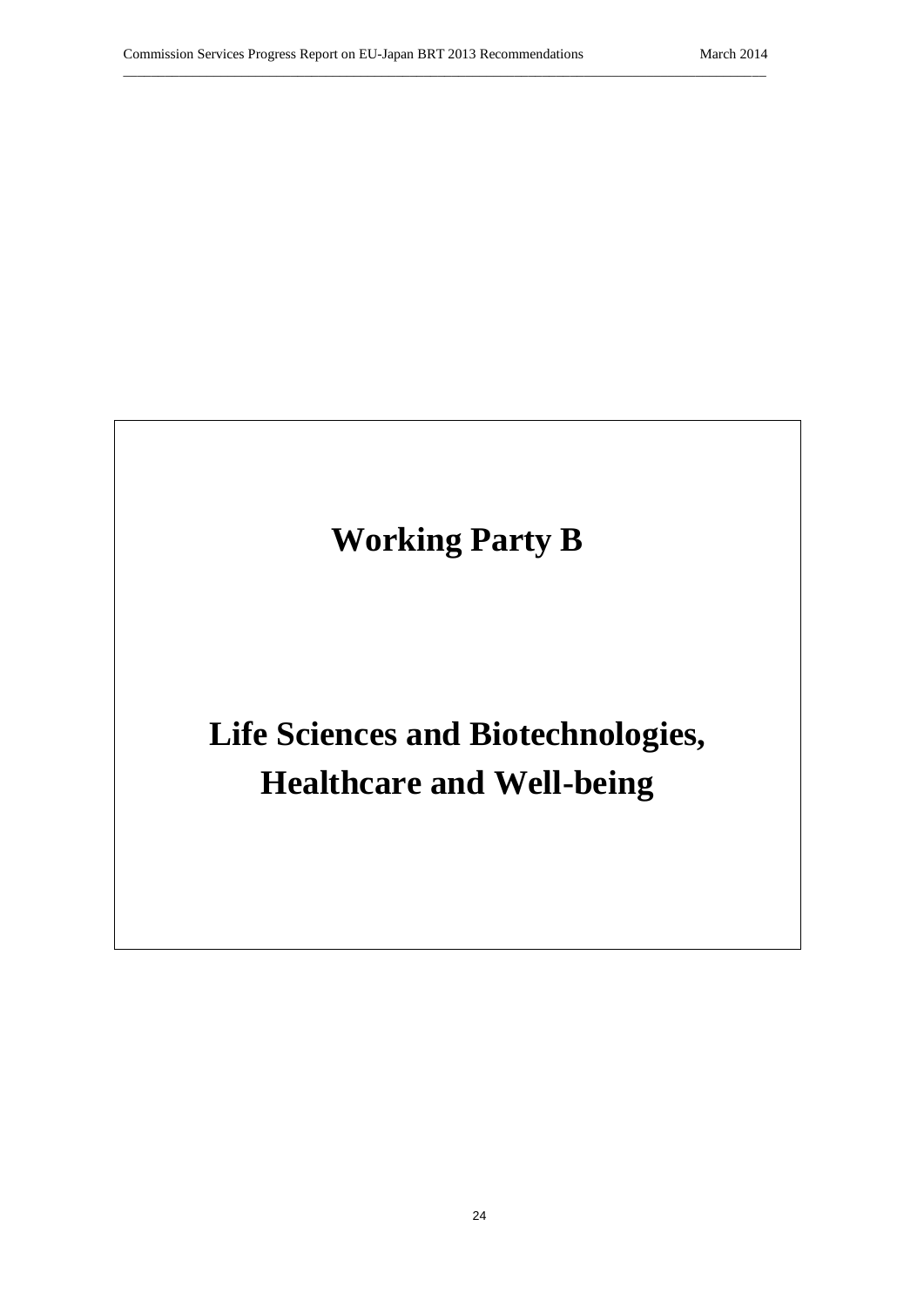# Working Party B

# Life Sciences and Biotechnologies, Healthcare and Well-being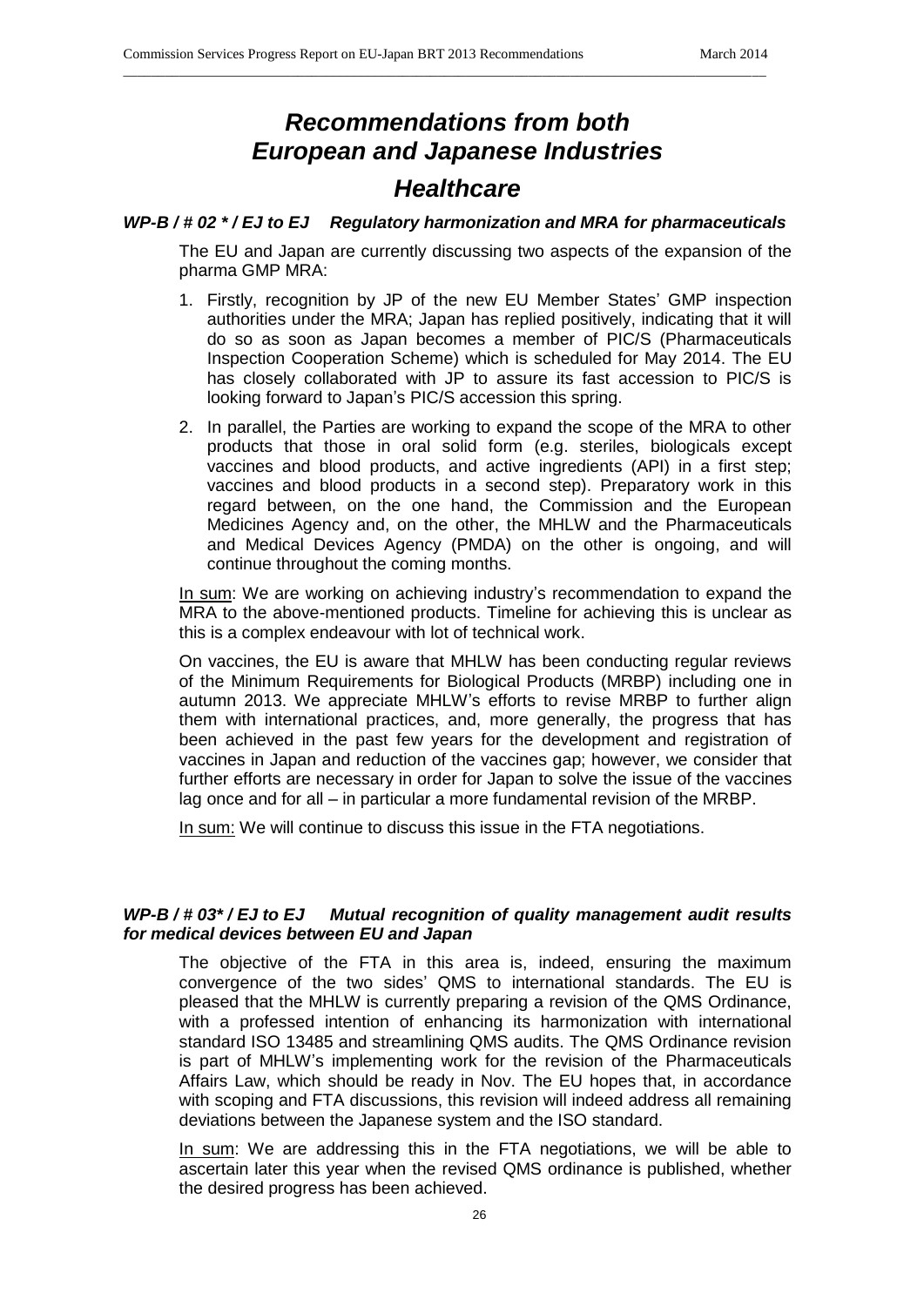# *Recommendations from both European and Japanese Industries*

## *Healthcare*

### *WP-B / # 02 \* / EJ to EJ Regulatory harmonization and MRA for pharmaceuticals*

The EU and Japan are currently discussing two aspects of the expansion of the pharma GMP MRA:

1. Firstly, recognition by JP of the new EU Member States' GMP inspection authorities under the MRA; Japan has replied positively, indicating that it will do so as soon as Japan becomes a member of PIC/S (Pharmaceuticals Inspection Cooperation Scheme) which is scheduled for May 2014. The EU has closely collaborated with JP to assure its fast accession to PIC/S is looking forward to Japan's PIC/S accession this spring.
2. In parallel, the Parties are working to expand the scope of the MRA to other products that those in oral solid form (e.g. steriles, biologicals except vaccines and blood products, and active ingredients (API) in a first step; vaccines and blood products in a second step). Preparatory work in this regard between, on the one hand, the Commission and the European Medicines Agency and, on the other, the MHLW and the Pharmaceuticals and Medical Devices Agency (PMDA) on the other is ongoing, and will continue throughout the coming months.

<u>In sum</u>: We are working on achieving industry's recommendation to expand the MRA to the above-mentioned products. Timeline for achieving this is unclear as this is a complex endeavour with lot of technical work.

On vaccines, the EU is aware that MHLW has been conducting regular reviews of the Minimum Requirements for Biological Products (MRBP) including one in autumn 2013. We appreciate MHLW's efforts to revise MRBP to further align them with international practices, and, more generally, the progress that has been achieved in the past few years for the development and registration of vaccines in Japan and reduction of the vaccines gap; however, we consider that further efforts are necessary in order for Japan to solve the issue of the vaccines lag once and for all – in particular a more fundamental revision of the MRBP.

<u>In sum:</u> We will continue to discuss this issue in the FTA negotiations.

### *WP-B / # 03\* / EJ to EJ Mutual recognition of quality management audit results for medical devices between EU and Japan*

The objective of the FTA in this area is, indeed, ensuring the maximum convergence of the two sides' QMS to international standards. The EU is pleased that the MHLW is currently preparing a revision of the QMS Ordinance, with a professed intention of enhancing its harmonization with international standard ISO 13485 and streamlining QMS audits. The QMS Ordinance revision is part of MHLW's implementing work for the revision of the Pharmaceuticals Affairs Law, which should be ready in Nov. The EU hopes that, in accordance with scoping and FTA discussions, this revision will indeed address all remaining deviations between the Japanese system and the ISO standard.

<u>In sum</u>: We are addressing this in the FTA negotiations, we will be able to ascertain later this year when the revised QMS ordinance is published, whether the desired progress has been achieved.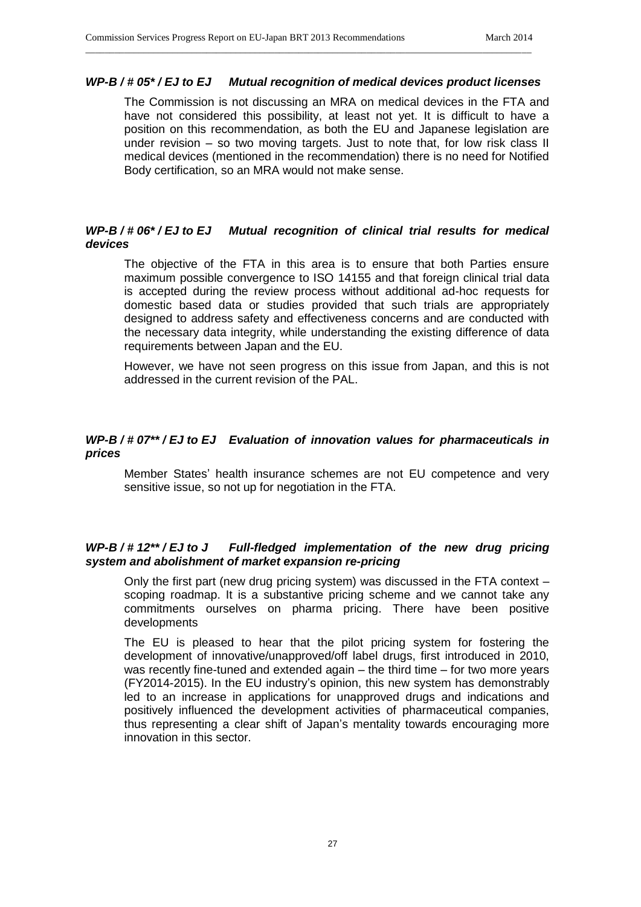#### *WP-B / # 05\* / EJ to EJ Mutual recognition of medical devices product licenses*

The Commission is not discussing an MRA on medical devices in the FTA and have not considered this possibility, at least not yet. It is difficult to have a position on this recommendation, as both the EU and Japanese legislation are under revision – so two moving targets. Just to note that, for low risk class II medical devices (mentioned in the recommendation) there is no need for Notified Body certification, so an MRA would not make sense.

#### *WP-B / # 06\* / EJ to EJ Mutual recognition of clinical trial results for medical devices*

The objective of the FTA in this area is to ensure that both Parties ensure maximum possible convergence to ISO 14155 and that foreign clinical trial data is accepted during the review process without additional ad-hoc requests for domestic based data or studies provided that such trials are appropriately designed to address safety and effectiveness concerns and are conducted with the necessary data integrity, while understanding the existing difference of data requirements between Japan and the EU.

However, we have not seen progress on this issue from Japan, and this is not addressed in the current revision of the PAL.

#### *WP-B / # 07\*\* / EJ to EJ Evaluation of innovation values for pharmaceuticals in prices*

Member States' health insurance schemes are not EU competence and very sensitive issue, so not up for negotiation in the FTA.

#### *WP-B / # 12\*\* / EJ to J Full-fledged implementation of the new drug pricing system and abolishment of market expansion re-pricing*

Only the first part (new drug pricing system) was discussed in the FTA context – scoping roadmap. It is a substantive pricing scheme and we cannot take any commitments ourselves on pharma pricing. There have been positive developments

The EU is pleased to hear that the pilot pricing system for fostering the development of innovative/unapproved/off label drugs, first introduced in 2010, was recently fine-tuned and extended again – the third time – for two more years (FY2014-2015). In the EU industry's opinion, this new system has demonstrably led to an increase in applications for unapproved drugs and indications and positively influenced the development activities of pharmaceutical companies, thus representing a clear shift of Japan's mentality towards encouraging more innovation in this sector.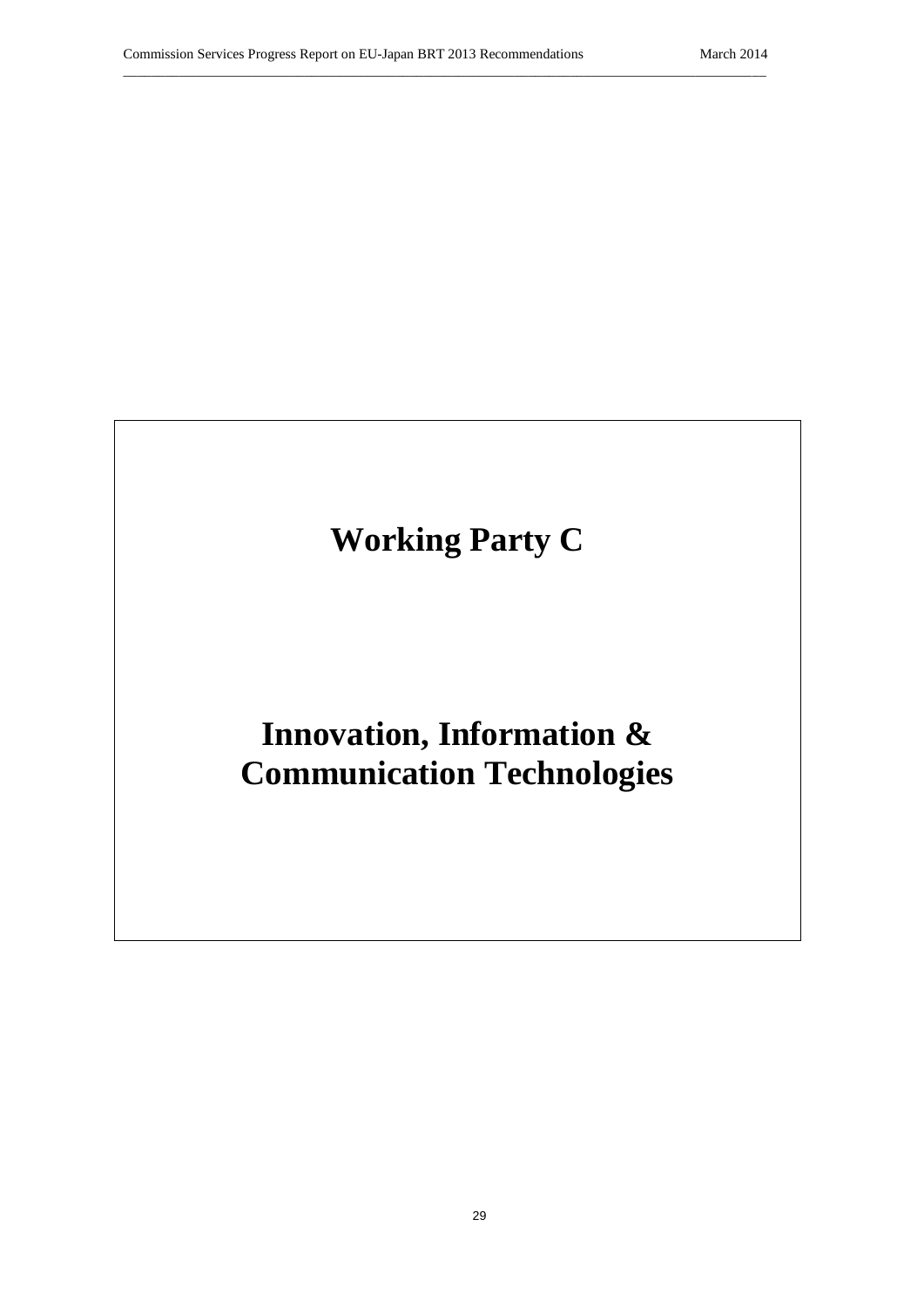# Working Party C

# Innovation, Information & Communication Technologies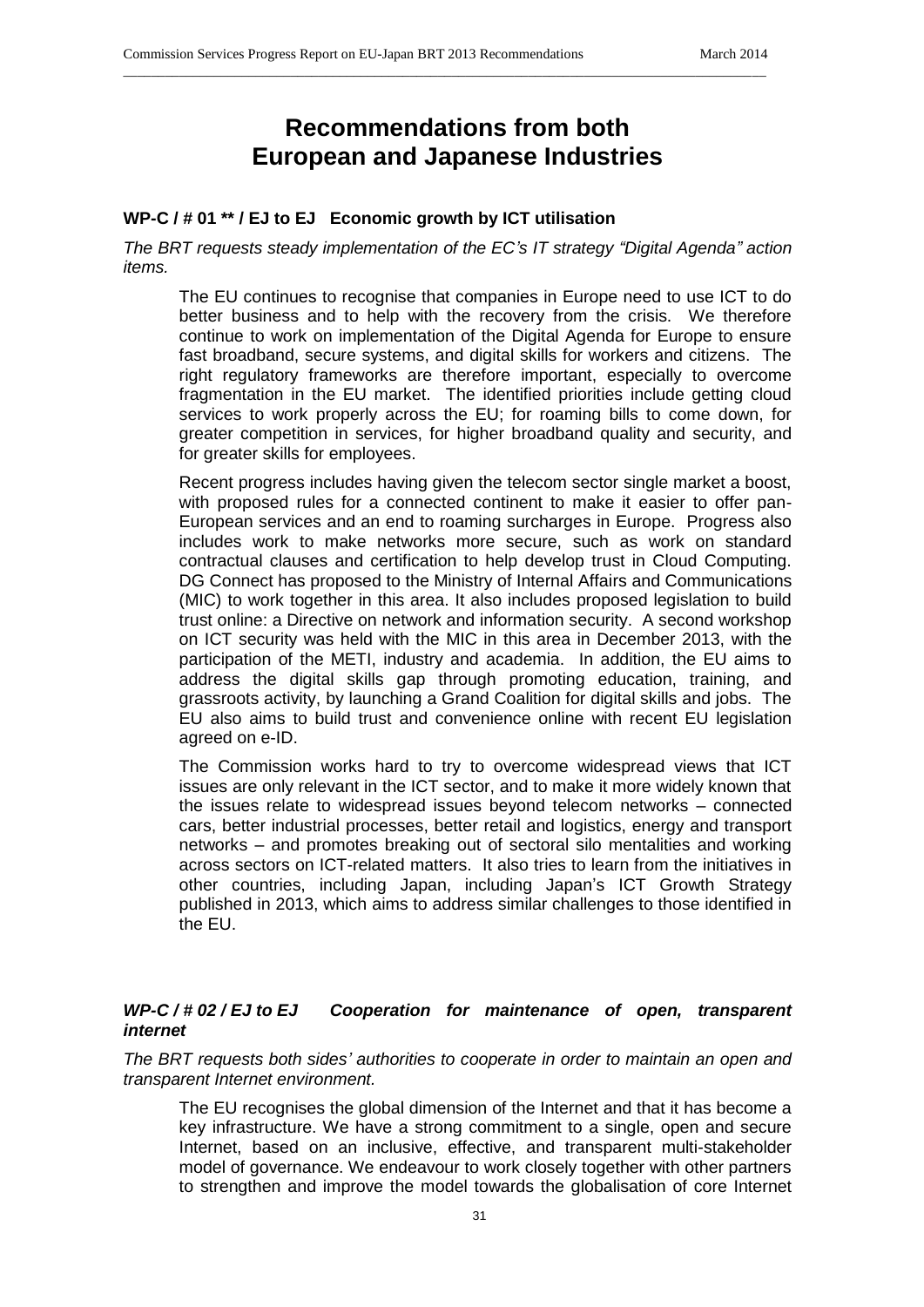# Recommendations from both European and Japanese Industries

### WP-C / # 01 ** / EJ to EJ Economic growth by ICT utilisation

*The BRT requests steady implementation of the EC's IT strategy "Digital Agenda" action items.*

The EU continues to recognise that companies in Europe need to use ICT to do better business and to help with the recovery from the crisis. We therefore continue to work on implementation of the Digital Agenda for Europe to ensure fast broadband, secure systems, and digital skills for workers and citizens. The right regulatory frameworks are therefore important, especially to overcome fragmentation in the EU market. The identified priorities include getting cloud services to work properly across the EU; for roaming bills to come down, for greater competition in services, for higher broadband quality and security, and for greater skills for employees.

Recent progress includes having given the telecom sector single market a boost, with proposed rules for a connected continent to make it easier to offer pan-European services and an end to roaming surcharges in Europe. Progress also includes work to make networks more secure, such as work on standard contractual clauses and certification to help develop trust in Cloud Computing. DG Connect has proposed to the Ministry of Internal Affairs and Communications (MIC) to work together in this area. It also includes proposed legislation to build trust online: a Directive on network and information security. A second workshop on ICT security was held with the MIC in this area in December 2013, with the participation of the METI, industry and academia. In addition, the EU aims to address the digital skills gap through promoting education, training, and grassroots activity, by launching a Grand Coalition for digital skills and jobs. The EU also aims to build trust and convenience online with recent EU legislation agreed on e-ID.

The Commission works hard to try to overcome widespread views that ICT issues are only relevant in the ICT sector, and to make it more widely known that the issues relate to widespread issues beyond telecom networks – connected cars, better industrial processes, better retail and logistics, energy and transport networks – and promotes breaking out of sectoral silo mentalities and working across sectors on ICT-related matters. It also tries to learn from the initiatives in other countries, including Japan, including Japan's ICT Growth Strategy published in 2013, which aims to address similar challenges to those identified in the EU.

### *WP-C / # 02 / EJ to EJ Cooperation for maintenance of open, transparent internet*

*The BRT requests both sides' authorities to cooperate in order to maintain an open and transparent Internet environment.*

The EU recognises the global dimension of the Internet and that it has become a key infrastructure. We have a strong commitment to a single, open and secure Internet, based on an inclusive, effective, and transparent multi-stakeholder model of governance. We endeavour to work closely together with other partners to strengthen and improve the model towards the globalisation of core Internet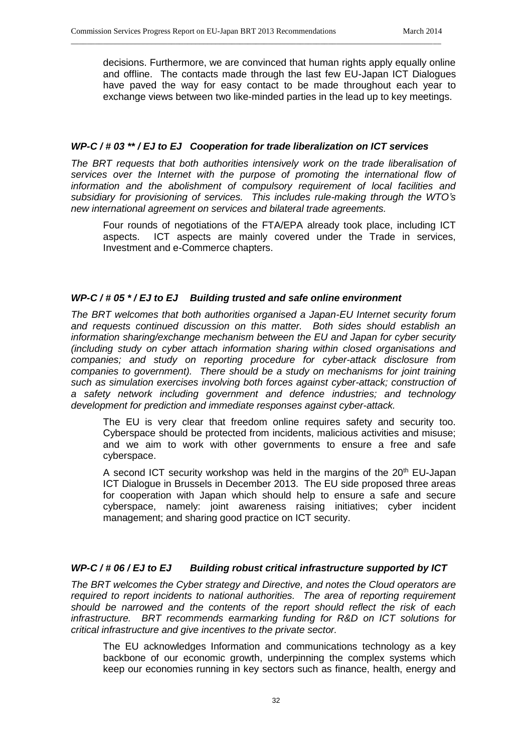decisions. Furthermore, we are convinced that human rights apply equally online and offline. The contacts made through the last few EU-Japan ICT Dialogues have paved the way for easy contact to be made throughout each year to exchange views between two like-minded parties in the lead up to key meetings.

### *WP-C / # 03 ** / EJ to EJ Cooperation for trade liberalization on ICT services*

*The BRT requests that both authorities intensively work on the trade liberalisation of services over the Internet with the purpose of promoting the international flow of information and the abolishment of compulsory requirement of local facilities and subsidiary for provisioning of services. This includes rule-making through the WTO's new international agreement on services and bilateral trade agreements.*

Four rounds of negotiations of the FTA/EPA already took place, including ICT aspects. ICT aspects are mainly covered under the Trade in services, Investment and e-Commerce chapters.

### *WP-C / # 05 * / EJ to EJ Building trusted and safe online environment*

*The BRT welcomes that both authorities organised a Japan-EU Internet security forum and requests continued discussion on this matter. Both sides should establish an information sharing/exchange mechanism between the EU and Japan for cyber security (including study on cyber attach information sharing within closed organisations and companies; and study on reporting procedure for cyber-attack disclosure from companies to government). There should be a study on mechanisms for joint training such as simulation exercises involving both forces against cyber-attack; construction of a safety network including government and defence industries; and technology development for prediction and immediate responses against cyber-attack.*

The EU is very clear that freedom online requires safety and security too. Cyberspace should be protected from incidents, malicious activities and misuse; and we aim to work with other governments to ensure a free and safe cyberspace.

A second ICT security workshop was held in the margins of the 20th EU-Japan ICT Dialogue in Brussels in December 2013. The EU side proposed three areas for cooperation with Japan which should help to ensure a safe and secure cyberspace, namely: joint awareness raising initiatives; cyber incident management; and sharing good practice on ICT security.

### *WP-C / # 06 / EJ to EJ Building robust critical infrastructure supported by ICT*

*The BRT welcomes the Cyber strategy and Directive, and notes the Cloud operators are required to report incidents to national authorities. The area of reporting requirement should be narrowed and the contents of the report should reflect the risk of each infrastructure. BRT recommends earmarking funding for R&D on ICT solutions for critical infrastructure and give incentives to the private sector.*

The EU acknowledges Information and communications technology as a key backbone of our economic growth, underpinning the complex systems which keep our economies running in key sectors such as finance, health, energy and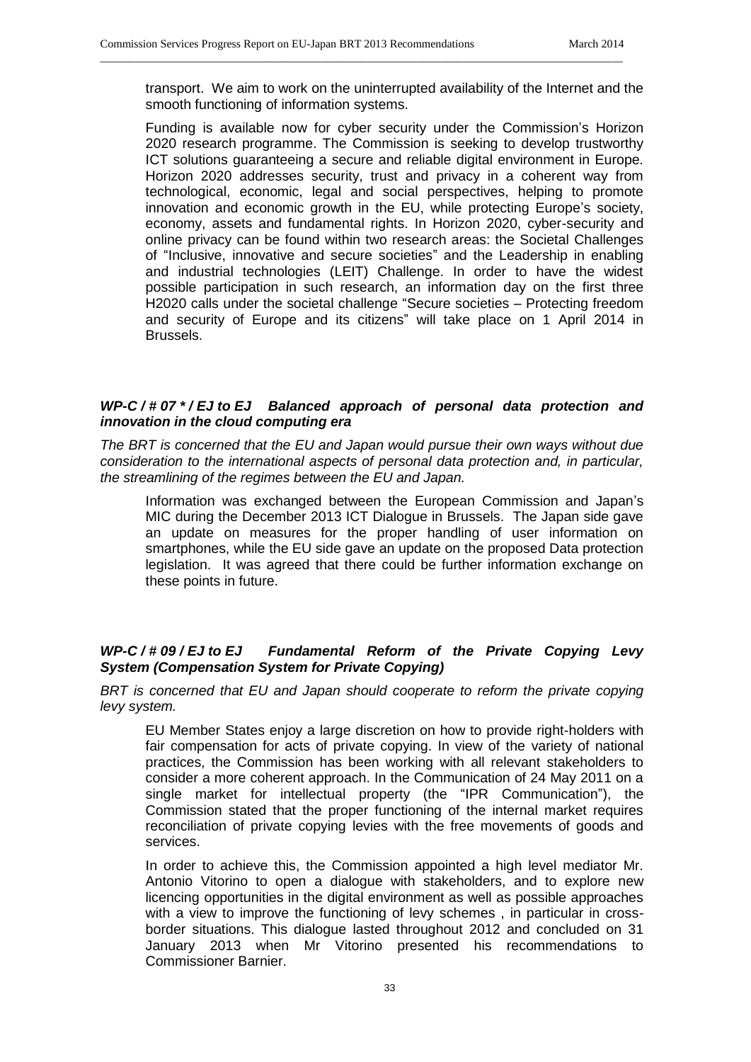transport. We aim to work on the uninterrupted availability of the Internet and the smooth functioning of information systems.

Funding is available now for cyber security under the Commission's Horizon 2020 research programme. The Commission is seeking to develop trustworthy ICT solutions guaranteeing a secure and reliable digital environment in Europe. Horizon 2020 addresses security, trust and privacy in a coherent way from technological, economic, legal and social perspectives, helping to promote innovation and economic growth in the EU, while protecting Europe's society, economy, assets and fundamental rights. In Horizon 2020, cyber-security and online privacy can be found within two research areas: the Societal Challenges of "Inclusive, innovative and secure societies" and the Leadership in enabling and industrial technologies (LEIT) Challenge. In order to have the widest possible participation in such research, an information day on the first three H2020 calls under the societal challenge "Secure societies – Protecting freedom and security of Europe and its citizens" will take place on 1 April 2014 in Brussels.

### *WP-C / # 07 * / EJ to EJ Balanced approach of personal data protection and innovation in the cloud computing era*

*The BRT is concerned that the EU and Japan would pursue their own ways without due consideration to the international aspects of personal data protection and, in particular, the streamlining of the regimes between the EU and Japan.*

Information was exchanged between the European Commission and Japan's MIC during the December 2013 ICT Dialogue in Brussels. The Japan side gave an update on measures for the proper handling of user information on smartphones, while the EU side gave an update on the proposed Data protection legislation. It was agreed that there could be further information exchange on these points in future.

### *WP-C / # 09 / EJ to EJ Fundamental Reform of the Private Copying Levy System (Compensation System for Private Copying)*

*BRT is concerned that EU and Japan should cooperate to reform the private copying levy system.*

EU Member States enjoy a large discretion on how to provide right-holders with fair compensation for acts of private copying. In view of the variety of national practices, the Commission has been working with all relevant stakeholders to consider a more coherent approach. In the Communication of 24 May 2011 on a single market for intellectual property (the "IPR Communication"), the Commission stated that the proper functioning of the internal market requires reconciliation of private copying levies with the free movements of goods and services.

In order to achieve this, the Commission appointed a high level mediator Mr. Antonio Vitorino to open a dialogue with stakeholders, and to explore new licencing opportunities in the digital environment as well as possible approaches with a view to improve the functioning of levy schemes , in particular in cross-border situations. This dialogue lasted throughout 2012 and concluded on 31 January 2013 when Mr Vitorino presented his recommendations to Commissioner Barnier.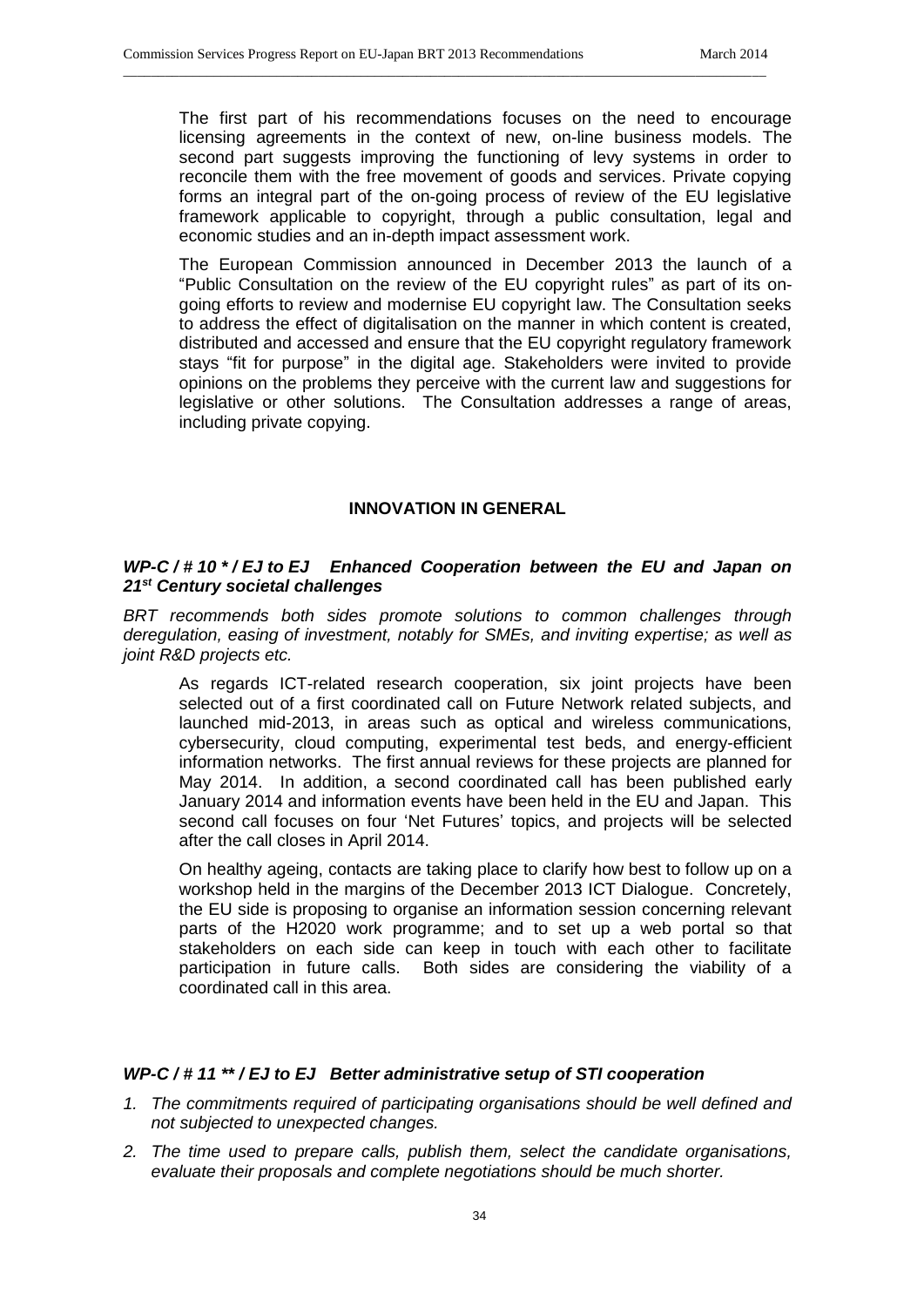The first part of his recommendations focuses on the need to encourage licensing agreements in the context of new, on-line business models. The second part suggests improving the functioning of levy systems in order to reconcile them with the free movement of goods and services. Private copying forms an integral part of the on-going process of review of the EU legislative framework applicable to copyright, through a public consultation, legal and economic studies and an in-depth impact assessment work.

The European Commission announced in December 2013 the launch of a "Public Consultation on the review of the EU copyright rules" as part of its on-going efforts to review and modernise EU copyright law. The Consultation seeks to address the effect of digitalisation on the manner in which content is created, distributed and accessed and ensure that the EU copyright regulatory framework stays "fit for purpose" in the digital age. Stakeholders were invited to provide opinions on the problems they perceive with the current law and suggestions for legislative or other solutions. The Consultation addresses a range of areas, including private copying.

## INNOVATION IN GENERAL

### *WP-C / # 10 * / EJ to EJ Enhanced Cooperation between the EU and Japan on 21st Century societal challenges*

*BRT recommends both sides promote solutions to common challenges through deregulation, easing of investment, notably for SMEs, and inviting expertise; as well as joint R&D projects etc.*

As regards ICT-related research cooperation, six joint projects have been selected out of a first coordinated call on Future Network related subjects, and launched mid-2013, in areas such as optical and wireless communications, cybersecurity, cloud computing, experimental test beds, and energy-efficient information networks. The first annual reviews for these projects are planned for May 2014. In addition, a second coordinated call has been published early January 2014 and information events have been held in the EU and Japan. This second call focuses on four 'Net Futures' topics, and projects will be selected after the call closes in April 2014.

On healthy ageing, contacts are taking place to clarify how best to follow up on a workshop held in the margins of the December 2013 ICT Dialogue. Concretely, the EU side is proposing to organise an information session concerning relevant parts of the H2020 work programme; and to set up a web portal so that stakeholders on each side can keep in touch with each other to facilitate participation in future calls. Both sides are considering the viability of a coordinated call in this area.

### *WP-C / # 11 ** / EJ to EJ Better administrative setup of STI cooperation*

1. *The commitments required of participating organisations should be well defined and not subjected to unexpected changes.*
2. *The time used to prepare calls, publish them, select the candidate organisations, evaluate their proposals and complete negotiations should be much shorter.*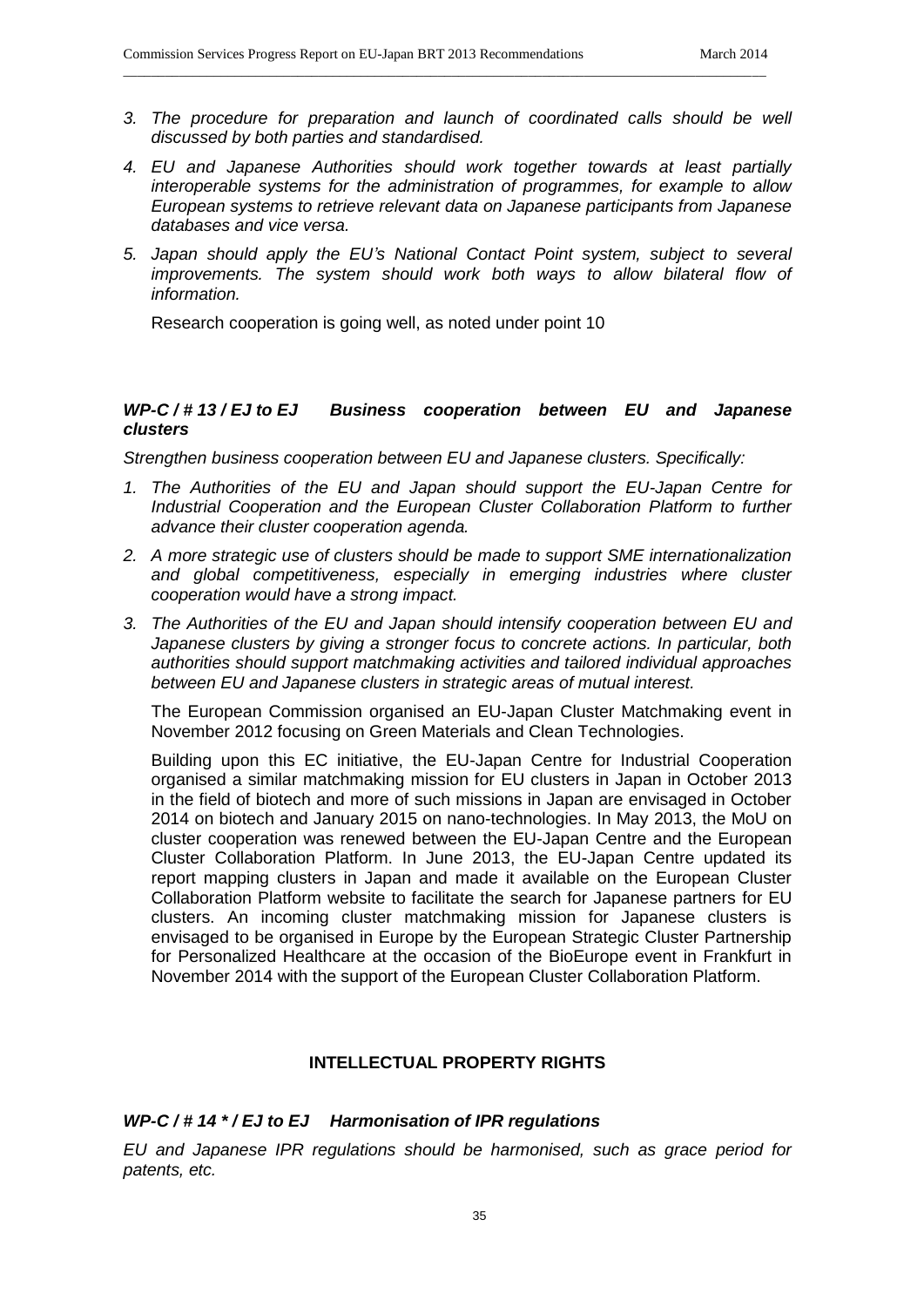3. *The procedure for preparation and launch of coordinated calls should be well discussed by both parties and standardised.*

4. *EU and Japanese Authorities should work together towards at least partially interoperable systems for the administration of programmes, for example to allow European systems to retrieve relevant data on Japanese participants from Japanese databases and vice versa.*

5. *Japan should apply the EU's National Contact Point system, subject to several improvements. The system should work both ways to allow bilateral flow of information.*

   Research cooperation is going well, as noted under point 10

### *WP-C / # 13 / EJ to EJ Business cooperation between EU and Japanese clusters*

*Strengthen business cooperation between EU and Japanese clusters. Specifically:*

1. *The Authorities of the EU and Japan should support the EU-Japan Centre for Industrial Cooperation and the European Cluster Collaboration Platform to further advance their cluster cooperation agenda.*

2. *A more strategic use of clusters should be made to support SME internationalization and global competitiveness, especially in emerging industries where cluster cooperation would have a strong impact.*

3. *The Authorities of the EU and Japan should intensify cooperation between EU and Japanese clusters by giving a stronger focus to concrete actions. In particular, both authorities should support matchmaking activities and tailored individual approaches between EU and Japanese clusters in strategic areas of mutual interest.*

   The European Commission organised an EU-Japan Cluster Matchmaking event in November 2012 focusing on Green Materials and Clean Technologies.

   Building upon this EC initiative, the EU-Japan Centre for Industrial Cooperation organised a similar matchmaking mission for EU clusters in Japan in October 2013 in the field of biotech and more of such missions in Japan are envisaged in October 2014 on biotech and January 2015 on nano-technologies. In May 2013, the MoU on cluster cooperation was renewed between the EU-Japan Centre and the European Cluster Collaboration Platform. In June 2013, the EU-Japan Centre updated its report mapping clusters in Japan and made it available on the European Cluster Collaboration Platform website to facilitate the search for Japanese partners for EU clusters. An incoming cluster matchmaking mission for Japanese clusters is envisaged to be organised in Europe by the European Strategic Cluster Partnership for Personalized Healthcare at the occasion of the BioEurope event in Frankfurt in November 2014 with the support of the European Cluster Collaboration Platform.

## INTELLECTUAL PROPERTY RIGHTS

### *WP-C / # 14 * / EJ to EJ Harmonisation of IPR regulations*

*EU and Japanese IPR regulations should be harmonised, such as grace period for patents, etc.*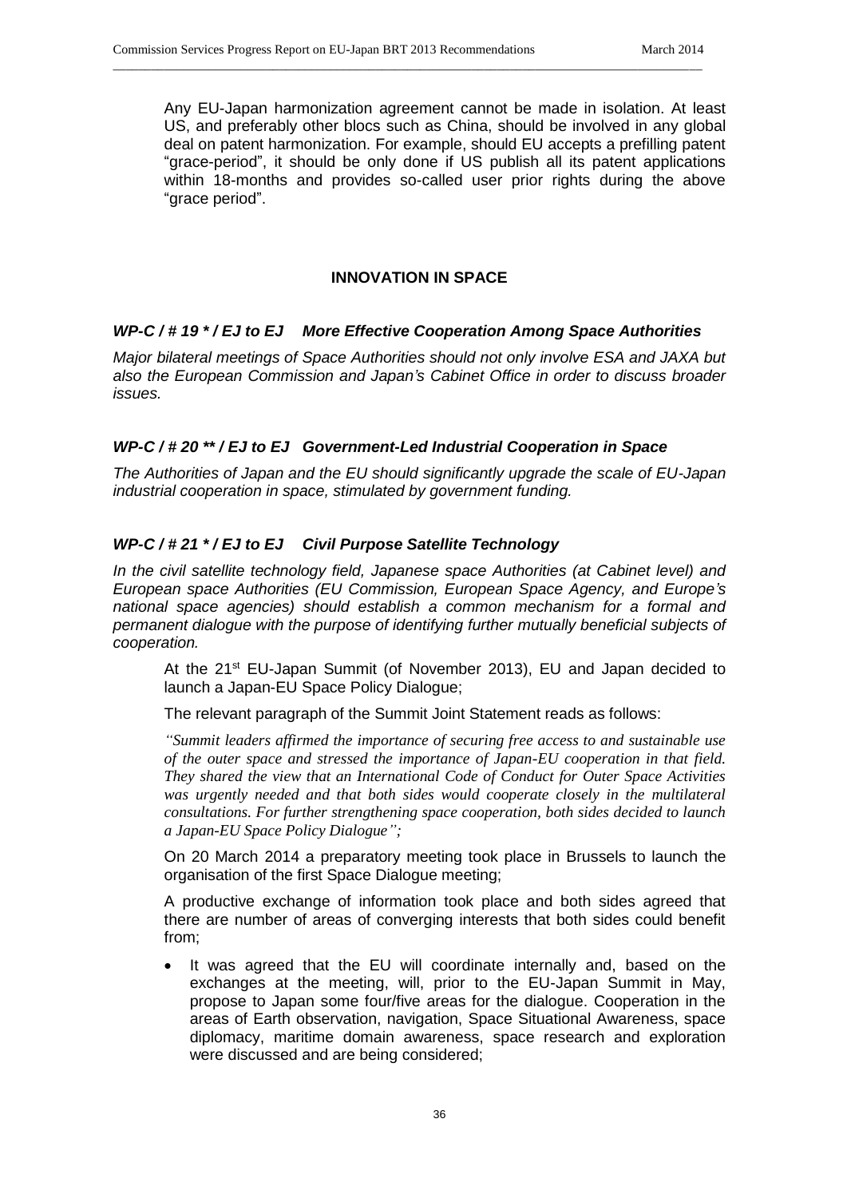Any EU-Japan harmonization agreement cannot be made in isolation. At least US, and preferably other blocs such as China, should be involved in any global deal on patent harmonization. For example, should EU accepts a prefilling patent "grace-period", it should be only done if US publish all its patent applications within 18-months and provides so-called user prior rights during the above "grace period".

## INNOVATION IN SPACE

### *WP-C / # 19 * / EJ to EJ More Effective Cooperation Among Space Authorities*

*Major bilateral meetings of Space Authorities should not only involve ESA and JAXA but also the European Commission and Japan's Cabinet Office in order to discuss broader issues.*

### *WP-C / # 20 ** / EJ to EJ Government-Led Industrial Cooperation in Space*

*The Authorities of Japan and the EU should significantly upgrade the scale of EU-Japan industrial cooperation in space, stimulated by government funding.*

### *WP-C / # 21 * / EJ to EJ Civil Purpose Satellite Technology*

*In the civil satellite technology field, Japanese space Authorities (at Cabinet level) and European space Authorities (EU Commission, European Space Agency, and Europe's national space agencies) should establish a common mechanism for a formal and permanent dialogue with the purpose of identifying further mutually beneficial subjects of cooperation.*

At the 21st EU-Japan Summit (of November 2013), EU and Japan decided to launch a Japan-EU Space Policy Dialogue;

The relevant paragraph of the Summit Joint Statement reads as follows:

*"Summit leaders affirmed the importance of securing free access to and sustainable use of the outer space and stressed the importance of Japan-EU cooperation in that field. They shared the view that an International Code of Conduct for Outer Space Activities was urgently needed and that both sides would cooperate closely in the multilateral consultations. For further strengthening space cooperation, both sides decided to launch a Japan-EU Space Policy Dialogue";*

On 20 March 2014 a preparatory meeting took place in Brussels to launch the organisation of the first Space Dialogue meeting;

A productive exchange of information took place and both sides agreed that there are number of areas of converging interests that both sides could benefit from;

- It was agreed that the EU will coordinate internally and, based on the exchanges at the meeting, will, prior to the EU-Japan Summit in May, propose to Japan some four/five areas for the dialogue. Cooperation in the areas of Earth observation, navigation, Space Situational Awareness, space diplomacy, maritime domain awareness, space research and exploration were discussed and are being considered;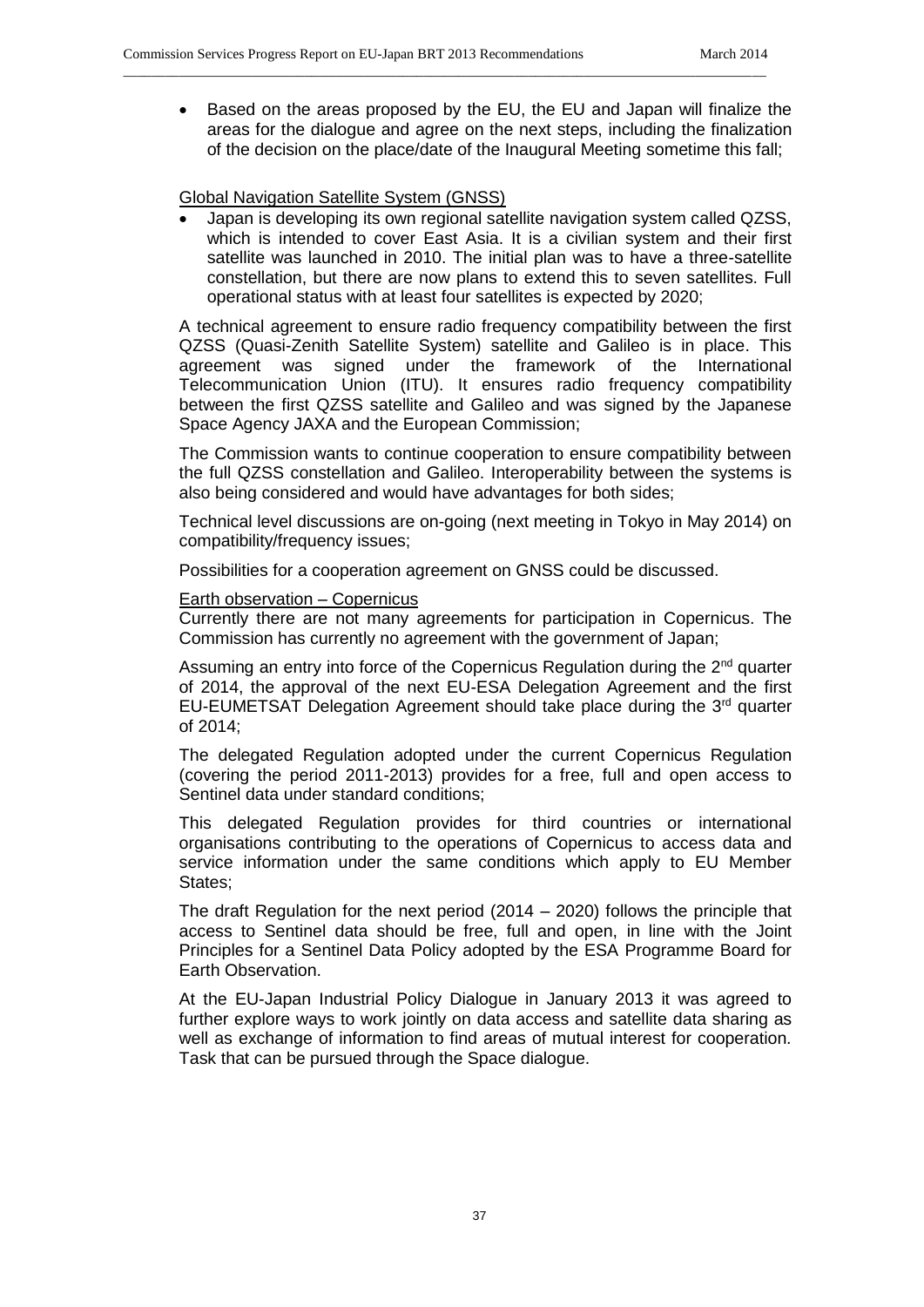- Based on the areas proposed by the EU, the EU and Japan will finalize the areas for the dialogue and agree on the next steps, including the finalization of the decision on the place/date of the Inaugural Meeting sometime this fall;

Global Navigation Satellite System (GNSS)

- Japan is developing its own regional satellite navigation system called QZSS, which is intended to cover East Asia. It is a civilian system and their first satellite was launched in 2010. The initial plan was to have a three-satellite constellation, but there are now plans to extend this to seven satellites. Full operational status with at least four satellites is expected by 2020;

A technical agreement to ensure radio frequency compatibility between the first QZSS (Quasi-Zenith Satellite System) satellite and Galileo is in place. This agreement was signed under the framework of the International Telecommunication Union (ITU). It ensures radio frequency compatibility between the first QZSS satellite and Galileo and was signed by the Japanese Space Agency JAXA and the European Commission;

The Commission wants to continue cooperation to ensure compatibility between the full QZSS constellation and Galileo. Interoperability between the systems is also being considered and would have advantages for both sides;

Technical level discussions are on-going (next meeting in Tokyo in May 2014) on compatibility/frequency issues;

Possibilities for a cooperation agreement on GNSS could be discussed.

Earth observation – Copernicus

Currently there are not many agreements for participation in Copernicus. The Commission has currently no agreement with the government of Japan;

Assuming an entry into force of the Copernicus Regulation during the 2nd quarter of 2014, the approval of the next EU-ESA Delegation Agreement and the first EU-EUMETSAT Delegation Agreement should take place during the 3rd quarter of 2014;

The delegated Regulation adopted under the current Copernicus Regulation (covering the period 2011-2013) provides for a free, full and open access to Sentinel data under standard conditions;

This delegated Regulation provides for third countries or international organisations contributing to the operations of Copernicus to access data and service information under the same conditions which apply to EU Member States;

The draft Regulation for the next period (2014 – 2020) follows the principle that access to Sentinel data should be free, full and open, in line with the Joint Principles for a Sentinel Data Policy adopted by the ESA Programme Board for Earth Observation.

At the EU-Japan Industrial Policy Dialogue in January 2013 it was agreed to further explore ways to work jointly on data access and satellite data sharing as well as exchange of information to find areas of mutual interest for cooperation. Task that can be pursued through the Space dialogue.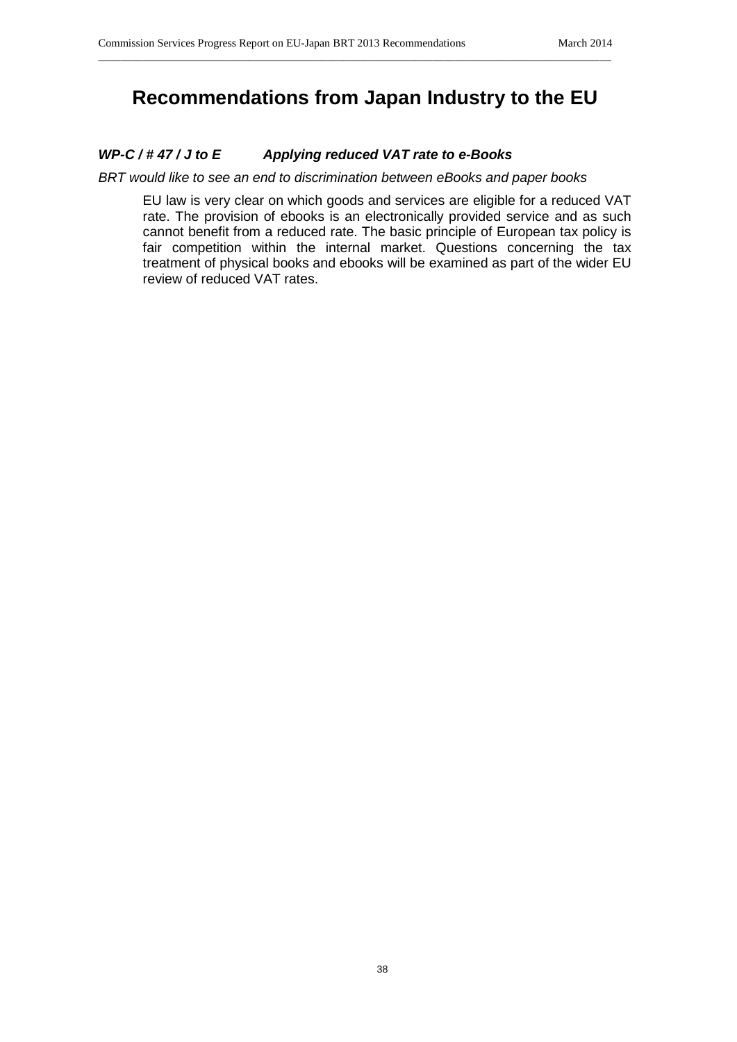# Recommendations from Japan Industry to the EU

### *WP-C / # 47 / J to E    Applying reduced VAT rate to e-Books*

*BRT would like to see an end to discrimination between eBooks and paper books*

EU law is very clear on which goods and services are eligible for a reduced VAT rate. The provision of ebooks is an electronically provided service and as such cannot benefit from a reduced rate. The basic principle of European tax policy is fair competition within the internal market. Questions concerning the tax treatment of physical books and ebooks will be examined as part of the wider EU review of reduced VAT rates.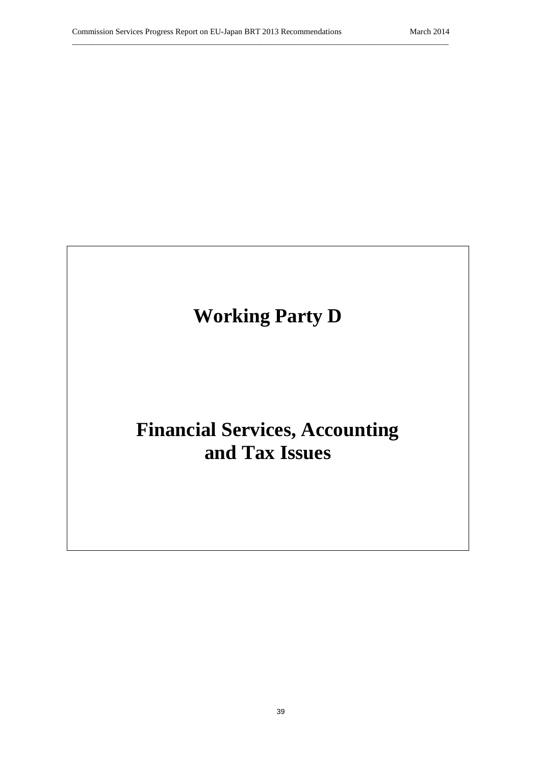# Working Party D

# Financial Services, Accounting and Tax Issues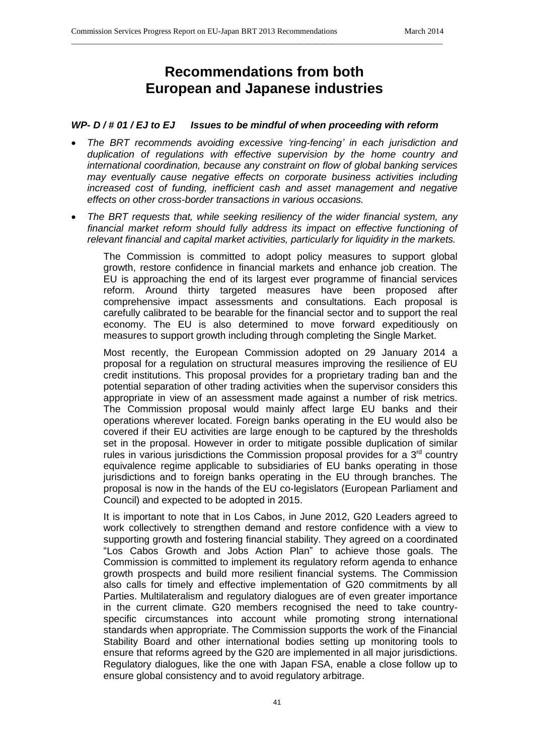# Recommendations from both European and Japanese industries

### *WP- D / # 01 / EJ to EJ Issues to be mindful of when proceeding with reform*

- *The BRT recommends avoiding excessive 'ring-fencing' in each jurisdiction and duplication of regulations with effective supervision by the home country and international coordination, because any constraint on flow of global banking services may eventually cause negative effects on corporate business activities including increased cost of funding, inefficient cash and asset management and negative effects on other cross-border transactions in various occasions.*
- *The BRT requests that, while seeking resiliency of the wider financial system, any financial market reform should fully address its impact on effective functioning of relevant financial and capital market activities, particularly for liquidity in the markets.*

The Commission is committed to adopt policy measures to support global growth, restore confidence in financial markets and enhance job creation. The EU is approaching the end of its largest ever programme of financial services reform. Around thirty targeted measures have been proposed after comprehensive impact assessments and consultations. Each proposal is carefully calibrated to be bearable for the financial sector and to support the real economy. The EU is also determined to move forward expeditiously on measures to support growth including through completing the Single Market.

Most recently, the European Commission adopted on 29 January 2014 a proposal for a regulation on structural measures improving the resilience of EU credit institutions. This proposal provides for a proprietary trading ban and the potential separation of other trading activities when the supervisor considers this appropriate in view of an assessment made against a number of risk metrics. The Commission proposal would mainly affect large EU banks and their operations wherever located. Foreign banks operating in the EU would also be covered if their EU activities are large enough to be captured by the thresholds set in the proposal. However in order to mitigate possible duplication of similar rules in various jurisdictions the Commission proposal provides for a 3rd country equivalence regime applicable to subsidiaries of EU banks operating in those jurisdictions and to foreign banks operating in the EU through branches. The proposal is now in the hands of the EU co-legislators (European Parliament and Council) and expected to be adopted in 2015.

It is important to note that in Los Cabos, in June 2012, G20 Leaders agreed to work collectively to strengthen demand and restore confidence with a view to supporting growth and fostering financial stability. They agreed on a coordinated "Los Cabos Growth and Jobs Action Plan" to achieve those goals. The Commission is committed to implement its regulatory reform agenda to enhance growth prospects and build more resilient financial systems. The Commission also calls for timely and effective implementation of G20 commitments by all Parties. Multilateralism and regulatory dialogues are of even greater importance in the current climate. G20 members recognised the need to take country-specific circumstances into account while promoting strong international standards when appropriate. The Commission supports the work of the Financial Stability Board and other international bodies setting up monitoring tools to ensure that reforms agreed by the G20 are implemented in all major jurisdictions. Regulatory dialogues, like the one with Japan FSA, enable a close follow up to ensure global consistency and to avoid regulatory arbitrage.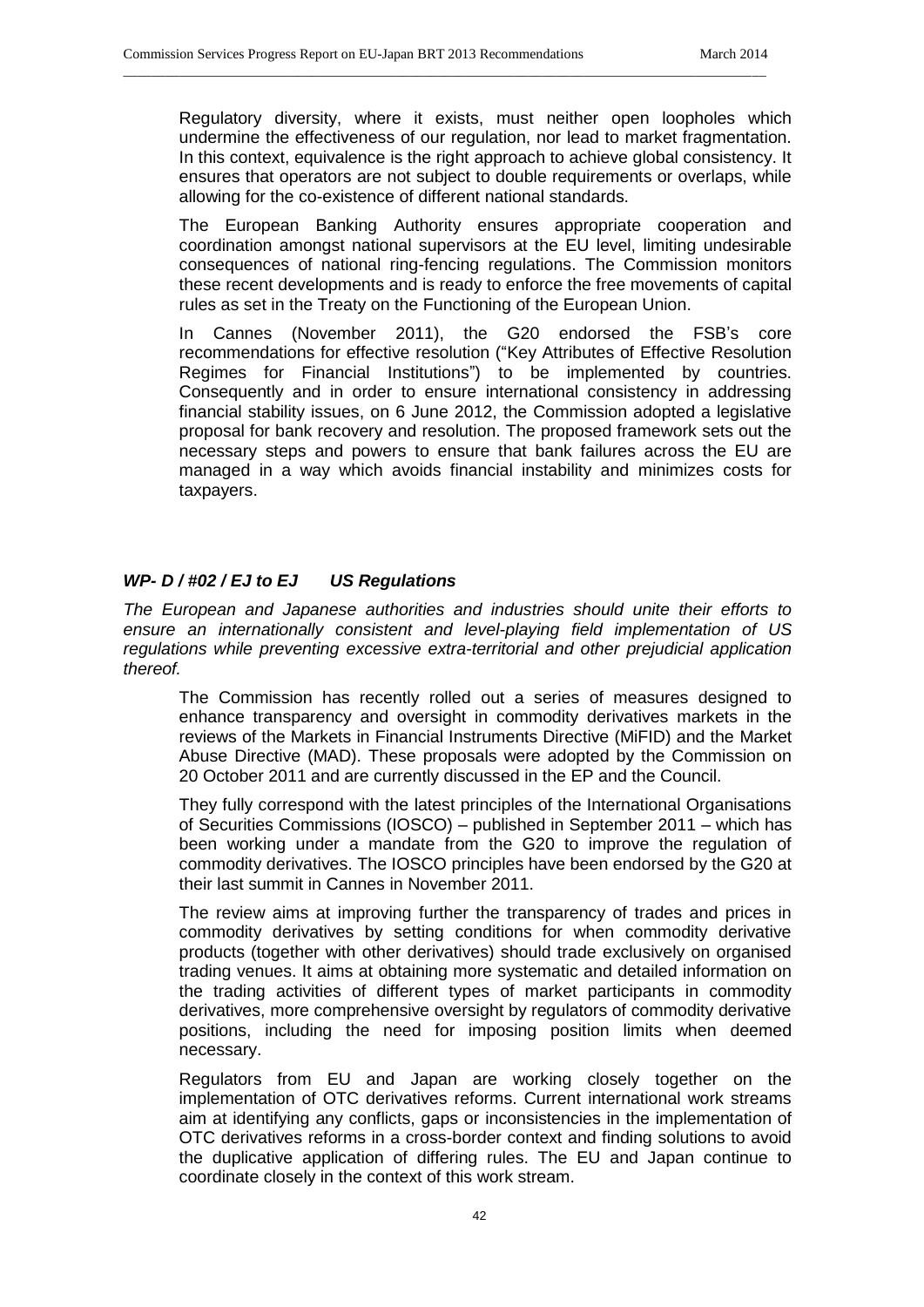Regulatory diversity, where it exists, must neither open loopholes which undermine the effectiveness of our regulation, nor lead to market fragmentation. In this context, equivalence is the right approach to achieve global consistency. It ensures that operators are not subject to double requirements or overlaps, while allowing for the co-existence of different national standards.

The European Banking Authority ensures appropriate cooperation and coordination amongst national supervisors at the EU level, limiting undesirable consequences of national ring-fencing regulations. The Commission monitors these recent developments and is ready to enforce the free movements of capital rules as set in the Treaty on the Functioning of the European Union.

In Cannes (November 2011), the G20 endorsed the FSB's core recommendations for effective resolution ("Key Attributes of Effective Resolution Regimes for Financial Institutions") to be implemented by countries. Consequently and in order to ensure international consistency in addressing financial stability issues, on 6 June 2012, the Commission adopted a legislative proposal for bank recovery and resolution. The proposed framework sets out the necessary steps and powers to ensure that bank failures across the EU are managed in a way which avoids financial instability and minimizes costs for taxpayers.

***WP- D / #02 / EJ to EJ US Regulations***

*The European and Japanese authorities and industries should unite their efforts to ensure an internationally consistent and level-playing field implementation of US regulations while preventing excessive extra-territorial and other prejudicial application thereof.*

The Commission has recently rolled out a series of measures designed to enhance transparency and oversight in commodity derivatives markets in the reviews of the Markets in Financial Instruments Directive (MiFID) and the Market Abuse Directive (MAD). These proposals were adopted by the Commission on 20 October 2011 and are currently discussed in the EP and the Council.

They fully correspond with the latest principles of the International Organisations of Securities Commissions (IOSCO) – published in September 2011 – which has been working under a mandate from the G20 to improve the regulation of commodity derivatives. The IOSCO principles have been endorsed by the G20 at their last summit in Cannes in November 2011.

The review aims at improving further the transparency of trades and prices in commodity derivatives by setting conditions for when commodity derivative products (together with other derivatives) should trade exclusively on organised trading venues. It aims at obtaining more systematic and detailed information on the trading activities of different types of market participants in commodity derivatives, more comprehensive oversight by regulators of commodity derivative positions, including the need for imposing position limits when deemed necessary.

Regulators from EU and Japan are working closely together on the implementation of OTC derivatives reforms. Current international work streams aim at identifying any conflicts, gaps or inconsistencies in the implementation of OTC derivatives reforms in a cross-border context and finding solutions to avoid the duplicative application of differing rules. The EU and Japan continue to coordinate closely in the context of this work stream.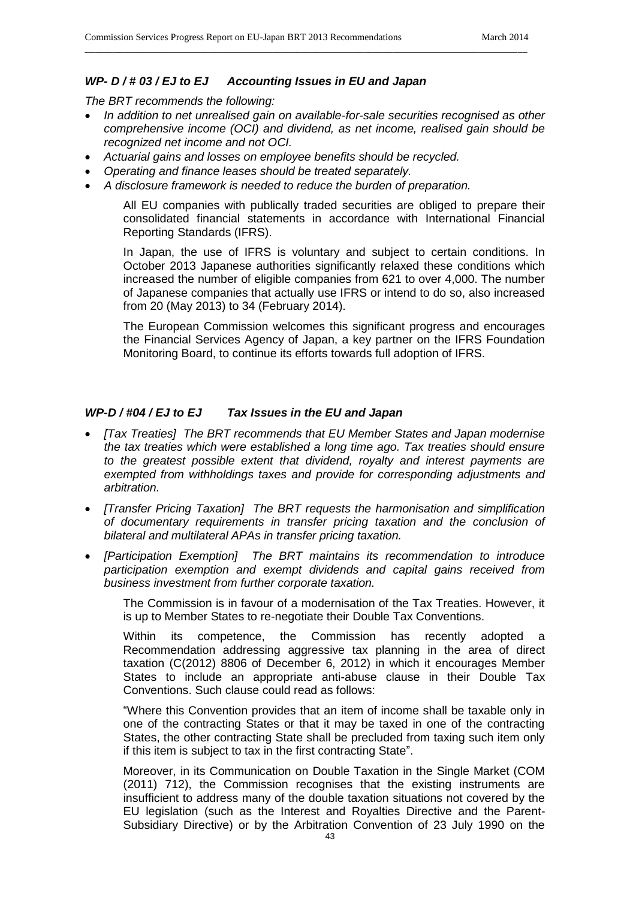### *WP- D / # 03 / EJ to EJ Accounting Issues in EU and Japan*

*The BRT recommends the following:*

- *In addition to net unrealised gain on available-for-sale securities recognised as other comprehensive income (OCI) and dividend, as net income, realised gain should be recognized net income and not OCI.*
- *Actuarial gains and losses on employee benefits should be recycled.*
- *Operating and finance leases should be treated separately.*
- *A disclosure framework is needed to reduce the burden of preparation.*

All EU companies with publically traded securities are obliged to prepare their consolidated financial statements in accordance with International Financial Reporting Standards (IFRS).

In Japan, the use of IFRS is voluntary and subject to certain conditions. In October 2013 Japanese authorities significantly relaxed these conditions which increased the number of eligible companies from 621 to over 4,000. The number of Japanese companies that actually use IFRS or intend to do so, also increased from 20 (May 2013) to 34 (February 2014).

The European Commission welcomes this significant progress and encourages the Financial Services Agency of Japan, a key partner on the IFRS Foundation Monitoring Board, to continue its efforts towards full adoption of IFRS.

### *WP-D / #04 / EJ to EJ Tax Issues in the EU and Japan*

- *[Tax Treaties] The BRT recommends that EU Member States and Japan modernise the tax treaties which were established a long time ago. Tax treaties should ensure to the greatest possible extent that dividend, royalty and interest payments are exempted from withholdings taxes and provide for corresponding adjustments and arbitration.*
- *[Transfer Pricing Taxation] The BRT requests the harmonisation and simplification of documentary requirements in transfer pricing taxation and the conclusion of bilateral and multilateral APAs in transfer pricing taxation.*
- *[Participation Exemption] The BRT maintains its recommendation to introduce participation exemption and exempt dividends and capital gains received from business investment from further corporate taxation.*

The Commission is in favour of a modernisation of the Tax Treaties. However, it is up to Member States to re-negotiate their Double Tax Conventions.

Within its competence, the Commission has recently adopted a Recommendation addressing aggressive tax planning in the area of direct taxation (C(2012) 8806 of December 6, 2012) in which it encourages Member States to include an appropriate anti-abuse clause in their Double Tax Conventions. Such clause could read as follows:

"Where this Convention provides that an item of income shall be taxable only in one of the contracting States or that it may be taxed in one of the contracting States, the other contracting State shall be precluded from taxing such item only if this item is subject to tax in the first contracting State".

Moreover, in its Communication on Double Taxation in the Single Market (COM (2011) 712), the Commission recognises that the existing instruments are insufficient to address many of the double taxation situations not covered by the EU legislation (such as the Interest and Royalties Directive and the Parent-Subsidiary Directive) or by the Arbitration Convention of 23 July 1990 on the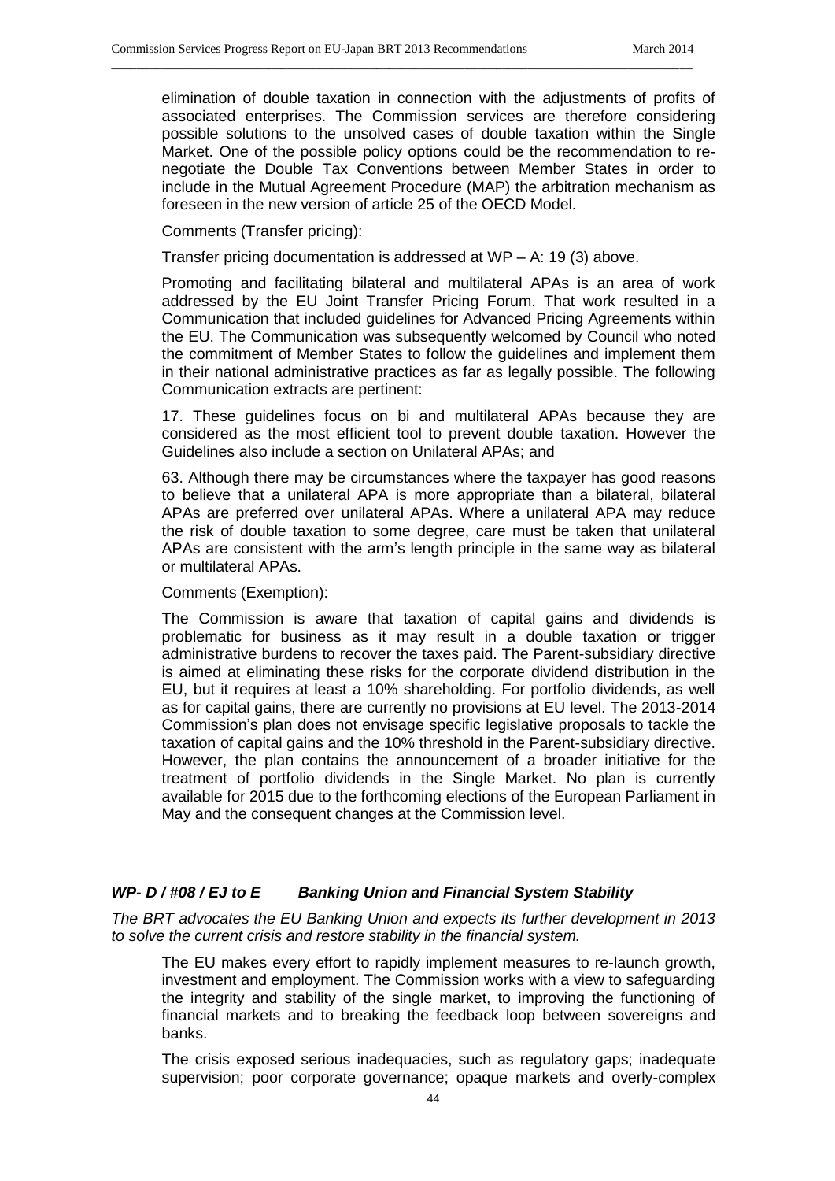elimination of double taxation in connection with the adjustments of profits of associated enterprises. The Commission services are therefore considering possible solutions to the unsolved cases of double taxation within the Single Market. One of the possible policy options could be the recommendation to re-negotiate the Double Tax Conventions between Member States in order to include in the Mutual Agreement Procedure (MAP) the arbitration mechanism as foreseen in the new version of article 25 of the OECD Model.

Comments (Transfer pricing):

Transfer pricing documentation is addressed at WP – A: 19 (3) above.

Promoting and facilitating bilateral and multilateral APAs is an area of work addressed by the EU Joint Transfer Pricing Forum. That work resulted in a Communication that included guidelines for Advanced Pricing Agreements within the EU. The Communication was subsequently welcomed by Council who noted the commitment of Member States to follow the guidelines and implement them in their national administrative practices as far as legally possible. The following Communication extracts are pertinent:

17. These guidelines focus on bi and multilateral APAs because they are considered as the most efficient tool to prevent double taxation. However the Guidelines also include a section on Unilateral APAs; and

63. Although there may be circumstances where the taxpayer has good reasons to believe that a unilateral APA is more appropriate than a bilateral, bilateral APAs are preferred over unilateral APAs. Where a unilateral APA may reduce the risk of double taxation to some degree, care must be taken that unilateral APAs are consistent with the arm's length principle in the same way as bilateral or multilateral APAs.

Comments (Exemption):

The Commission is aware that taxation of capital gains and dividends is problematic for business as it may result in a double taxation or trigger administrative burdens to recover the taxes paid. The Parent-subsidiary directive is aimed at eliminating these risks for the corporate dividend distribution in the EU, but it requires at least a 10% shareholding. For portfolio dividends, as well as for capital gains, there are currently no provisions at EU level. The 2013-2014 Commission's plan does not envisage specific legislative proposals to tackle the taxation of capital gains and the 10% threshold in the Parent-subsidiary directive. However, the plan contains the announcement of a broader initiative for the treatment of portfolio dividends in the Single Market. No plan is currently available for 2015 due to the forthcoming elections of the European Parliament in May and the consequent changes at the Commission level.

### *WP- D / #08 / EJ to E Banking Union and Financial System Stability*

*The BRT advocates the EU Banking Union and expects its further development in 2013 to solve the current crisis and restore stability in the financial system.*

The EU makes every effort to rapidly implement measures to re-launch growth, investment and employment. The Commission works with a view to safeguarding the integrity and stability of the single market, to improving the functioning of financial markets and to breaking the feedback loop between sovereigns and banks.

The crisis exposed serious inadequacies, such as regulatory gaps; inadequate supervision; poor corporate governance; opaque markets and overly-complex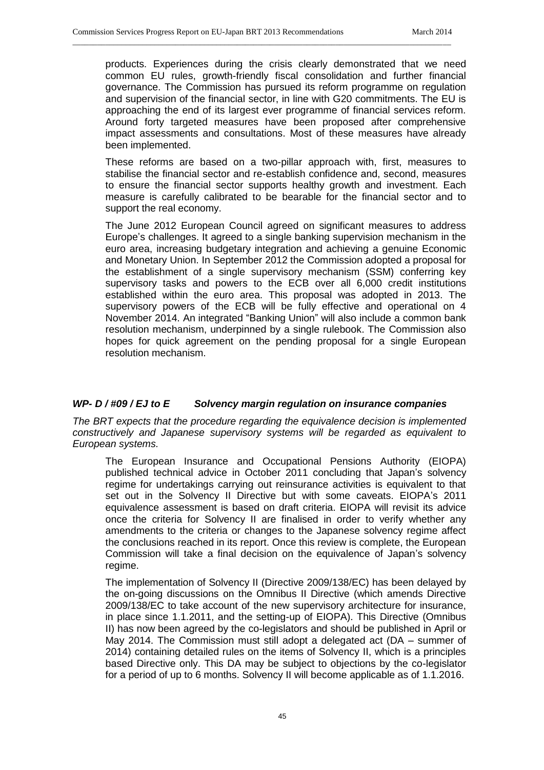products. Experiences during the crisis clearly demonstrated that we need common EU rules, growth-friendly fiscal consolidation and further financial governance. The Commission has pursued its reform programme on regulation and supervision of the financial sector, in line with G20 commitments. The EU is approaching the end of its largest ever programme of financial services reform. Around forty targeted measures have been proposed after comprehensive impact assessments and consultations. Most of these measures have already been implemented.

These reforms are based on a two-pillar approach with, first, measures to stabilise the financial sector and re-establish confidence and, second, measures to ensure the financial sector supports healthy growth and investment. Each measure is carefully calibrated to be bearable for the financial sector and to support the real economy.

The June 2012 European Council agreed on significant measures to address Europe's challenges. It agreed to a single banking supervision mechanism in the euro area, increasing budgetary integration and achieving a genuine Economic and Monetary Union. In September 2012 the Commission adopted a proposal for the establishment of a single supervisory mechanism (SSM) conferring key supervisory tasks and powers to the ECB over all 6,000 credit institutions established within the euro area. This proposal was adopted in 2013. The supervisory powers of the ECB will be fully effective and operational on 4 November 2014. An integrated "Banking Union" will also include a common bank resolution mechanism, underpinned by a single rulebook. The Commission also hopes for quick agreement on the pending proposal for a single European resolution mechanism.

### *WP- D / #09 / EJ to E Solvency margin regulation on insurance companies*

*The BRT expects that the procedure regarding the equivalence decision is implemented constructively and Japanese supervisory systems will be regarded as equivalent to European systems.*

The European Insurance and Occupational Pensions Authority (EIOPA) published technical advice in October 2011 concluding that Japan's solvency regime for undertakings carrying out reinsurance activities is equivalent to that set out in the Solvency II Directive but with some caveats. EIOPA's 2011 equivalence assessment is based on draft criteria. EIOPA will revisit its advice once the criteria for Solvency II are finalised in order to verify whether any amendments to the criteria or changes to the Japanese solvency regime affect the conclusions reached in its report. Once this review is complete, the European Commission will take a final decision on the equivalence of Japan's solvency regime.

The implementation of Solvency II (Directive 2009/138/EC) has been delayed by the on-going discussions on the Omnibus II Directive (which amends Directive 2009/138/EC to take account of the new supervisory architecture for insurance, in place since 1.1.2011, and the setting-up of EIOPA). This Directive (Omnibus II) has now been agreed by the co-legislators and should be published in April or May 2014. The Commission must still adopt a delegated act (DA – summer of 2014) containing detailed rules on the items of Solvency II, which is a principles based Directive only. This DA may be subject to objections by the co-legislator for a period of up to 6 months. Solvency II will become applicable as of 1.1.2016.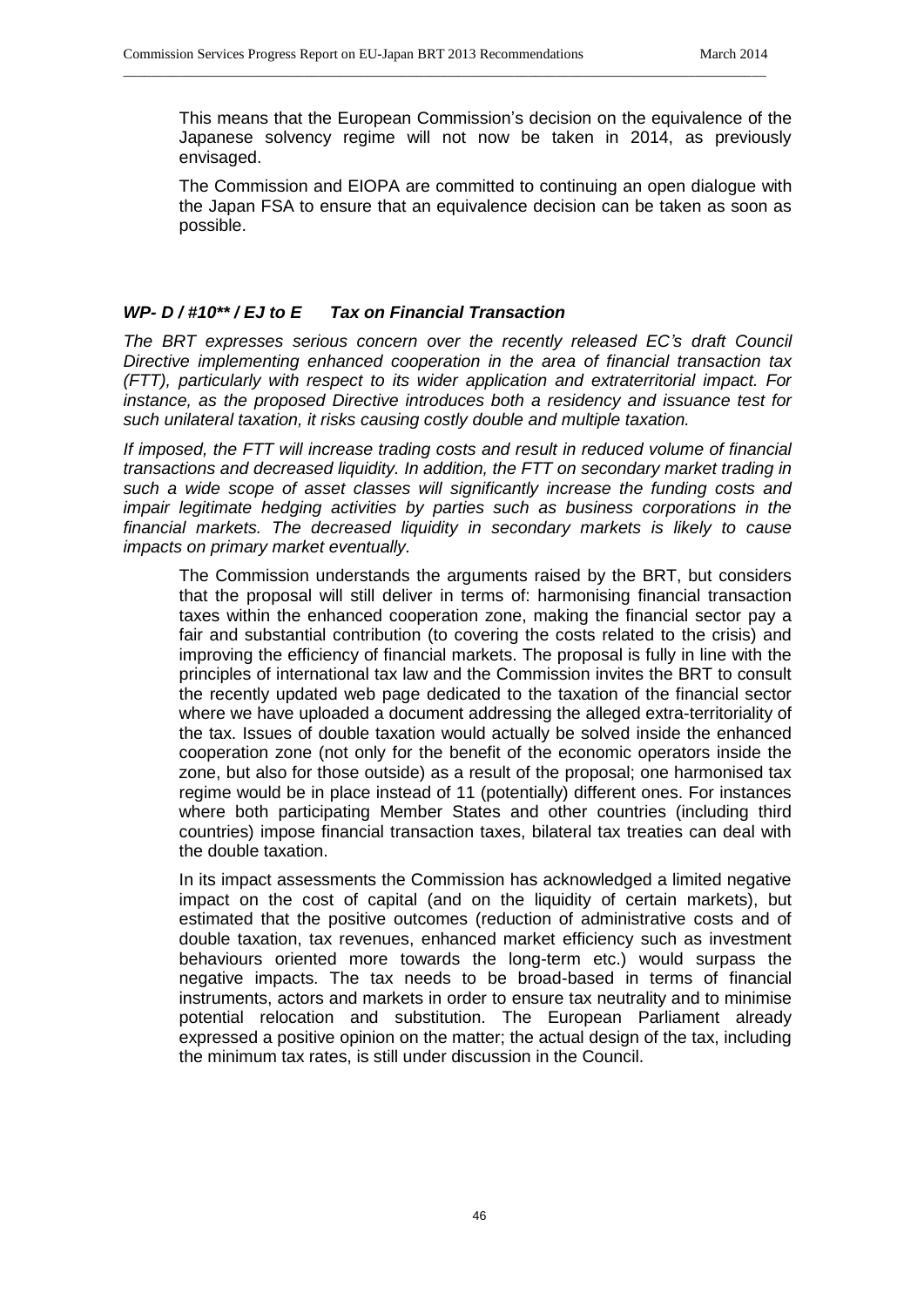This means that the European Commission's decision on the equivalence of the Japanese solvency regime will not now be taken in 2014, as previously envisaged.

The Commission and EIOPA are committed to continuing an open dialogue with the Japan FSA to ensure that an equivalence decision can be taken as soon as possible.

### *WP- D / #10** / EJ to E Tax on Financial Transaction*

*The BRT expresses serious concern over the recently released EC's draft Council Directive implementing enhanced cooperation in the area of financial transaction tax (FTT), particularly with respect to its wider application and extraterritorial impact. For instance, as the proposed Directive introduces both a residency and issuance test for such unilateral taxation, it risks causing costly double and multiple taxation.*

*If imposed, the FTT will increase trading costs and result in reduced volume of financial transactions and decreased liquidity. In addition, the FTT on secondary market trading in such a wide scope of asset classes will significantly increase the funding costs and impair legitimate hedging activities by parties such as business corporations in the financial markets. The decreased liquidity in secondary markets is likely to cause impacts on primary market eventually.*

The Commission understands the arguments raised by the BRT, but considers that the proposal will still deliver in terms of: harmonising financial transaction taxes within the enhanced cooperation zone, making the financial sector pay a fair and substantial contribution (to covering the costs related to the crisis) and improving the efficiency of financial markets. The proposal is fully in line with the principles of international tax law and the Commission invites the BRT to consult the recently updated web page dedicated to the taxation of the financial sector where we have uploaded a document addressing the alleged extra-territoriality of the tax. Issues of double taxation would actually be solved inside the enhanced cooperation zone (not only for the benefit of the economic operators inside the zone, but also for those outside) as a result of the proposal; one harmonised tax regime would be in place instead of 11 (potentially) different ones. For instances where both participating Member States and other countries (including third countries) impose financial transaction taxes, bilateral tax treaties can deal with the double taxation.

In its impact assessments the Commission has acknowledged a limited negative impact on the cost of capital (and on the liquidity of certain markets), but estimated that the positive outcomes (reduction of administrative costs and of double taxation, tax revenues, enhanced market efficiency such as investment behaviours oriented more towards the long-term etc.) would surpass the negative impacts. The tax needs to be broad-based in terms of financial instruments, actors and markets in order to ensure tax neutrality and to minimise potential relocation and substitution. The European Parliament already expressed a positive opinion on the matter; the actual design of the tax, including the minimum tax rates, is still under discussion in the Council.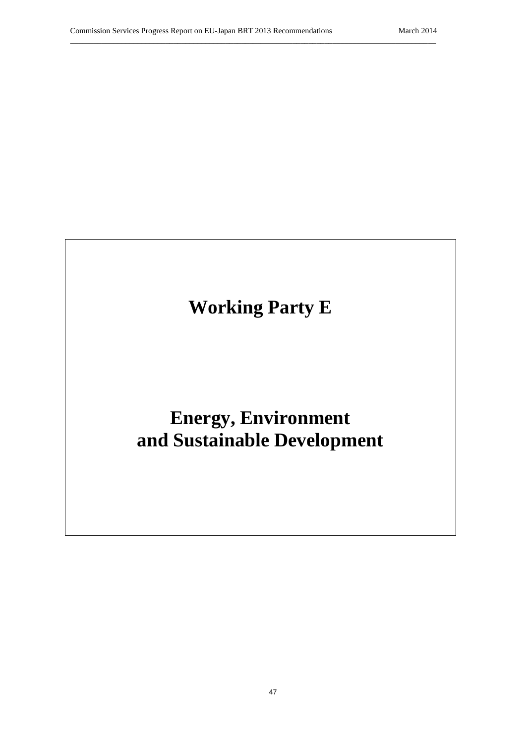# Working Party E

# Energy, Environment and Sustainable Development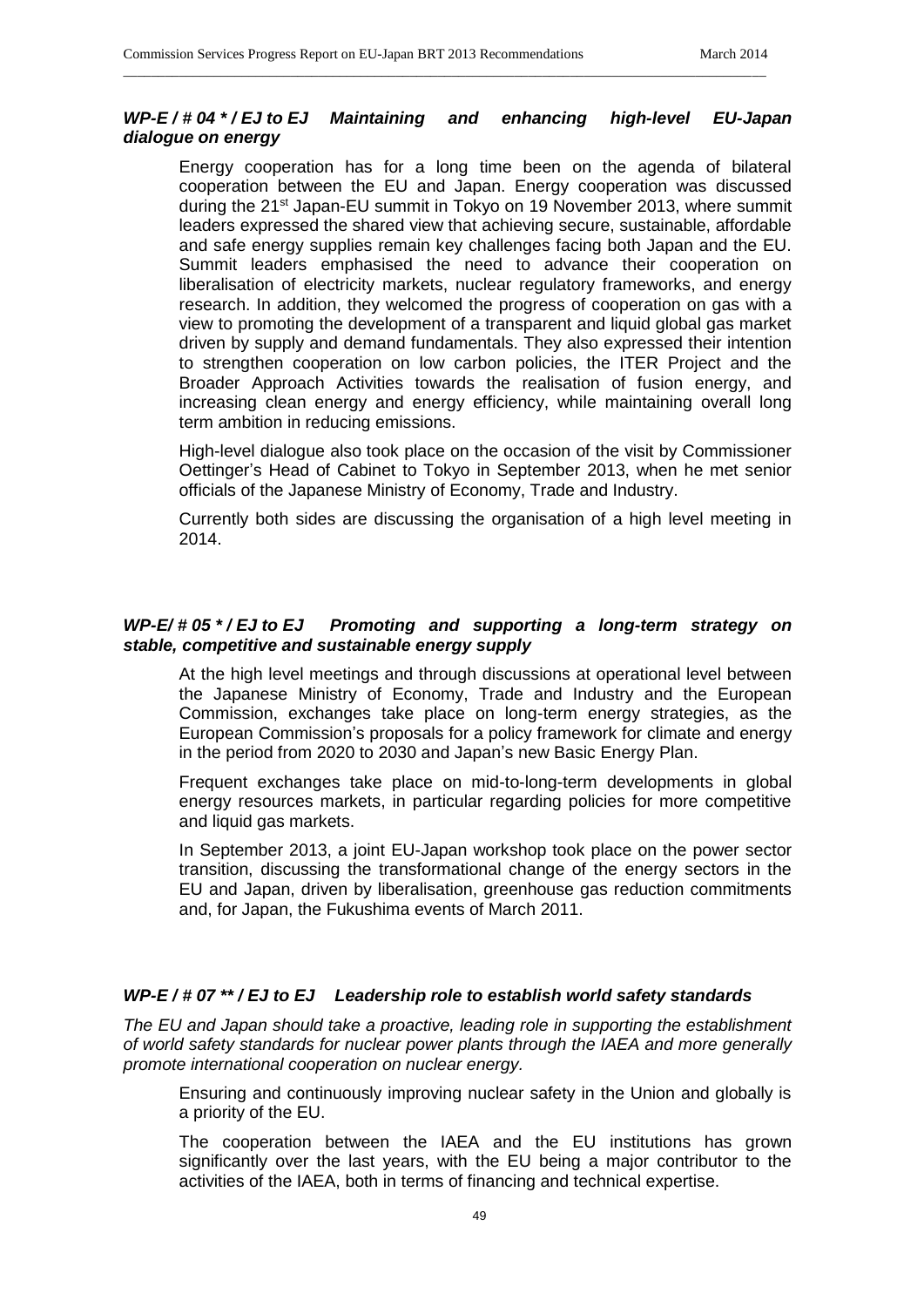### *WP-E / # 04 * / EJ to EJ Maintaining and enhancing high-level EU-Japan dialogue on energy*

Energy cooperation has for a long time been on the agenda of bilateral cooperation between the EU and Japan. Energy cooperation was discussed during the 21st Japan-EU summit in Tokyo on 19 November 2013, where summit leaders expressed the shared view that achieving secure, sustainable, affordable and safe energy supplies remain key challenges facing both Japan and the EU. Summit leaders emphasised the need to advance their cooperation on liberalisation of electricity markets, nuclear regulatory frameworks, and energy research. In addition, they welcomed the progress of cooperation on gas with a view to promoting the development of a transparent and liquid global gas market driven by supply and demand fundamentals. They also expressed their intention to strengthen cooperation on low carbon policies, the ITER Project and the Broader Approach Activities towards the realisation of fusion energy, and increasing clean energy and energy efficiency, while maintaining overall long term ambition in reducing emissions.

High-level dialogue also took place on the occasion of the visit by Commissioner Oettinger's Head of Cabinet to Tokyo in September 2013, when he met senior officials of the Japanese Ministry of Economy, Trade and Industry.

Currently both sides are discussing the organisation of a high level meeting in 2014.

### *WP-E/ # 05 * / EJ to EJ Promoting and supporting a long-term strategy on stable, competitive and sustainable energy supply*

At the high level meetings and through discussions at operational level between the Japanese Ministry of Economy, Trade and Industry and the European Commission, exchanges take place on long-term energy strategies, as the European Commission's proposals for a policy framework for climate and energy in the period from 2020 to 2030 and Japan's new Basic Energy Plan.

Frequent exchanges take place on mid-to-long-term developments in global energy resources markets, in particular regarding policies for more competitive and liquid gas markets.

In September 2013, a joint EU-Japan workshop took place on the power sector transition, discussing the transformational change of the energy sectors in the EU and Japan, driven by liberalisation, greenhouse gas reduction commitments and, for Japan, the Fukushima events of March 2011.

### *WP-E / # 07 ** / EJ to EJ Leadership role to establish world safety standards*

*The EU and Japan should take a proactive, leading role in supporting the establishment of world safety standards for nuclear power plants through the IAEA and more generally promote international cooperation on nuclear energy.*

Ensuring and continuously improving nuclear safety in the Union and globally is a priority of the EU.

The cooperation between the IAEA and the EU institutions has grown significantly over the last years, with the EU being a major contributor to the activities of the IAEA, both in terms of financing and technical expertise.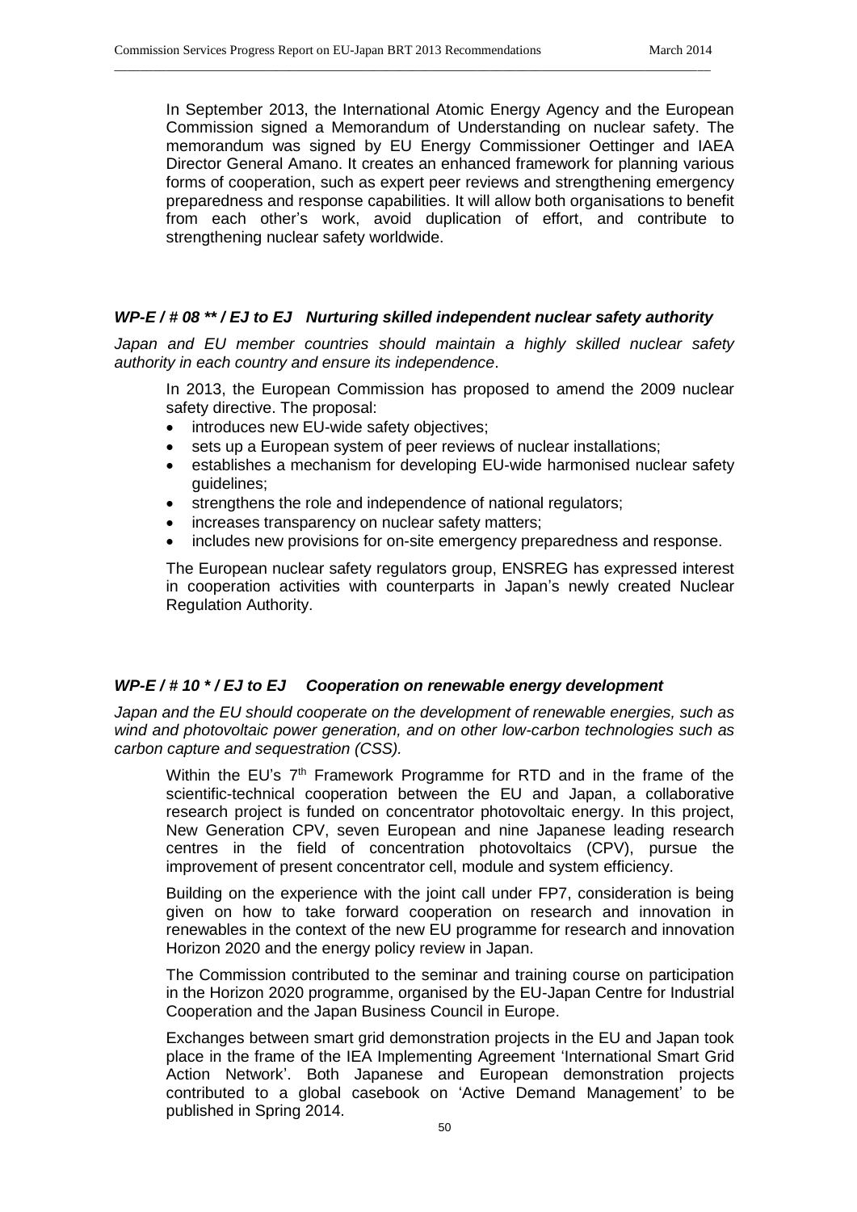In September 2013, the International Atomic Energy Agency and the European Commission signed a Memorandum of Understanding on nuclear safety. The memorandum was signed by EU Energy Commissioner Oettinger and IAEA Director General Amano. It creates an enhanced framework for planning various forms of cooperation, such as expert peer reviews and strengthening emergency preparedness and response capabilities. It will allow both organisations to benefit from each other's work, avoid duplication of effort, and contribute to strengthening nuclear safety worldwide.

### *WP-E / # 08 ** / EJ to EJ Nurturing skilled independent nuclear safety authority*

*Japan and EU member countries should maintain a highly skilled nuclear safety authority in each country and ensure its independence.*

In 2013, the European Commission has proposed to amend the 2009 nuclear safety directive. The proposal:

- introduces new EU-wide safety objectives;
- sets up a European system of peer reviews of nuclear installations;
- establishes a mechanism for developing EU-wide harmonised nuclear safety guidelines;
- strengthens the role and independence of national regulators;
- increases transparency on nuclear safety matters;
- includes new provisions for on-site emergency preparedness and response.

The European nuclear safety regulators group, ENSREG has expressed interest in cooperation activities with counterparts in Japan's newly created Nuclear Regulation Authority.

### *WP-E / # 10 * / EJ to EJ Cooperation on renewable energy development*

*Japan and the EU should cooperate on the development of renewable energies, such as wind and photovoltaic power generation, and on other low-carbon technologies such as carbon capture and sequestration (CSS).*

Within the EU's 7th Framework Programme for RTD and in the frame of the scientific-technical cooperation between the EU and Japan, a collaborative research project is funded on concentrator photovoltaic energy. In this project, New Generation CPV, seven European and nine Japanese leading research centres in the field of concentration photovoltaics (CPV), pursue the improvement of present concentrator cell, module and system efficiency.

Building on the experience with the joint call under FP7, consideration is being given on how to take forward cooperation on research and innovation in renewables in the context of the new EU programme for research and innovation Horizon 2020 and the energy policy review in Japan.

The Commission contributed to the seminar and training course on participation in the Horizon 2020 programme, organised by the EU-Japan Centre for Industrial Cooperation and the Japan Business Council in Europe.

Exchanges between smart grid demonstration projects in the EU and Japan took place in the frame of the IEA Implementing Agreement 'International Smart Grid Action Network'. Both Japanese and European demonstration projects contributed to a global casebook on 'Active Demand Management' to be published in Spring 2014.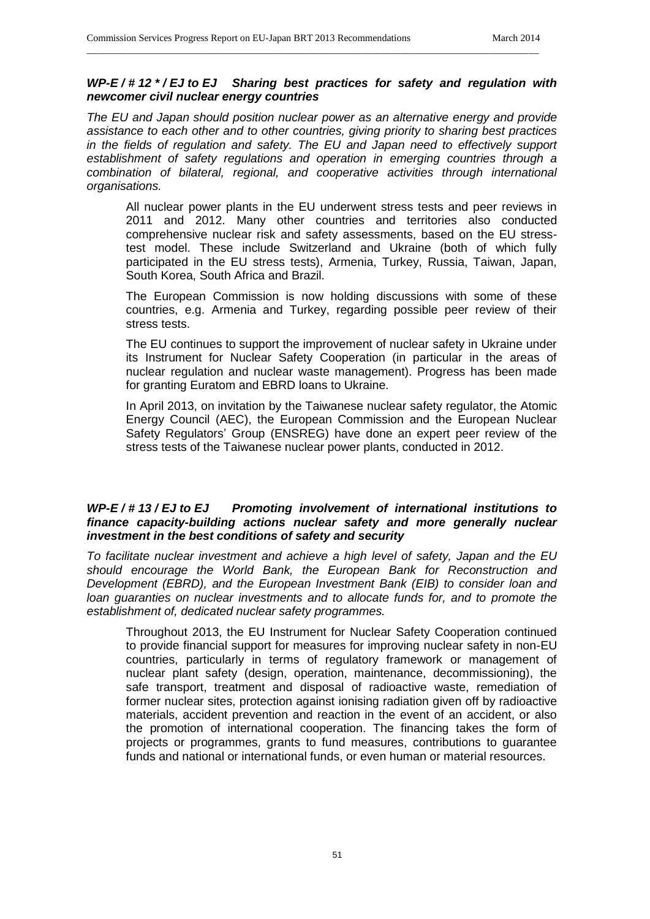### *WP-E / # 12 \* / EJ to EJ    Sharing best practices for safety and regulation with newcomer civil nuclear energy countries*

*The EU and Japan should position nuclear power as an alternative energy and provide assistance to each other and to other countries, giving priority to sharing best practices in the fields of regulation and safety. The EU and Japan need to effectively support establishment of safety regulations and operation in emerging countries through a combination of bilateral, regional, and cooperative activities through international organisations.*

All nuclear power plants in the EU underwent stress tests and peer reviews in 2011 and 2012. Many other countries and territories also conducted comprehensive nuclear risk and safety assessments, based on the EU stress-test model. These include Switzerland and Ukraine (both of which fully participated in the EU stress tests), Armenia, Turkey, Russia, Taiwan, Japan, South Korea, South Africa and Brazil.

The European Commission is now holding discussions with some of these countries, e.g. Armenia and Turkey, regarding possible peer review of their stress tests.

The EU continues to support the improvement of nuclear safety in Ukraine under its Instrument for Nuclear Safety Cooperation (in particular in the areas of nuclear regulation and nuclear waste management). Progress has been made for granting Euratom and EBRD loans to Ukraine.

In April 2013, on invitation by the Taiwanese nuclear safety regulator, the Atomic Energy Council (AEC), the European Commission and the European Nuclear Safety Regulators' Group (ENSREG) have done an expert peer review of the stress tests of the Taiwanese nuclear power plants, conducted in 2012.

### *WP-E / # 13 / EJ to EJ    Promoting involvement of international institutions to finance capacity-building actions nuclear safety and more generally nuclear investment in the best conditions of safety and security*

*To facilitate nuclear investment and achieve a high level of safety, Japan and the EU should encourage the World Bank, the European Bank for Reconstruction and Development (EBRD), and the European Investment Bank (EIB) to consider loan and loan guaranties on nuclear investments and to allocate funds for, and to promote the establishment of, dedicated nuclear safety programmes.*

Throughout 2013, the EU Instrument for Nuclear Safety Cooperation continued to provide financial support for measures for improving nuclear safety in non-EU countries, particularly in terms of regulatory framework or management of nuclear plant safety (design, operation, maintenance, decommissioning), the safe transport, treatment and disposal of radioactive waste, remediation of former nuclear sites, protection against ionising radiation given off by radioactive materials, accident prevention and reaction in the event of an accident, or also the promotion of international cooperation. The financing takes the form of projects or programmes, grants to fund measures, contributions to guarantee funds and national or international funds, or even human or material resources.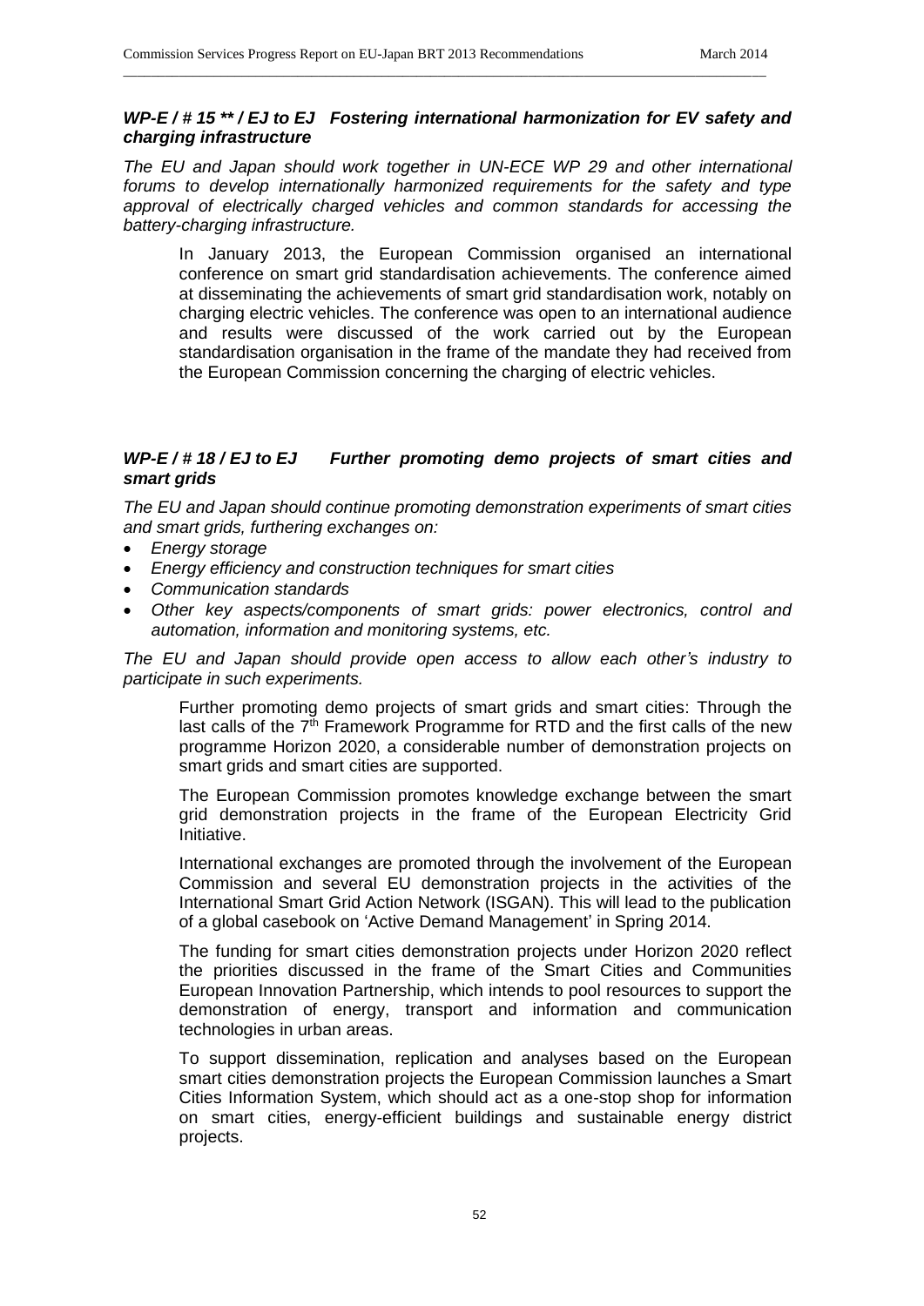***WP-E / # 15 \** / EJ to EJ Fostering international harmonization for EV safety and charging infrastructure***

*The EU and Japan should work together in UN-ECE WP 29 and other international forums to develop internationally harmonized requirements for the safety and type approval of electrically charged vehicles and common standards for accessing the battery-charging infrastructure.*

In January 2013, the European Commission organised an international conference on smart grid standardisation achievements. The conference aimed at disseminating the achievements of smart grid standardisation work, notably on charging electric vehicles. The conference was open to an international audience and results were discussed of the work carried out by the European standardisation organisation in the frame of the mandate they had received from the European Commission concerning the charging of electric vehicles.

***WP-E / # 18 / EJ to EJ Further promoting demo projects of smart cities and smart grids***

*The EU and Japan should continue promoting demonstration experiments of smart cities and smart grids, furthering exchanges on:*

- *Energy storage*
- *Energy efficiency and construction techniques for smart cities*
- *Communication standards*
- *Other key aspects/components of smart grids: power electronics, control and automation, information and monitoring systems, etc.*

*The EU and Japan should provide open access to allow each other's industry to participate in such experiments.*

Further promoting demo projects of smart grids and smart cities: Through the last calls of the 7th Framework Programme for RTD and the first calls of the new programme Horizon 2020, a considerable number of demonstration projects on smart grids and smart cities are supported.

The European Commission promotes knowledge exchange between the smart grid demonstration projects in the frame of the European Electricity Grid Initiative.

International exchanges are promoted through the involvement of the European Commission and several EU demonstration projects in the activities of the International Smart Grid Action Network (ISGAN). This will lead to the publication of a global casebook on 'Active Demand Management' in Spring 2014.

The funding for smart cities demonstration projects under Horizon 2020 reflect the priorities discussed in the frame of the Smart Cities and Communities European Innovation Partnership, which intends to pool resources to support the demonstration of energy, transport and information and communication technologies in urban areas.

To support dissemination, replication and analyses based on the European smart cities demonstration projects the European Commission launches a Smart Cities Information System, which should act as a one-stop shop for information on smart cities, energy-efficient buildings and sustainable energy district projects.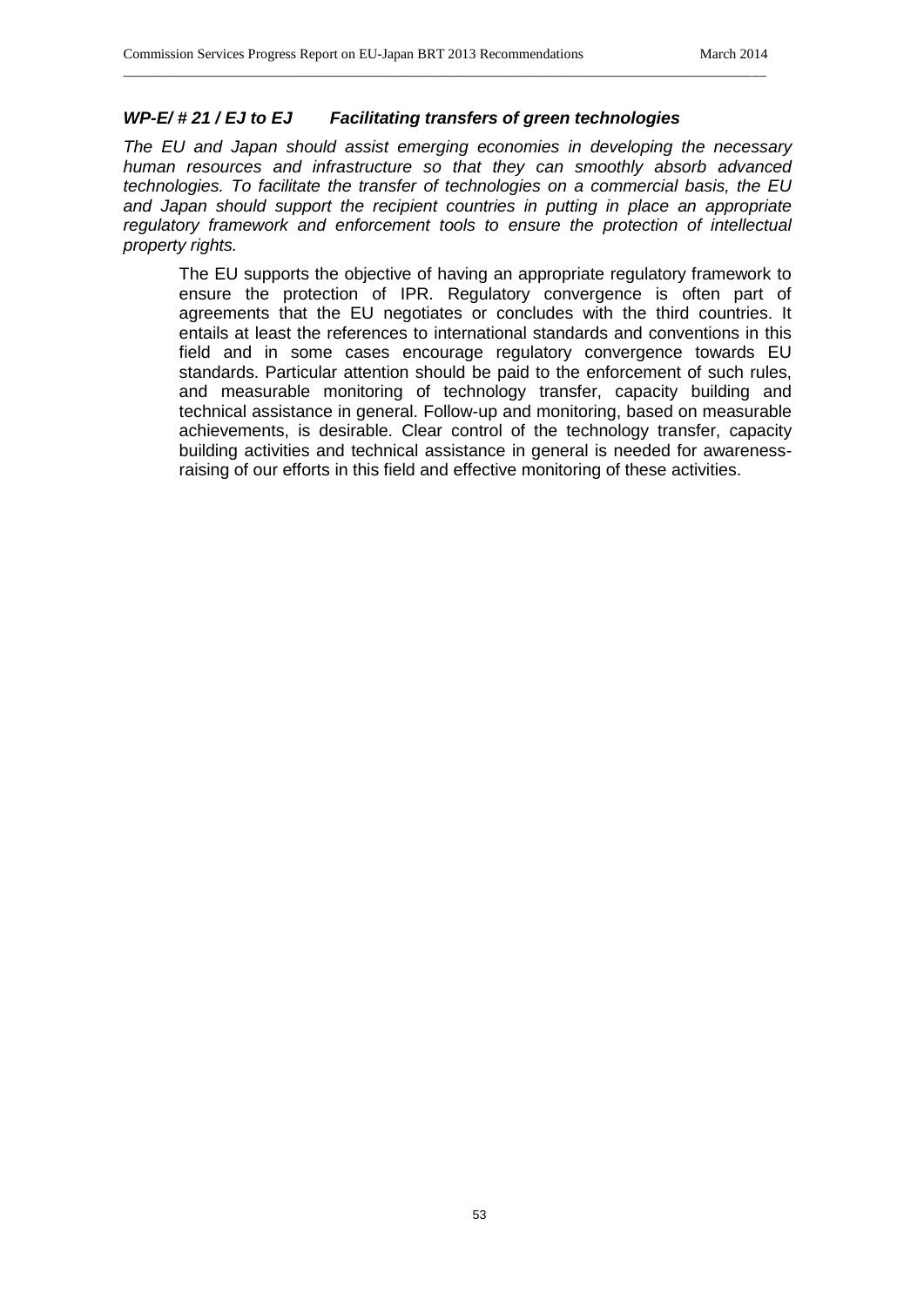### *WP-E/ # 21 / EJ to EJ Facilitating transfers of green technologies*

*The EU and Japan should assist emerging economies in developing the necessary human resources and infrastructure so that they can smoothly absorb advanced technologies. To facilitate the transfer of technologies on a commercial basis, the EU and Japan should support the recipient countries in putting in place an appropriate regulatory framework and enforcement tools to ensure the protection of intellectual property rights.*

The EU supports the objective of having an appropriate regulatory framework to ensure the protection of IPR. Regulatory convergence is often part of agreements that the EU negotiates or concludes with the third countries. It entails at least the references to international standards and conventions in this field and in some cases encourage regulatory convergence towards EU standards. Particular attention should be paid to the enforcement of such rules, and measurable monitoring of technology transfer, capacity building and technical assistance in general. Follow-up and monitoring, based on measurable achievements, is desirable. Clear control of the technology transfer, capacity building activities and technical assistance in general is needed for awareness-raising of our efforts in this field and effective monitoring of these activities.